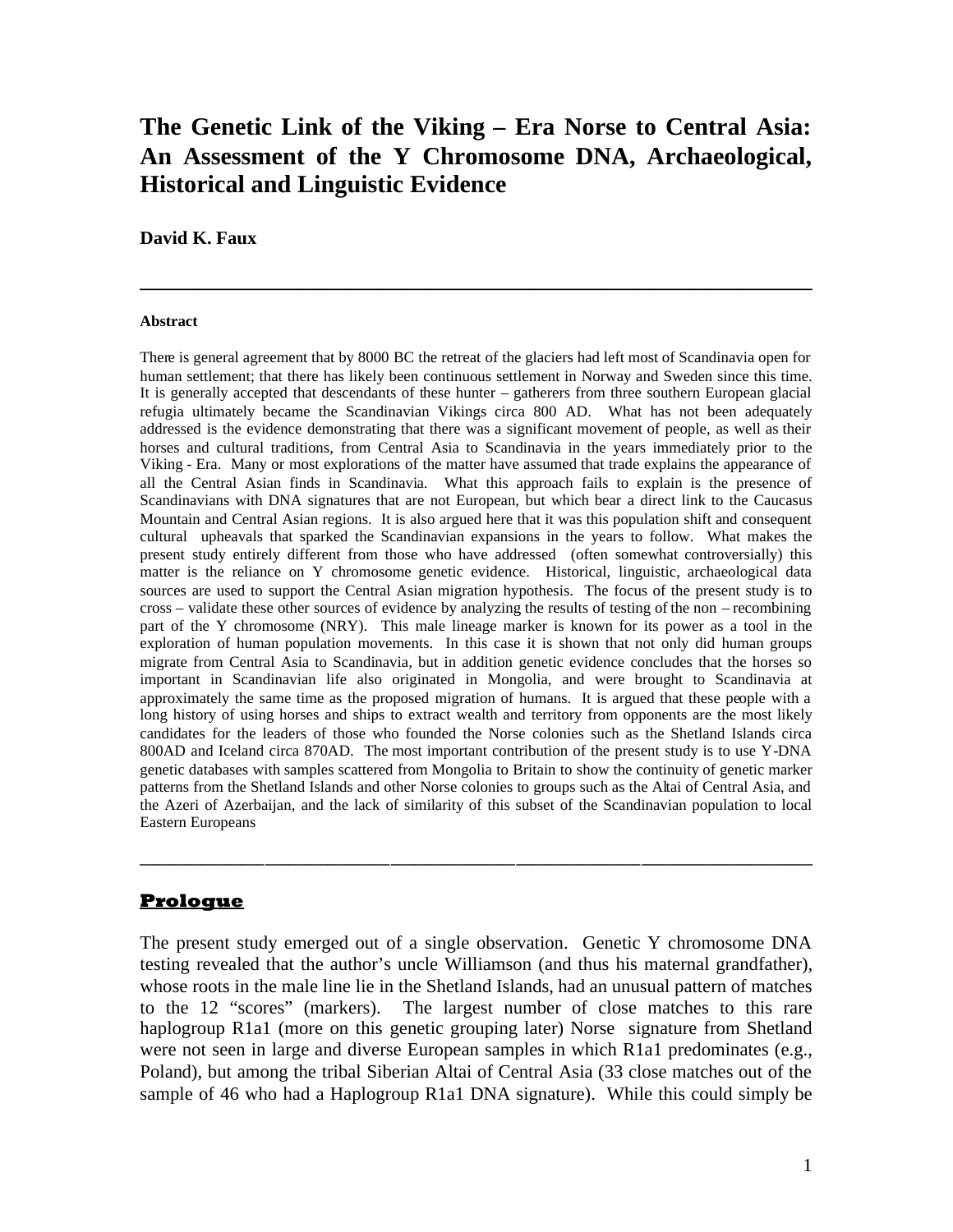# The Genetic Link of the Viking – Era Norse to Central Asia: An Assessment of the Y Chromosome DNA, Archaeological, Historical and Linguistic Evidence

**David K. Faux**

---

**Abstract**

There is general agreement that by 8000 BC the retreat of the glaciers had left most of Scandinavia open for human settlement; that there has likely been continuous settlement in Norway and Sweden since this time. It is generally accepted that descendants of these hunter – gatherers from three southern European glacial refugia ultimately became the Scandinavian Vikings circa 800 AD. What has not been adequately addressed is the evidence demonstrating that there was a significant movement of people, as well as their horses and cultural traditions, from Central Asia to Scandinavia in the years immediately prior to the Viking - Era. Many or most explorations of the matter have assumed that trade explains the appearance of all the Central Asian finds in Scandinavia. What this approach fails to explain is the presence of Scandinavians with DNA signatures that are not European, but which bear a direct link to the Caucasus Mountain and Central Asian regions. It is also argued here that it was this population shift and consequent cultural upheavals that sparked the Scandinavian expansions in the years to follow. What makes the present study entirely different from those who have addressed (often somewhat controversially) this matter is the reliance on Y chromosome genetic evidence. Historical, linguistic, archaeological data sources are used to support the Central Asian migration hypothesis. The focus of the present study is to cross – validate these other sources of evidence by analyzing the results of testing of the non – recombining part of the Y chromosome (NRY). This male lineage marker is known for its power as a tool in the exploration of human population movements. In this case it is shown that not only did human groups migrate from Central Asia to Scandinavia, but in addition genetic evidence concludes that the horses so important in Scandinavian life also originated in Mongolia, and were brought to Scandinavia at approximately the same time as the proposed migration of humans. It is argued that these people with a long history of using horses and ships to extract wealth and territory from opponents are the most likely candidates for the leaders of those who founded the Norse colonies such as the Shetland Islands circa 800AD and Iceland circa 870AD. The most important contribution of the present study is to use Y-DNA genetic databases with samples scattered from Mongolia to Britain to show the continuity of genetic marker patterns from the Shetland Islands and other Norse colonies to groups such as the Altai of Central Asia, and the Azeri of Azerbaijan, and the lack of similarity of this subset of the Scandinavian population to local Eastern Europeans

---

## Prologue

The present study emerged out of a single observation. Genetic Y chromosome DNA testing revealed that the author's uncle Williamson (and thus his maternal grandfather), whose roots in the male line lie in the Shetland Islands, had an unusual pattern of matches to the 12 "scores" (markers). The largest number of close matches to this rare haplogroup R1a1 (more on this genetic grouping later) Norse signature from Shetland were not seen in large and diverse European samples in which R1a1 predominates (e.g., Poland), but among the tribal Siberian Altai of Central Asia (33 close matches out of the sample of 46 who had a Haplogroup R1a1 DNA signature). While this could simply be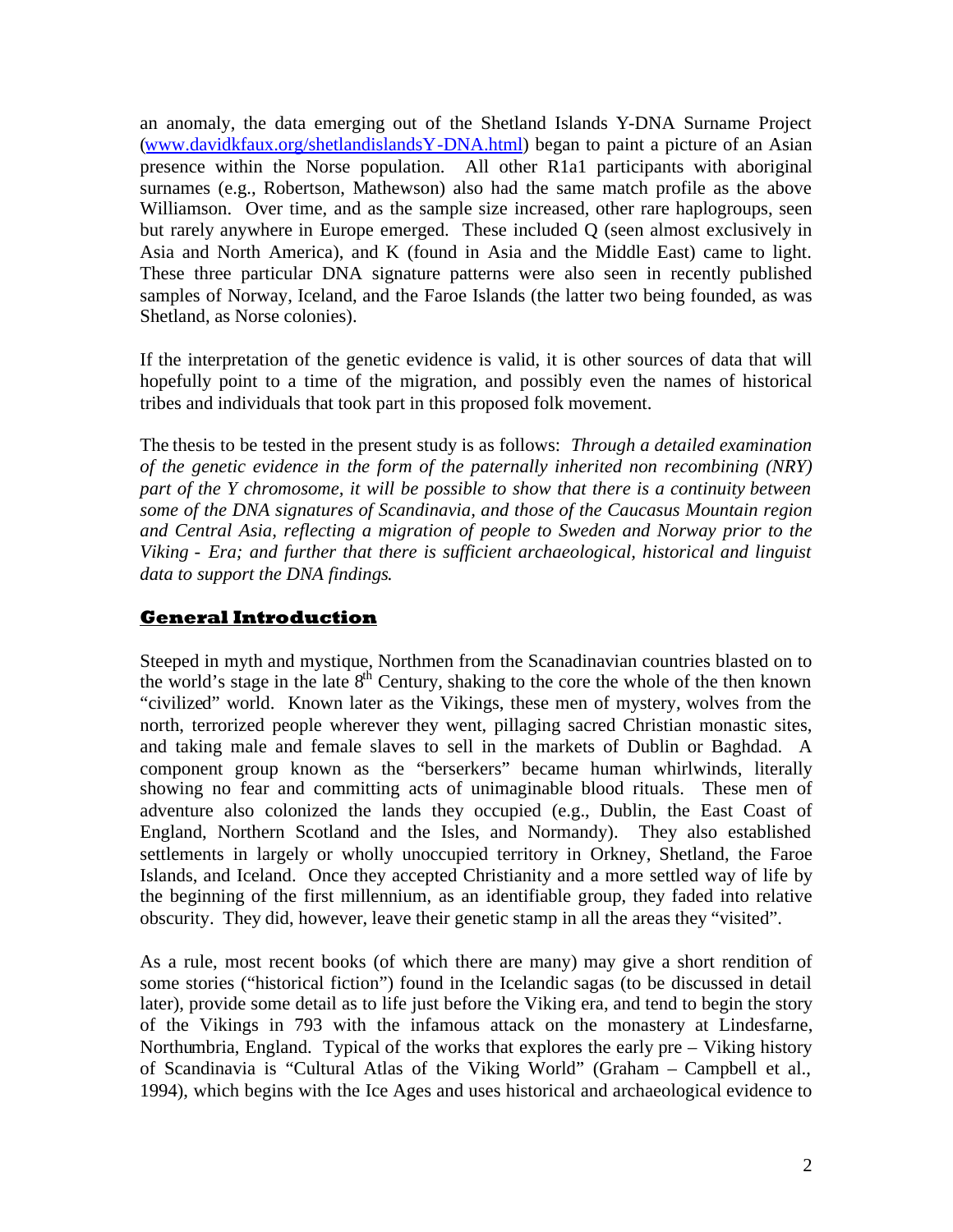an anomaly, the data emerging out of the Shetland Islands Y-DNA Surname Project ([www.davidkfaux.org/shetlandislandsY-DNA.html](www.davidkfaux.org/shetlandislandsY-DNA.html)) began to paint a picture of an Asian presence within the Norse population. All other R1a1 participants with aboriginal surnames (e.g., Robertson, Mathewson) also had the same match profile as the above Williamson. Over time, and as the sample size increased, other rare haplogroups, seen but rarely anywhere in Europe emerged. These included Q (seen almost exclusively in Asia and North America), and K (found in Asia and the Middle East) came to light. These three particular DNA signature patterns were also seen in recently published samples of Norway, Iceland, and the Faroe Islands (the latter two being founded, as was Shetland, as Norse colonies).

If the interpretation of the genetic evidence is valid, it is other sources of data that will hopefully point to a time of the migration, and possibly even the names of historical tribes and individuals that took part in this proposed folk movement.

The thesis to be tested in the present study is as follows: *Through a detailed examination of the genetic evidence in the form of the paternally inherited non recombining (NRY) part of the Y chromosome, it will be possible to show that there is a continuity between some of the DNA signatures of Scandinavia, and those of the Caucasus Mountain region and Central Asia, reflecting a migration of people to Sweden and Norway prior to the Viking - Era; and further that there is sufficient archaeological, historical and linguist data to support the DNA findings.*

## General Introduction

Steeped in myth and mystique, Northmen from the Scanadinavian countries blasted on to the world's stage in the late 8th Century, shaking to the core the whole of the then known "civilized" world. Known later as the Vikings, these men of mystery, wolves from the north, terrorized people wherever they went, pillaging sacred Christian monastic sites, and taking male and female slaves to sell in the markets of Dublin or Baghdad. A component group known as the "berserkers" became human whirlwinds, literally showing no fear and committing acts of unimaginable blood rituals. These men of adventure also colonized the lands they occupied (e.g., Dublin, the East Coast of England, Northern Scotland and the Isles, and Normandy). They also established settlements in largely or wholly unoccupied territory in Orkney, Shetland, the Faroe Islands, and Iceland. Once they accepted Christianity and a more settled way of life by the beginning of the first millennium, as an identifiable group, they faded into relative obscurity. They did, however, leave their genetic stamp in all the areas they "visited".

As a rule, most recent books (of which there are many) may give a short rendition of some stories ("historical fiction") found in the Icelandic sagas (to be discussed in detail later), provide some detail as to life just before the Viking era, and tend to begin the story of the Vikings in 793 with the infamous attack on the monastery at Lindesfarne, Northumbria, England. Typical of the works that explores the early pre – Viking history of Scandinavia is "Cultural Atlas of the Viking World" (Graham – Campbell et al., 1994), which begins with the Ice Ages and uses historical and archaeological evidence to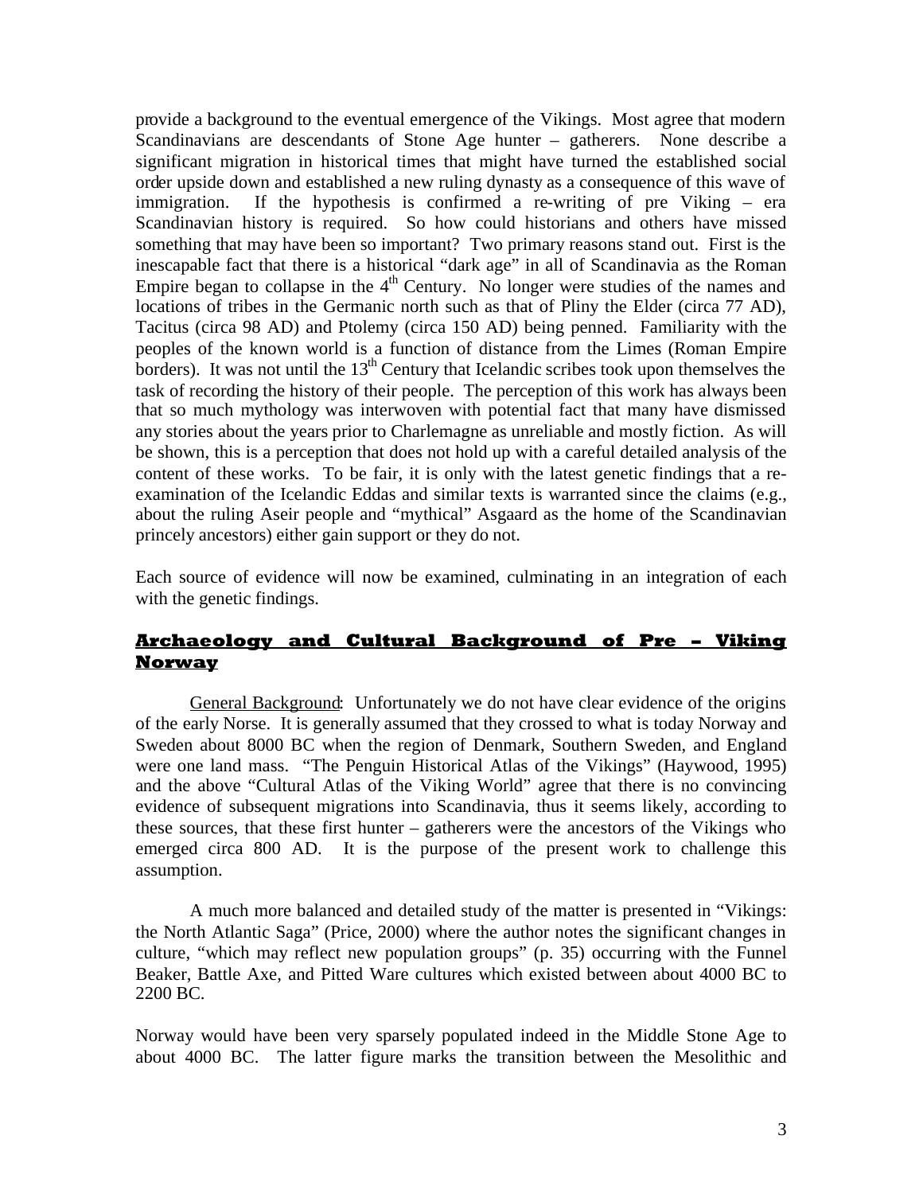provide a background to the eventual emergence of the Vikings. Most agree that modern Scandinavians are descendants of Stone Age hunter – gatherers. None describe a significant migration in historical times that might have turned the established social order upside down and established a new ruling dynasty as a consequence of this wave of immigration. If the hypothesis is confirmed a re-writing of pre Viking – era Scandinavian history is required. So how could historians and others have missed something that may have been so important? Two primary reasons stand out. First is the inescapable fact that there is a historical "dark age" in all of Scandinavia as the Roman Empire began to collapse in the 4th Century. No longer were studies of the names and locations of tribes in the Germanic north such as that of Pliny the Elder (circa 77 AD), Tacitus (circa 98 AD) and Ptolemy (circa 150 AD) being penned. Familiarity with the peoples of the known world is a function of distance from the Limes (Roman Empire borders). It was not until the 13th Century that Icelandic scribes took upon themselves the task of recording the history of their people. The perception of this work has always been that so much mythology was interwoven with potential fact that many have dismissed any stories about the years prior to Charlemagne as unreliable and mostly fiction. As will be shown, this is a perception that does not hold up with a careful detailed analysis of the content of these works. To be fair, it is only with the latest genetic findings that a re-examination of the Icelandic Eddas and similar texts is warranted since the claims (e.g., about the ruling Aseir people and "mythical" Asgaard as the home of the Scandinavian princely ancestors) either gain support or they do not.

Each source of evidence will now be examined, culminating in an integration of each with the genetic findings.

## Archaeology and Cultural Background of Pre – Viking Norway

General Background: Unfortunately we do not have clear evidence of the origins of the early Norse. It is generally assumed that they crossed to what is today Norway and Sweden about 8000 BC when the region of Denmark, Southern Sweden, and England were one land mass. "The Penguin Historical Atlas of the Vikings" (Haywood, 1995) and the above "Cultural Atlas of the Viking World" agree that there is no convincing evidence of subsequent migrations into Scandinavia, thus it seems likely, according to these sources, that these first hunter – gatherers were the ancestors of the Vikings who emerged circa 800 AD. It is the purpose of the present work to challenge this assumption.

A much more balanced and detailed study of the matter is presented in "Vikings: the North Atlantic Saga" (Price, 2000) where the author notes the significant changes in culture, "which may reflect new population groups" (p. 35) occurring with the Funnel Beaker, Battle Axe, and Pitted Ware cultures which existed between about 4000 BC to 2200 BC.

Norway would have been very sparsely populated indeed in the Middle Stone Age to about 4000 BC. The latter figure marks the transition between the Mesolithic and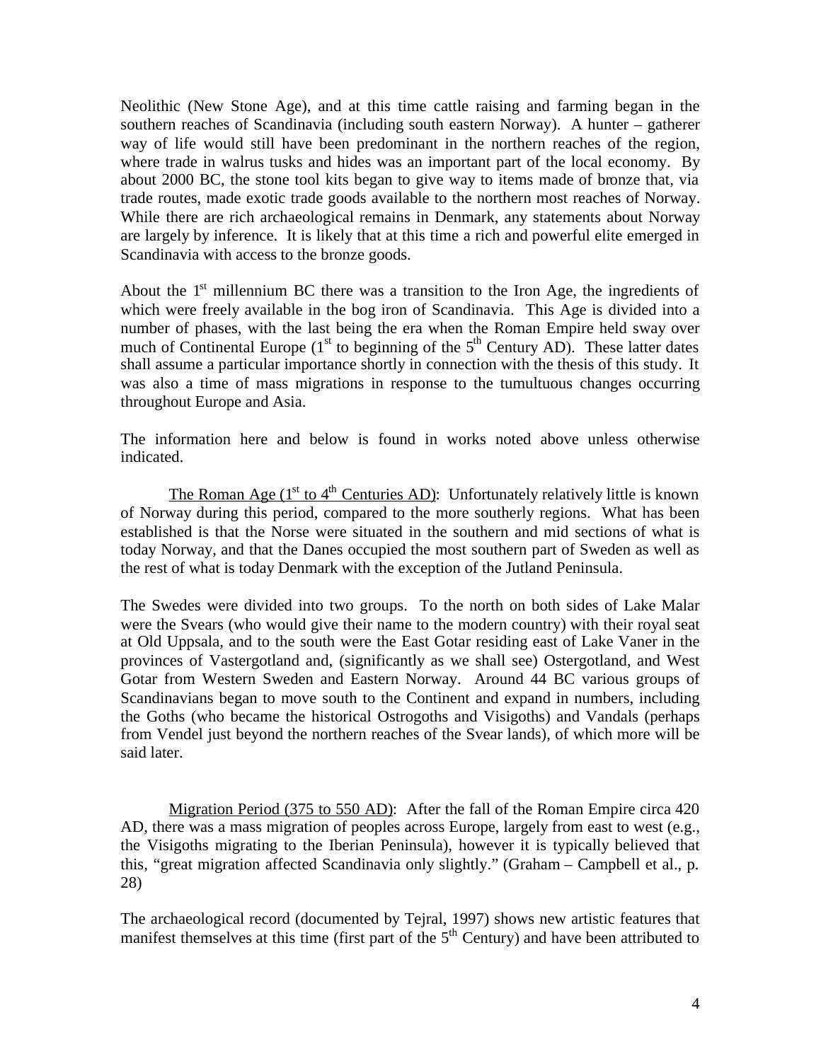Neolithic (New Stone Age), and at this time cattle raising and farming began in the southern reaches of Scandinavia (including south eastern Norway). A hunter – gatherer way of life would still have been predominant in the northern reaches of the region, where trade in walrus tusks and hides was an important part of the local economy. By about 2000 BC, the stone tool kits began to give way to items made of bronze that, via trade routes, made exotic trade goods available to the northern most reaches of Norway. While there are rich archaeological remains in Denmark, any statements about Norway are largely by inference. It is likely that at this time a rich and powerful elite emerged in Scandinavia with access to the bronze goods.

About the 1st millennium BC there was a transition to the Iron Age, the ingredients of which were freely available in the bog iron of Scandinavia. This Age is divided into a number of phases, with the last being the era when the Roman Empire held sway over much of Continental Europe (1st to beginning of the 5th Century AD). These latter dates shall assume a particular importance shortly in connection with the thesis of this study. It was also a time of mass migrations in response to the tumultuous changes occurring throughout Europe and Asia.

The information here and below is found in works noted above unless otherwise indicated.

<u>The Roman Age (1st to 4th Centuries AD)</u>: Unfortunately relatively little is known of Norway during this period, compared to the more southerly regions. What has been established is that the Norse were situated in the southern and mid sections of what is today Norway, and that the Danes occupied the most southern part of Sweden as well as the rest of what is today Denmark with the exception of the Jutland Peninsula.

The Swedes were divided into two groups. To the north on both sides of Lake Malar were the Svears (who would give their name to the modern country) with their royal seat at Old Uppsala, and to the south were the East Gotar residing east of Lake Vaner in the provinces of Vastergotland and, (significantly as we shall see) Ostergotland, and West Gotar from Western Sweden and Eastern Norway. Around 44 BC various groups of Scandinavians began to move south to the Continent and expand in numbers, including the Goths (who became the historical Ostrogoths and Visigoths) and Vandals (perhaps from Vendel just beyond the northern reaches of the Svear lands), of which more will be said later.

<u>Migration Period (375 to 550 AD)</u>: After the fall of the Roman Empire circa 420 AD, there was a mass migration of peoples across Europe, largely from east to west (e.g., the Visigoths migrating to the Iberian Peninsula), however it is typically believed that this, "great migration affected Scandinavia only slightly." (Graham – Campbell et al., p. 28)

The archaeological record (documented by Tejral, 1997) shows new artistic features that manifest themselves at this time (first part of the 5th Century) and have been attributed to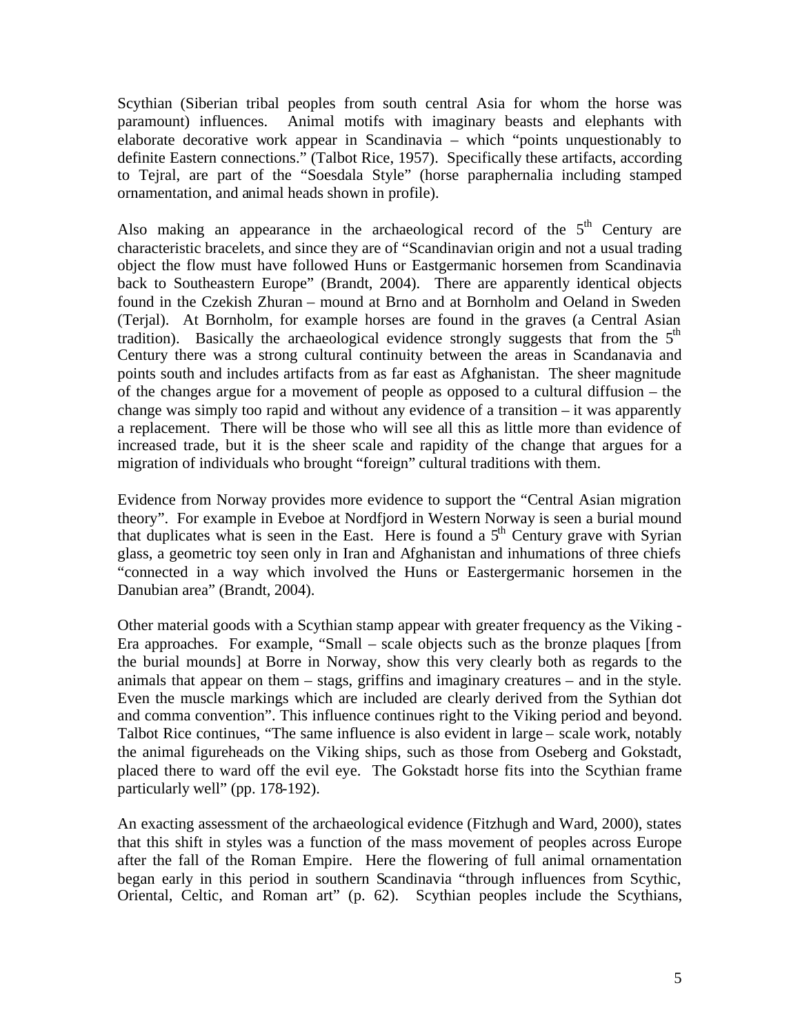Scythian (Siberian tribal peoples from south central Asia for whom the horse was paramount) influences. Animal motifs with imaginary beasts and elephants with elaborate decorative work appear in Scandinavia – which "points unquestionably to definite Eastern connections." (Talbot Rice, 1957). Specifically these artifacts, according to Tejral, are part of the "Soesdala Style" (horse paraphernalia including stamped ornamentation, and animal heads shown in profile).

Also making an appearance in the archaeological record of the 5th Century are characteristic bracelets, and since they are of "Scandinavian origin and not a usual trading object the flow must have followed Huns or Eastgermanic horsemen from Scandinavia back to Southeastern Europe" (Brandt, 2004). There are apparently identical objects found in the Czekish Zhuran – mound at Brno and at Bornholm and Oeland in Sweden (Terjal). At Bornholm, for example horses are found in the graves (a Central Asian tradition). Basically the archaeological evidence strongly suggests that from the 5th Century there was a strong cultural continuity between the areas in Scandanavia and points south and includes artifacts from as far east as Afghanistan. The sheer magnitude of the changes argue for a movement of people as opposed to a cultural diffusion – the change was simply too rapid and without any evidence of a transition – it was apparently a replacement. There will be those who will see all this as little more than evidence of increased trade, but it is the sheer scale and rapidity of the change that argues for a migration of individuals who brought "foreign" cultural traditions with them.

Evidence from Norway provides more evidence to support the "Central Asian migration theory". For example in Eveboe at Nordfjord in Western Norway is seen a burial mound that duplicates what is seen in the East. Here is found a 5th Century grave with Syrian glass, a geometric toy seen only in Iran and Afghanistan and inhumations of three chiefs "connected in a way which involved the Huns or Eastergermanic horsemen in the Danubian area" (Brandt, 2004).

Other material goods with a Scythian stamp appear with greater frequency as the Viking - Era approaches. For example, "Small – scale objects such as the bronze plaques [from the burial mounds] at Borre in Norway, show this very clearly both as regards to the animals that appear on them – stags, griffins and imaginary creatures – and in the style. Even the muscle markings which are included are clearly derived from the Sythian dot and comma convention". This influence continues right to the Viking period and beyond. Talbot Rice continues, "The same influence is also evident in large – scale work, notably the animal figureheads on the Viking ships, such as those from Oseberg and Gokstadt, placed there to ward off the evil eye. The Gokstadt horse fits into the Scythian frame particularly well" (pp. 178-192).

An exacting assessment of the archaeological evidence (Fitzhugh and Ward, 2000), states that this shift in styles was a function of the mass movement of peoples across Europe after the fall of the Roman Empire. Here the flowering of full animal ornamentation began early in this period in southern Scandinavia "through influences from Scythic, Oriental, Celtic, and Roman art" (p. 62). Scythian peoples include the Scythians,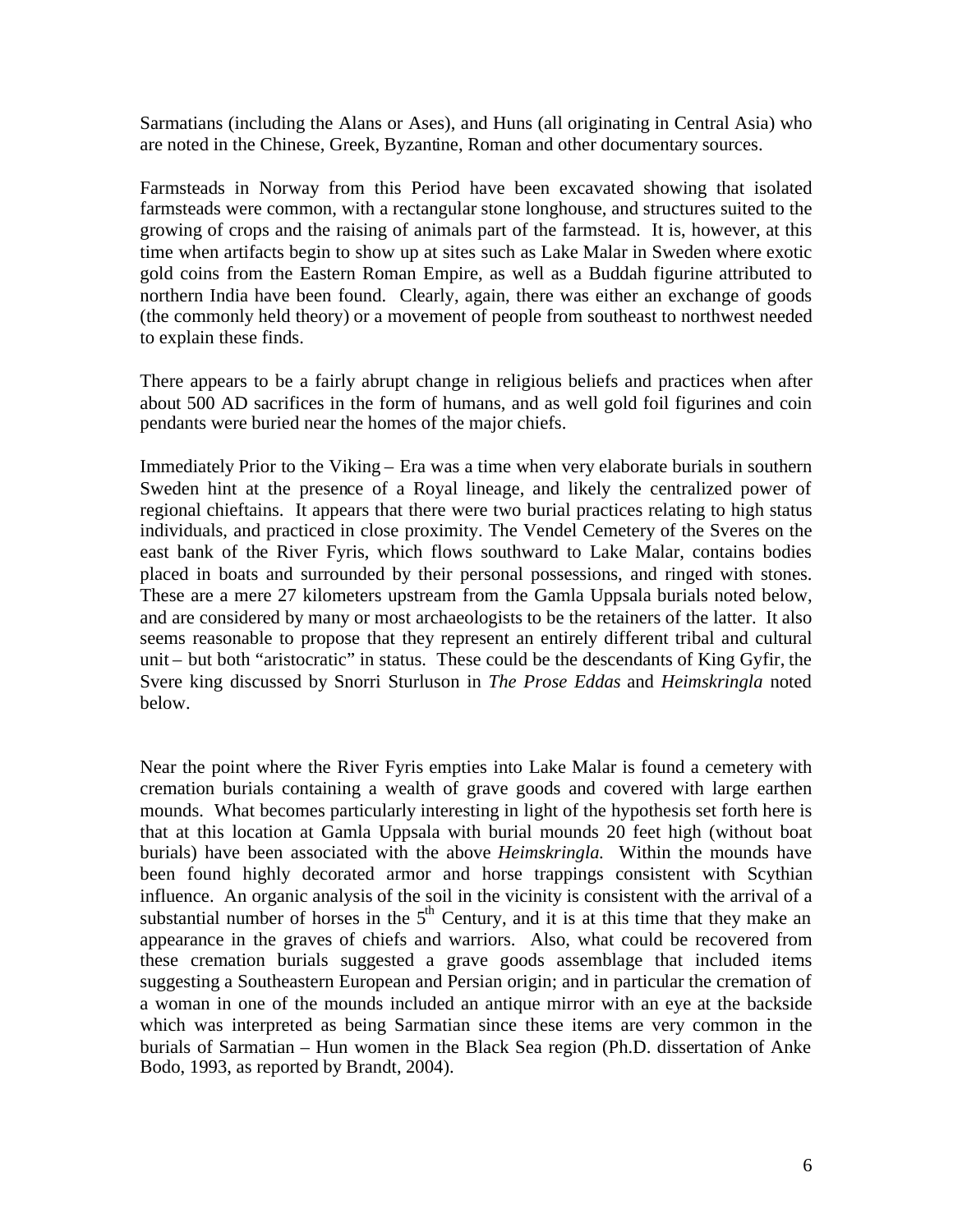Sarmatians (including the Alans or Ases), and Huns (all originating in Central Asia) who are noted in the Chinese, Greek, Byzantine, Roman and other documentary sources.

Farmsteads in Norway from this Period have been excavated showing that isolated farmsteads were common, with a rectangular stone longhouse, and structures suited to the growing of crops and the raising of animals part of the farmstead. It is, however, at this time when artifacts begin to show up at sites such as Lake Malar in Sweden where exotic gold coins from the Eastern Roman Empire, as well as a Buddah figurine attributed to northern India have been found. Clearly, again, there was either an exchange of goods (the commonly held theory) or a movement of people from southeast to northwest needed to explain these finds.

There appears to be a fairly abrupt change in religious beliefs and practices when after about 500 AD sacrifices in the form of humans, and as well gold foil figurines and coin pendants were buried near the homes of the major chiefs.

Immediately Prior to the Viking – Era was a time when very elaborate burials in southern Sweden hint at the presence of a Royal lineage, and likely the centralized power of regional chieftains. It appears that there were two burial practices relating to high status individuals, and practiced in close proximity. The Vendel Cemetery of the Sveres on the east bank of the River Fyris, which flows southward to Lake Malar, contains bodies placed in boats and surrounded by their personal possessions, and ringed with stones. These are a mere 27 kilometers upstream from the Gamla Uppsala burials noted below, and are considered by many or most archaeologists to be the retainers of the latter. It also seems reasonable to propose that they represent an entirely different tribal and cultural unit – but both "aristocratic" in status. These could be the descendants of King Gyfir, the Svere king discussed by Snorri Sturluson in *The Prose Eddas* and *Heimskringla* noted below.

Near the point where the River Fyris empties into Lake Malar is found a cemetery with cremation burials containing a wealth of grave goods and covered with large earthen mounds. What becomes particularly interesting in light of the hypothesis set forth here is that at this location at Gamla Uppsala with burial mounds 20 feet high (without boat burials) have been associated with the above *Heimskringla.* Within the mounds have been found highly decorated armor and horse trappings consistent with Scythian influence. An organic analysis of the soil in the vicinity is consistent with the arrival of a substantial number of horses in the 5$^{th}$ Century, and it is at this time that they make an appearance in the graves of chiefs and warriors. Also, what could be recovered from these cremation burials suggested a grave goods assemblage that included items suggesting a Southeastern European and Persian origin; and in particular the cremation of a woman in one of the mounds included an antique mirror with an eye at the backside which was interpreted as being Sarmatian since these items are very common in the burials of Sarmatian – Hun women in the Black Sea region (Ph.D. dissertation of Anke Bodo, 1993, as reported by Brandt, 2004).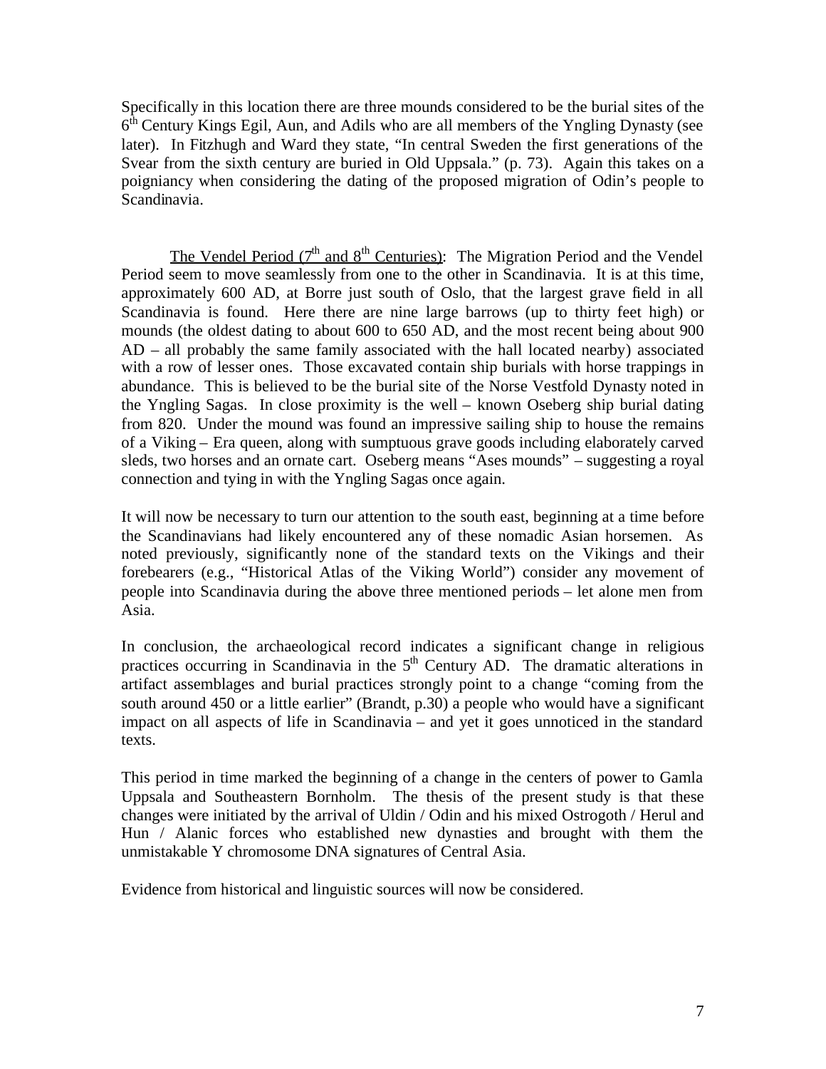Specifically in this location there are three mounds considered to be the burial sites of the 6th Century Kings Egil, Aun, and Adils who are all members of the Yngling Dynasty (see later). In Fitzhugh and Ward they state, "In central Sweden the first generations of the Svear from the sixth century are buried in Old Uppsala." (p. 73). Again this takes on a poigniancy when considering the dating of the proposed migration of Odin's people to Scandinavia.

The Vendel Period (7th and 8th Centuries): The Migration Period and the Vendel Period seem to move seamlessly from one to the other in Scandinavia. It is at this time, approximately 600 AD, at Borre just south of Oslo, that the largest grave field in all Scandinavia is found. Here there are nine large barrows (up to thirty feet high) or mounds (the oldest dating to about 600 to 650 AD, and the most recent being about 900 AD – all probably the same family associated with the hall located nearby) associated with a row of lesser ones. Those excavated contain ship burials with horse trappings in abundance. This is believed to be the burial site of the Norse Vestfold Dynasty noted in the Yngling Sagas. In close proximity is the well – known Oseberg ship burial dating from 820. Under the mound was found an impressive sailing ship to house the remains of a Viking – Era queen, along with sumptuous grave goods including elaborately carved sleds, two horses and an ornate cart. Oseberg means "Ases mounds" – suggesting a royal connection and tying in with the Yngling Sagas once again.

It will now be necessary to turn our attention to the south east, beginning at a time before the Scandinavians had likely encountered any of these nomadic Asian horsemen. As noted previously, significantly none of the standard texts on the Vikings and their forebearers (e.g., "Historical Atlas of the Viking World") consider any movement of people into Scandinavia during the above three mentioned periods – let alone men from Asia.

In conclusion, the archaeological record indicates a significant change in religious practices occurring in Scandinavia in the 5th Century AD. The dramatic alterations in artifact assemblages and burial practices strongly point to a change "coming from the south around 450 or a little earlier" (Brandt, p.30) a people who would have a significant impact on all aspects of life in Scandinavia – and yet it goes unnoticed in the standard texts.

This period in time marked the beginning of a change in the centers of power to Gamla Uppsala and Southeastern Bornholm. The thesis of the present study is that these changes were initiated by the arrival of Uldin / Odin and his mixed Ostrogoth / Herul and Hun / Alanic forces who established new dynasties and brought with them the unmistakable Y chromosome DNA signatures of Central Asia.

Evidence from historical and linguistic sources will now be considered.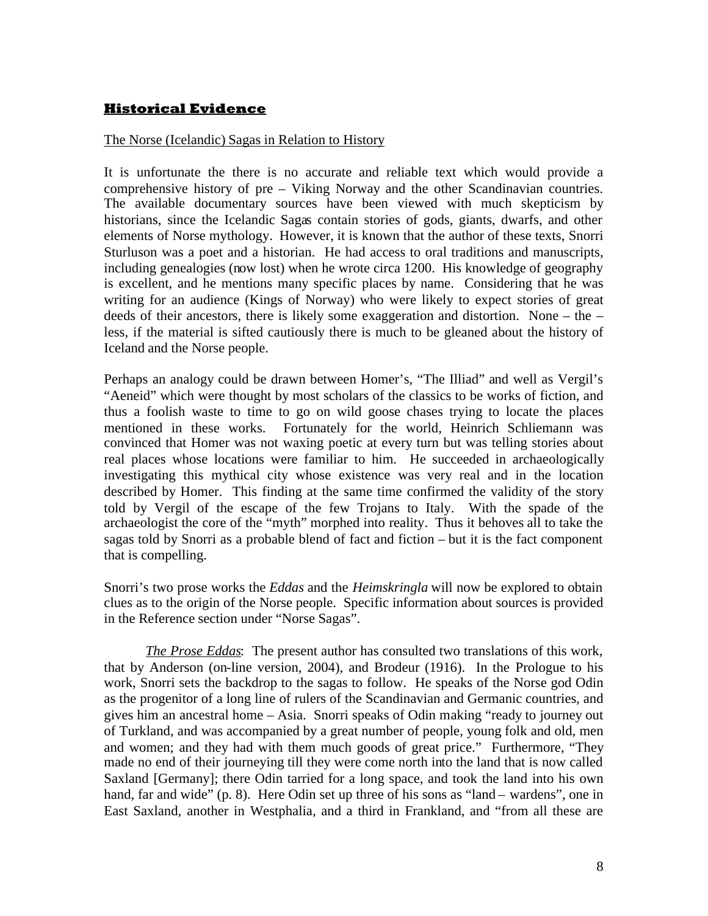## **Historical Evidence**

The Norse (Icelandic) Sagas in Relation to History

It is unfortunate the there is no accurate and reliable text which would provide a comprehensive history of pre – Viking Norway and the other Scandinavian countries. The available documentary sources have been viewed with much skepticism by historians, since the Icelandic Sagas contain stories of gods, giants, dwarfs, and other elements of Norse mythology. However, it is known that the author of these texts, Snorri Sturluson was a poet and a historian. He had access to oral traditions and manuscripts, including genealogies (now lost) when he wrote circa 1200. His knowledge of geography is excellent, and he mentions many specific places by name. Considering that he was writing for an audience (Kings of Norway) who were likely to expect stories of great deeds of their ancestors, there is likely some exaggeration and distortion. None – the – less, if the material is sifted cautiously there is much to be gleaned about the history of Iceland and the Norse people.

Perhaps an analogy could be drawn between Homer's, "The Illiad" and well as Vergil's "Aeneid" which were thought by most scholars of the classics to be works of fiction, and thus a foolish waste to time to go on wild goose chases trying to locate the places mentioned in these works. Fortunately for the world, Heinrich Schliemann was convinced that Homer was not waxing poetic at every turn but was telling stories about real places whose locations were familiar to him. He succeeded in archaeologically investigating this mythical city whose existence was very real and in the location described by Homer. This finding at the same time confirmed the validity of the story told by Vergil of the escape of the few Trojans to Italy. With the spade of the archaeologist the core of the "myth" morphed into reality. Thus it behoves all to take the sagas told by Snorri as a probable blend of fact and fiction – but it is the fact component that is compelling.

Snorri's two prose works the *Eddas* and the *Heimskringla* will now be explored to obtain clues as to the origin of the Norse people. Specific information about sources is provided in the Reference section under "Norse Sagas".

*The Prose Eddas*: The present author has consulted two translations of this work, that by Anderson (on-line version, 2004), and Brodeur (1916). In the Prologue to his work, Snorri sets the backdrop to the sagas to follow. He speaks of the Norse god Odin as the progenitor of a long line of rulers of the Scandinavian and Germanic countries, and gives him an ancestral home – Asia. Snorri speaks of Odin making "ready to journey out of Turkland, and was accompanied by a great number of people, young folk and old, men and women; and they had with them much goods of great price." Furthermore, "They made no end of their journeying till they were come north into the land that is now called Saxland [Germany]; there Odin tarried for a long space, and took the land into his own hand, far and wide" (p. 8). Here Odin set up three of his sons as "land – wardens", one in East Saxland, another in Westphalia, and a third in Frankland, and "from all these are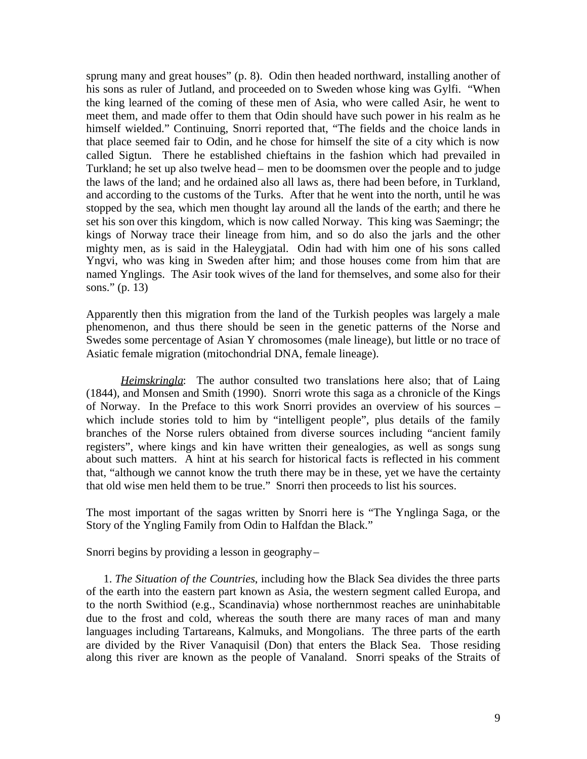sprung many and great houses" (p. 8). Odin then headed northward, installing another of his sons as ruler of Jutland, and proceeded on to Sweden whose king was Gylfi. "When the king learned of the coming of these men of Asia, who were called Asir, he went to meet them, and made offer to them that Odin should have such power in his realm as he himself wielded." Continuing, Snorri reported that, "The fields and the choice lands in that place seemed fair to Odin, and he chose for himself the site of a city which is now called Sigtun. There he established chieftains in the fashion which had prevailed in Turkland; he set up also twelve head – men to be doomsmen over the people and to judge the laws of the land; and he ordained also all laws as, there had been before, in Turkland, and according to the customs of the Turks. After that he went into the north, until he was stopped by the sea, which men thought lay around all the lands of the earth; and there he set his son over this kingdom, which is now called Norway. This king was Saemingr; the kings of Norway trace their lineage from him, and so do also the jarls and the other mighty men, as is said in the Haleygjatal. Odin had with him one of his sons called Yngvi, who was king in Sweden after him; and those houses come from him that are named Ynglings. The Asir took wives of the land for themselves, and some also for their sons." (p. 13)

Apparently then this migration from the land of the Turkish peoples was largely a male phenomenon, and thus there should be seen in the genetic patterns of the Norse and Swedes some percentage of Asian Y chromosomes (male lineage), but little or no trace of Asiatic female migration (mitochondrial DNA, female lineage).

*Heimskringla*: The author consulted two translations here also; that of Laing (1844), and Monsen and Smith (1990). Snorri wrote this saga as a chronicle of the Kings of Norway. In the Preface to this work Snorri provides an overview of his sources – which include stories told to him by "intelligent people", plus details of the family branches of the Norse rulers obtained from diverse sources including "ancient family registers", where kings and kin have written their genealogies, as well as songs sung about such matters. A hint at his search for historical facts is reflected in his comment that, "although we cannot know the truth there may be in these, yet we have the certainty that old wise men held them to be true." Snorri then proceeds to list his sources.

The most important of the sagas written by Snorri here is "The Ynglinga Saga, or the Story of the Yngling Family from Odin to Halfdan the Black."

Snorri begins by providing a lesson in geography –

1. *The Situation of the Countries*, including how the Black Sea divides the three parts of the earth into the eastern part known as Asia, the western segment called Europa, and to the north Swithiod (e.g., Scandinavia) whose northernmost reaches are uninhabitable due to the frost and cold, whereas the south there are many races of man and many languages including Tartareans, Kalmuks, and Mongolians. The three parts of the earth are divided by the River Vanaquisil (Don) that enters the Black Sea. Those residing along this river are known as the people of Vanaland. Snorri speaks of the Straits of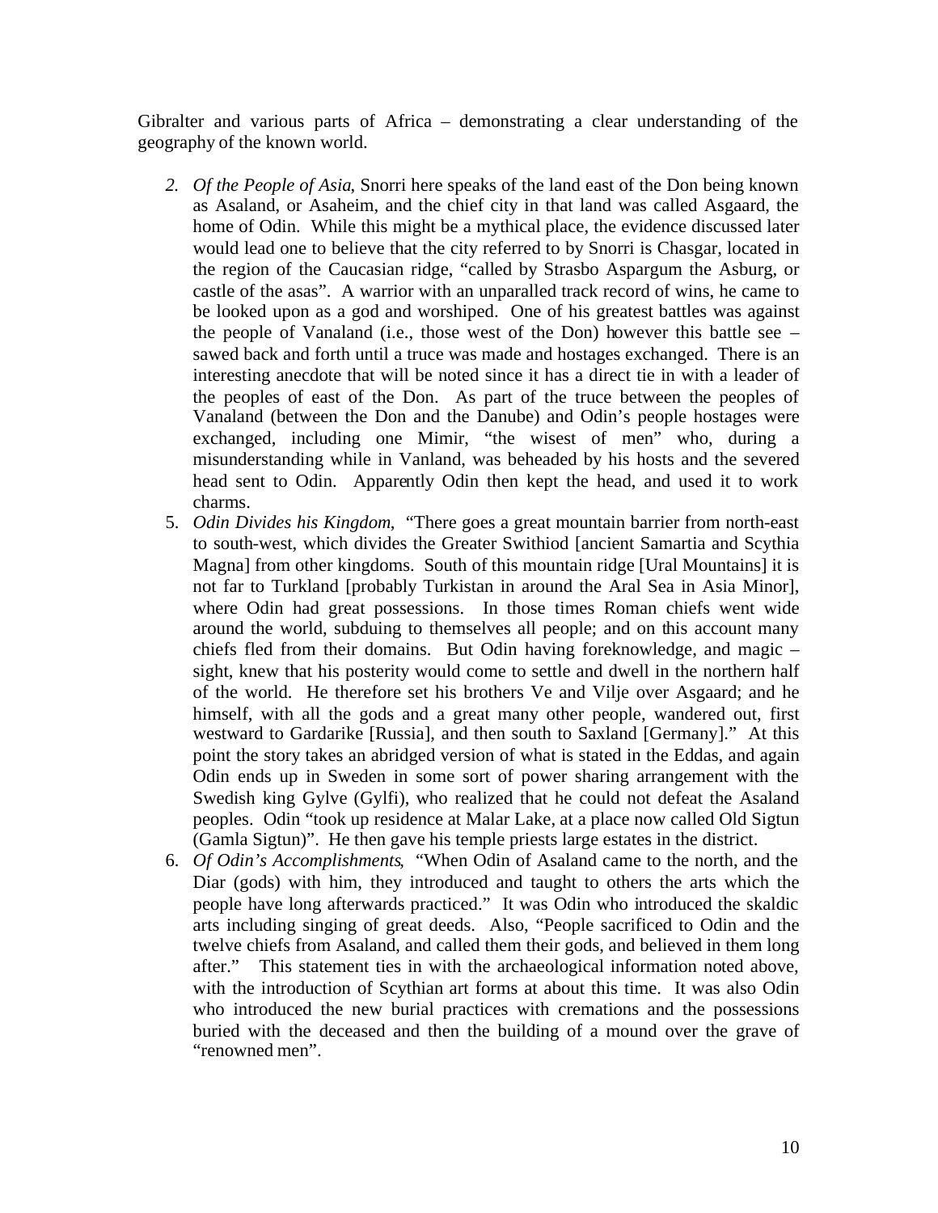Gibralter and various parts of Africa – demonstrating a clear understanding of the geography of the known world.

2. *Of the People of Asia*, Snorri here speaks of the land east of the Don being known as Asaland, or Asaheim, and the chief city in that land was called Asgaard, the home of Odin. While this might be a mythical place, the evidence discussed later would lead one to believe that the city referred to by Snorri is Chasgar, located in the region of the Caucasian ridge, "called by Strasbo Aspargum the Asburg, or castle of the asas". A warrior with an unparalled track record of wins, he came to be looked upon as a god and worshiped. One of his greatest battles was against the people of Vanaland (i.e., those west of the Don) however this battle see – sawed back and forth until a truce was made and hostages exchanged. There is an interesting anecdote that will be noted since it has a direct tie in with a leader of the peoples of east of the Don. As part of the truce between the peoples of Vanaland (between the Don and the Danube) and Odin's people hostages were exchanged, including one Mimir, "the wisest of men" who, during a misunderstanding while in Vanland, was beheaded by his hosts and the severed head sent to Odin. Apparently Odin then kept the head, and used it to work charms.
5. *Odin Divides his Kingdom*, "There goes a great mountain barrier from north-east to south-west, which divides the Greater Swithiod [ancient Samartia and Scythia Magna] from other kingdoms. South of this mountain ridge [Ural Mountains] it is not far to Turkland [probably Turkistan in around the Aral Sea in Asia Minor], where Odin had great possessions. In those times Roman chiefs went wide around the world, subduing to themselves all people; and on this account many chiefs fled from their domains. But Odin having foreknowledge, and magic – sight, knew that his posterity would come to settle and dwell in the northern half of the world. He therefore set his brothers Ve and Vilje over Asgaard; and he himself, with all the gods and a great many other people, wandered out, first westward to Gardarike [Russia], and then south to Saxland [Germany]." At this point the story takes an abridged version of what is stated in the Eddas, and again Odin ends up in Sweden in some sort of power sharing arrangement with the Swedish king Gylve (Gylfi), who realized that he could not defeat the Asaland peoples. Odin "took up residence at Malar Lake, at a place now called Old Sigtun (Gamla Sigtun)". He then gave his temple priests large estates in the district.
6. *Of Odin's Accomplishments*, "When Odin of Asaland came to the north, and the Diar (gods) with him, they introduced and taught to others the arts which the people have long afterwards practiced." It was Odin who introduced the skaldic arts including singing of great deeds. Also, "People sacrificed to Odin and the twelve chiefs from Asaland, and called them their gods, and believed in them long after." This statement ties in with the archaeological information noted above, with the introduction of Scythian art forms at about this time. It was also Odin who introduced the new burial practices with cremations and the possessions buried with the deceased and then the building of a mound over the grave of "renowned men".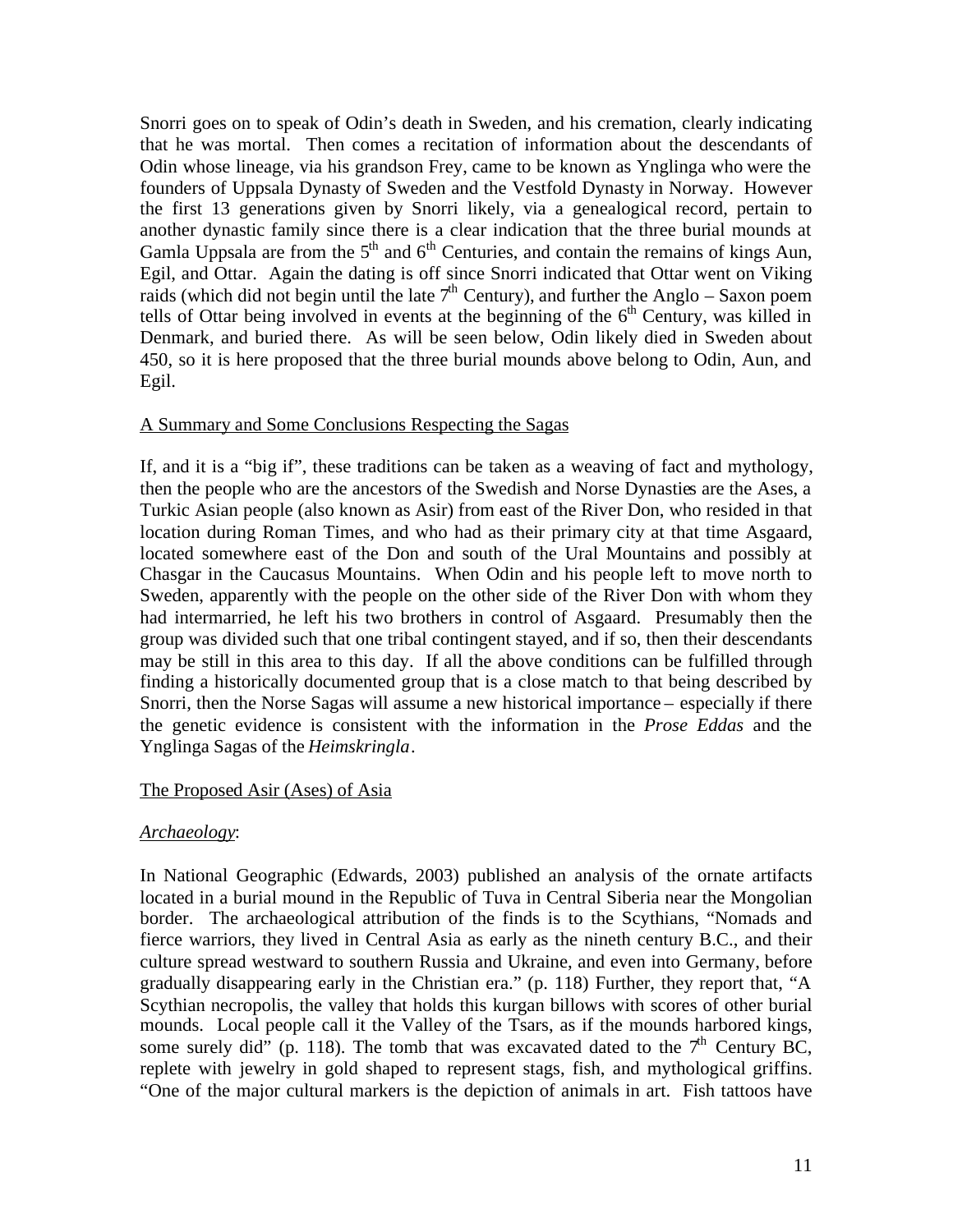Snorri goes on to speak of Odin's death in Sweden, and his cremation, clearly indicating that he was mortal. Then comes a recitation of information about the descendants of Odin whose lineage, via his grandson Frey, came to be known as Ynglinga who were the founders of Uppsala Dynasty of Sweden and the Vestfold Dynasty in Norway. However the first 13 generations given by Snorri likely, via a genealogical record, pertain to another dynastic family since there is a clear indication that the three burial mounds at Gamla Uppsala are from the 5th and 6th Centuries, and contain the remains of kings Aun, Egil, and Ottar. Again the dating is off since Snorri indicated that Ottar went on Viking raids (which did not begin until the late 7th Century), and further the Anglo – Saxon poem tells of Ottar being involved in events at the beginning of the 6th Century, was killed in Denmark, and buried there. As will be seen below, Odin likely died in Sweden about 450, so it is here proposed that the three burial mounds above belong to Odin, Aun, and Egil.

## A Summary and Some Conclusions Respecting the Sagas

If, and it is a "big if", these traditions can be taken as a weaving of fact and mythology, then the people who are the ancestors of the Swedish and Norse Dynasties are the Ases, a Turkic Asian people (also known as Asir) from east of the River Don, who resided in that location during Roman Times, and who had as their primary city at that time Asgaard, located somewhere east of the Don and south of the Ural Mountains and possibly at Chasgar in the Caucasus Mountains. When Odin and his people left to move north to Sweden, apparently with the people on the other side of the River Don with whom they had intermarried, he left his two brothers in control of Asgaard. Presumably then the group was divided such that one tribal contingent stayed, and if so, then their descendants may be still in this area to this day. If all the above conditions can be fulfilled through finding a historically documented group that is a close match to that being described by Snorri, then the Norse Sagas will assume a new historical importance – especially if there the genetic evidence is consistent with the information in the *Prose Eddas* and the Ynglinga Sagas of the *Heimskringla*.

## The Proposed Asir (Ases) of Asia

### *Archaeology*:

In National Geographic (Edwards, 2003) published an analysis of the ornate artifacts located in a burial mound in the Republic of Tuva in Central Siberia near the Mongolian border. The archaeological attribution of the finds is to the Scythians, "Nomads and fierce warriors, they lived in Central Asia as early as the nineth century B.C., and their culture spread westward to southern Russia and Ukraine, and even into Germany, before gradually disappearing early in the Christian era." (p. 118) Further, they report that, "A Scythian necropolis, the valley that holds this kurgan billows with scores of other burial mounds. Local people call it the Valley of the Tsars, as if the mounds harbored kings, some surely did" (p. 118). The tomb that was excavated dated to the 7th Century BC, replete with jewelry in gold shaped to represent stags, fish, and mythological griffins. "One of the major cultural markers is the depiction of animals in art. Fish tattoos have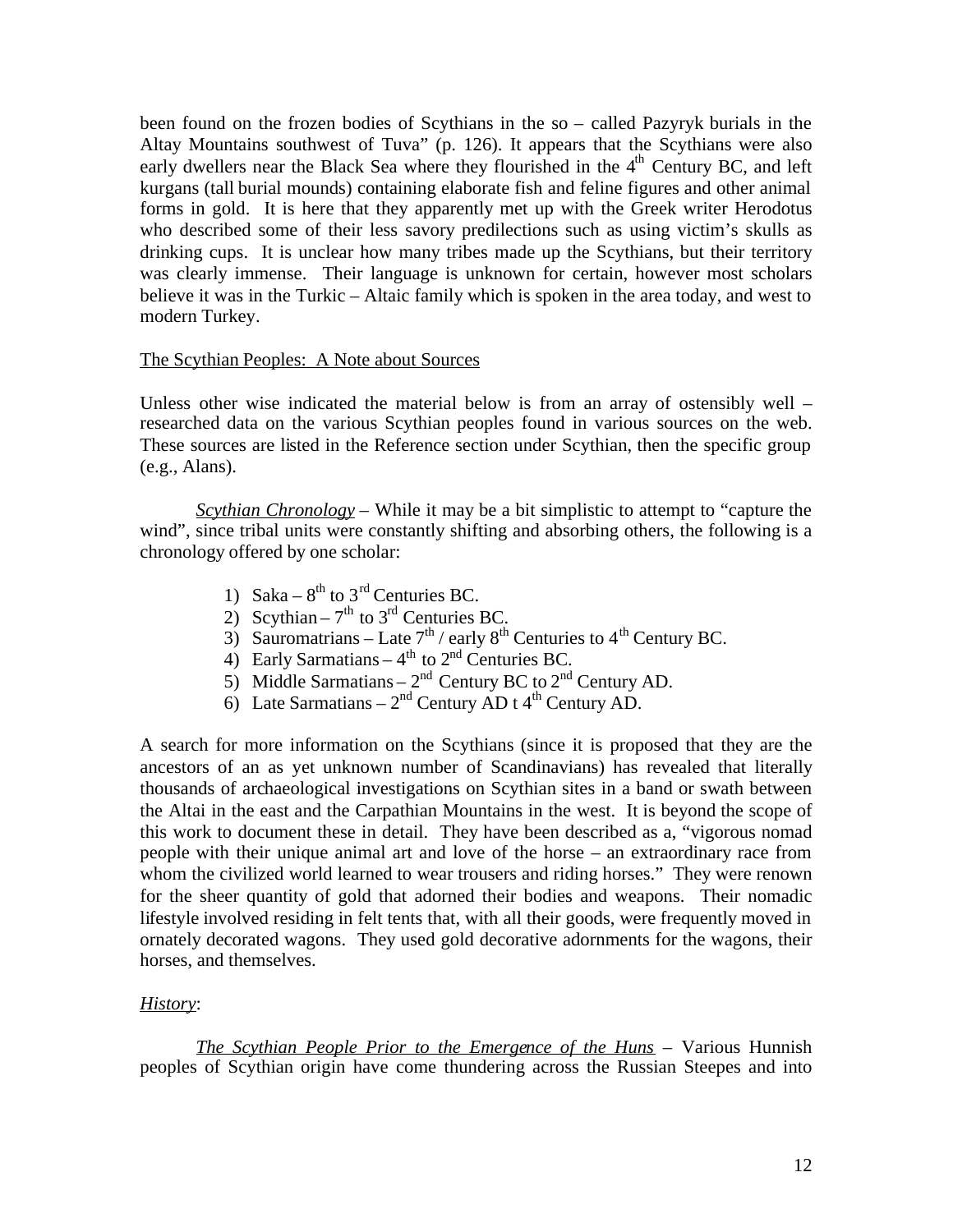been found on the frozen bodies of Scythians in the so – called Pazyryk burials in the Altay Mountains southwest of Tuva" (p. 126). It appears that the Scythians were also early dwellers near the Black Sea where they flourished in the $4^{th}$ Century BC, and left kurgans (tall burial mounds) containing elaborate fish and feline figures and other animal forms in gold. It is here that they apparently met up with the Greek writer Herodotus who described some of their less savory predilections such as using victim's skulls as drinking cups. It is unclear how many tribes made up the Scythians, but their territory was clearly immense. Their language is unknown for certain, however most scholars believe it was in the Turkic – Altaic family which is spoken in the area today, and west to modern Turkey.

The Scythian Peoples: A Note about Sources

Unless other wise indicated the material below is from an array of ostensibly well – researched data on the various Scythian peoples found in various sources on the web. These sources are listed in the Reference section under Scythian, then the specific group (e.g., Alans).

*Scythian Chronology* – While it may be a bit simplistic to attempt to "capture the wind", since tribal units were constantly shifting and absorbing others, the following is a chronology offered by one scholar:

1) Saka – $8^{th}$ to $3^{rd}$ Centuries BC.
2) Scythian – $7^{th}$ to $3^{rd}$ Centuries BC.
3) Sauromatrians – Late $7^{th}$ / early $8^{th}$ Centuries to $4^{th}$ Century BC.
4) Early Sarmatians – $4^{th}$ to $2^{nd}$ Centuries BC.
5) Middle Sarmatians – $2^{nd}$ Century BC to $2^{nd}$ Century AD.
6) Late Sarmatians – $2^{nd}$ Century AD t $4^{th}$ Century AD.

A search for more information on the Scythians (since it is proposed that they are the ancestors of an as yet unknown number of Scandinavians) has revealed that literally thousands of archaeological investigations on Scythian sites in a band or swath between the Altai in the east and the Carpathian Mountains in the west. It is beyond the scope of this work to document these in detail. They have been described as a, "vigorous nomad people with their unique animal art and love of the horse – an extraordinary race from whom the civilized world learned to wear trousers and riding horses." They were renown for the sheer quantity of gold that adorned their bodies and weapons. Their nomadic lifestyle involved residing in felt tents that, with all their goods, were frequently moved in ornately decorated wagons. They used gold decorative adornments for the wagons, their horses, and themselves.

*History*:

*The Scythian People Prior to the Emergence of the Huns* – Various Hunnish peoples of Scythian origin have come thundering across the Russian Steepes and into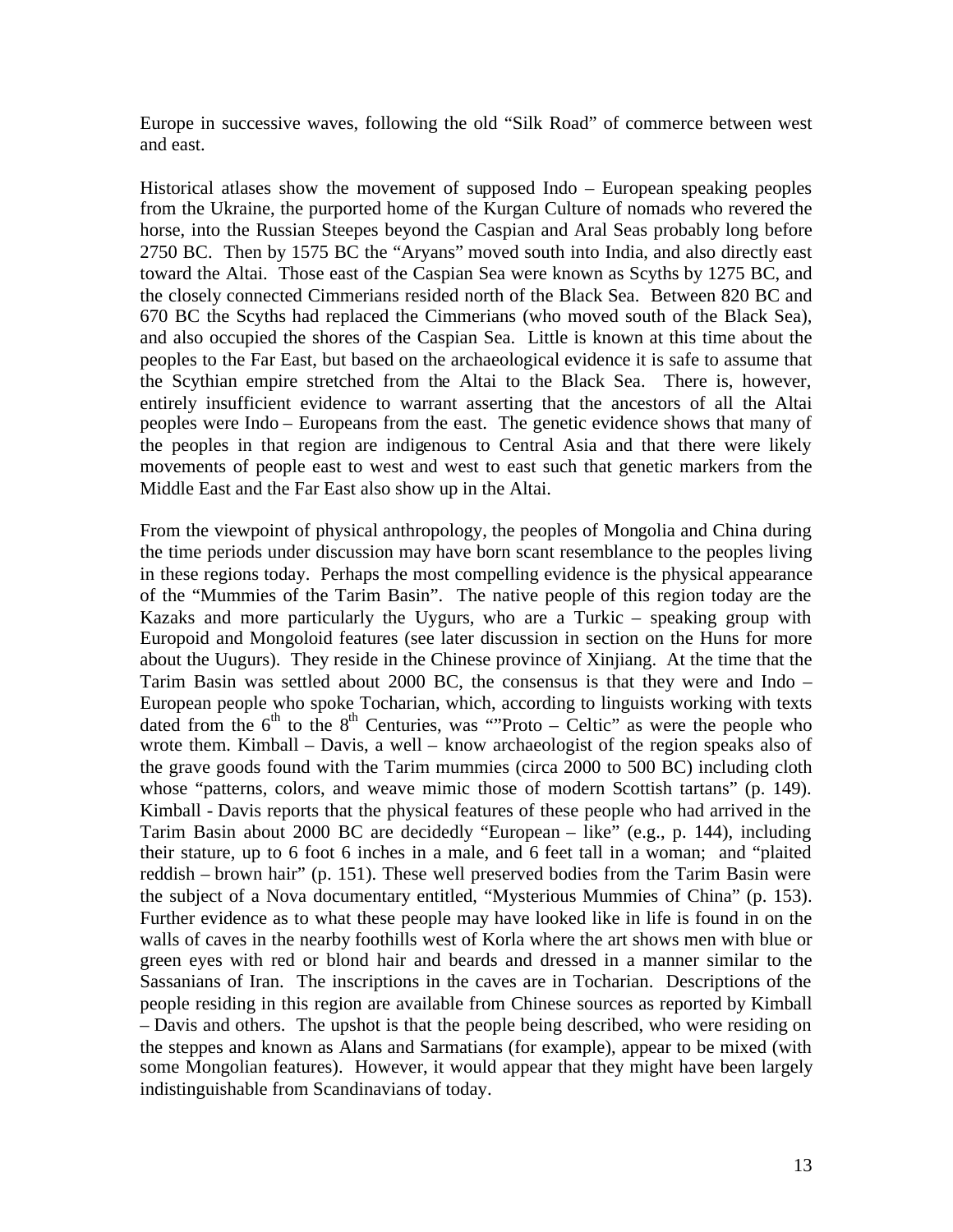Europe in successive waves, following the old "Silk Road" of commerce between west and east.

Historical atlases show the movement of supposed Indo – European speaking peoples from the Ukraine, the purported home of the Kurgan Culture of nomads who revered the horse, into the Russian Steepes beyond the Caspian and Aral Seas probably long before 2750 BC. Then by 1575 BC the "Aryans" moved south into India, and also directly east toward the Altai. Those east of the Caspian Sea were known as Scyths by 1275 BC, and the closely connected Cimmerians resided north of the Black Sea. Between 820 BC and 670 BC the Scyths had replaced the Cimmerians (who moved south of the Black Sea), and also occupied the shores of the Caspian Sea. Little is known at this time about the peoples to the Far East, but based on the archaeological evidence it is safe to assume that the Scythian empire stretched from the Altai to the Black Sea. There is, however, entirely insufficient evidence to warrant asserting that the ancestors of all the Altai peoples were Indo – Europeans from the east. The genetic evidence shows that many of the peoples in that region are indigenous to Central Asia and that there were likely movements of people east to west and west to east such that genetic markers from the Middle East and the Far East also show up in the Altai.

From the viewpoint of physical anthropology, the peoples of Mongolia and China during the time periods under discussion may have born scant resemblance to the peoples living in these regions today. Perhaps the most compelling evidence is the physical appearance of the "Mummies of the Tarim Basin". The native people of this region today are the Kazaks and more particularly the Uygurs, who are a Turkic – speaking group with Europoid and Mongoloid features (see later discussion in section on the Huns for more about the Uugurs). They reside in the Chinese province of Xinjiang. At the time that the Tarim Basin was settled about 2000 BC, the consensus is that they were and Indo – European people who spoke Tocharian, which, according to linguists working with texts dated from the 6th to the 8th Centuries, was ""Proto – Celtic" as were the people who wrote them. Kimball – Davis, a well – know archaeologist of the region speaks also of the grave goods found with the Tarim mummies (circa 2000 to 500 BC) including cloth whose "patterns, colors, and weave mimic those of modern Scottish tartans" (p. 149). Kimball - Davis reports that the physical features of these people who had arrived in the Tarim Basin about 2000 BC are decidedly "European – like" (e.g., p. 144), including their stature, up to 6 foot 6 inches in a male, and 6 feet tall in a woman; and "plaited reddish – brown hair" (p. 151). These well preserved bodies from the Tarim Basin were the subject of a Nova documentary entitled, "Mysterious Mummies of China" (p. 153). Further evidence as to what these people may have looked like in life is found in on the walls of caves in the nearby foothills west of Korla where the art shows men with blue or green eyes with red or blond hair and beards and dressed in a manner similar to the Sassanians of Iran. The inscriptions in the caves are in Tocharian. Descriptions of the people residing in this region are available from Chinese sources as reported by Kimball – Davis and others. The upshot is that the people being described, who were residing on the steppes and known as Alans and Sarmatians (for example), appear to be mixed (with some Mongolian features). However, it would appear that they might have been largely indistinguishable from Scandinavians of today.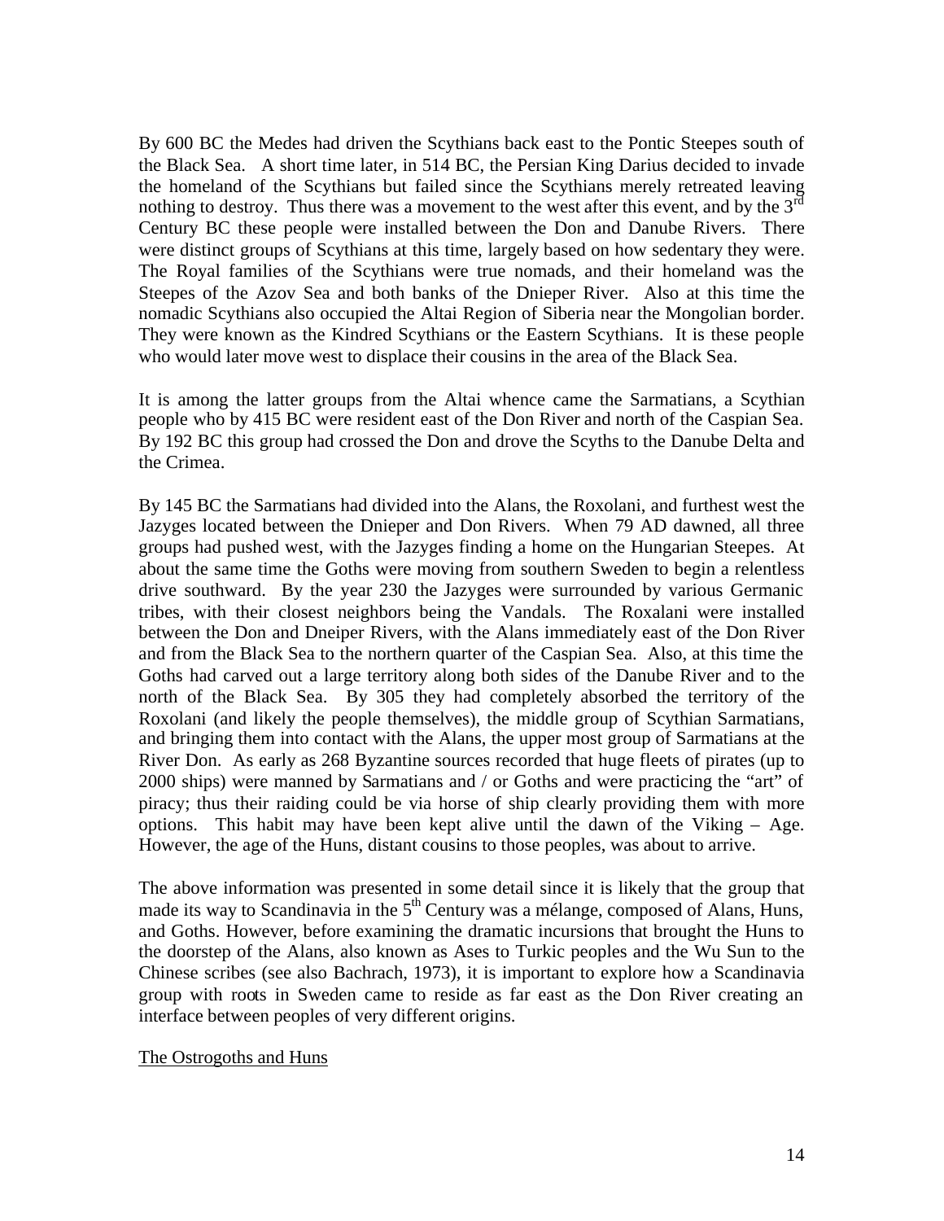By 600 BC the Medes had driven the Scythians back east to the Pontic Steepes south of the Black Sea. A short time later, in 514 BC, the Persian King Darius decided to invade the homeland of the Scythians but failed since the Scythians merely retreated leaving nothing to destroy. Thus there was a movement to the west after this event, and by the 3rd Century BC these people were installed between the Don and Danube Rivers. There were distinct groups of Scythians at this time, largely based on how sedentary they were. The Royal families of the Scythians were true nomads, and their homeland was the Steepes of the Azov Sea and both banks of the Dnieper River. Also at this time the nomadic Scythians also occupied the Altai Region of Siberia near the Mongolian border. They were known as the Kindred Scythians or the Eastern Scythians. It is these people who would later move west to displace their cousins in the area of the Black Sea.

It is among the latter groups from the Altai whence came the Sarmatians, a Scythian people who by 415 BC were resident east of the Don River and north of the Caspian Sea. By 192 BC this group had crossed the Don and drove the Scyths to the Danube Delta and the Crimea.

By 145 BC the Sarmatians had divided into the Alans, the Roxolani, and furthest west the Jazyges located between the Dnieper and Don Rivers. When 79 AD dawned, all three groups had pushed west, with the Jazyges finding a home on the Hungarian Steepes. At about the same time the Goths were moving from southern Sweden to begin a relentless drive southward. By the year 230 the Jazyges were surrounded by various Germanic tribes, with their closest neighbors being the Vandals. The Roxalani were installed between the Don and Dneiper Rivers, with the Alans immediately east of the Don River and from the Black Sea to the northern quarter of the Caspian Sea. Also, at this time the Goths had carved out a large territory along both sides of the Danube River and to the north of the Black Sea. By 305 they had completely absorbed the territory of the Roxolani (and likely the people themselves), the middle group of Scythian Sarmatians, and bringing them into contact with the Alans, the upper most group of Sarmatians at the River Don. As early as 268 Byzantine sources recorded that huge fleets of pirates (up to 2000 ships) were manned by Sarmatians and / or Goths and were practicing the "art" of piracy; thus their raiding could be via horse of ship clearly providing them with more options. This habit may have been kept alive until the dawn of the Viking – Age. However, the age of the Huns, distant cousins to those peoples, was about to arrive.

The above information was presented in some detail since it is likely that the group that made its way to Scandinavia in the 5th Century was a mélange, composed of Alans, Huns, and Goths. However, before examining the dramatic incursions that brought the Huns to the doorstep of the Alans, also known as Ases to Turkic peoples and the Wu Sun to the Chinese scribes (see also Bachrach, 1973), it is important to explore how a Scandinavia group with roots in Sweden came to reside as far east as the Don River creating an interface between peoples of very different origins.

The Ostrogoths and Huns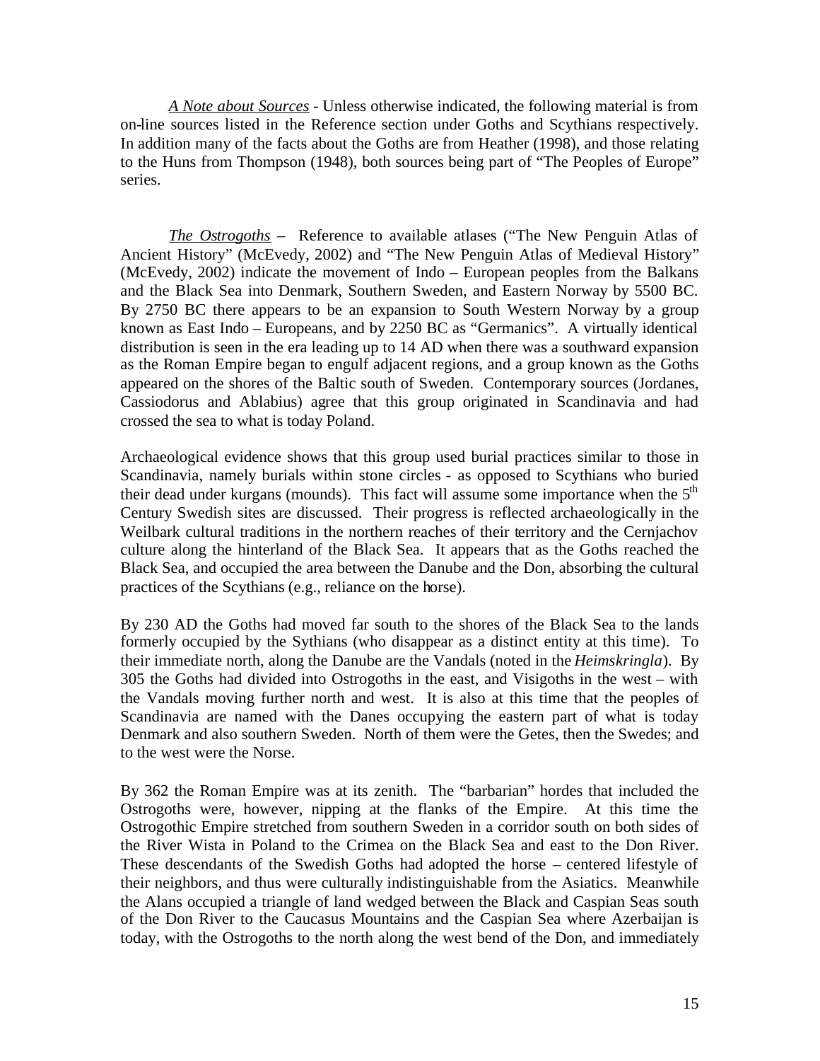*A Note about Sources* - Unless otherwise indicated, the following material is from on-line sources listed in the Reference section under Goths and Scythians respectively. In addition many of the facts about the Goths are from Heather (1998), and those relating to the Huns from Thompson (1948), both sources being part of "The Peoples of Europe" series.

*The Ostrogoths* – Reference to available atlases ("The New Penguin Atlas of Ancient History" (McEvedy, 2002) and "The New Penguin Atlas of Medieval History" (McEvedy, 2002) indicate the movement of Indo – European peoples from the Balkans and the Black Sea into Denmark, Southern Sweden, and Eastern Norway by 5500 BC. By 2750 BC there appears to be an expansion to South Western Norway by a group known as East Indo – Europeans, and by 2250 BC as "Germanics". A virtually identical distribution is seen in the era leading up to 14 AD when there was a southward expansion as the Roman Empire began to engulf adjacent regions, and a group known as the Goths appeared on the shores of the Baltic south of Sweden. Contemporary sources (Jordanes, Cassiodorus and Ablabius) agree that this group originated in Scandinavia and had crossed the sea to what is today Poland.

Archaeological evidence shows that this group used burial practices similar to those in Scandinavia, namely burials within stone circles - as opposed to Scythians who buried their dead under kurgans (mounds). This fact will assume some importance when the 5th Century Swedish sites are discussed. Their progress is reflected archaeologically in the Weilbark cultural traditions in the northern reaches of their territory and the Cernjachov culture along the hinterland of the Black Sea. It appears that as the Goths reached the Black Sea, and occupied the area between the Danube and the Don, absorbing the cultural practices of the Scythians (e.g., reliance on the horse).

By 230 AD the Goths had moved far south to the shores of the Black Sea to the lands formerly occupied by the Sythians (who disappear as a distinct entity at this time). To their immediate north, along the Danube are the Vandals (noted in the *Heimskringla*). By 305 the Goths had divided into Ostrogoths in the east, and Visigoths in the west – with the Vandals moving further north and west. It is also at this time that the peoples of Scandinavia are named with the Danes occupying the eastern part of what is today Denmark and also southern Sweden. North of them were the Getes, then the Swedes; and to the west were the Norse.

By 362 the Roman Empire was at its zenith. The "barbarian" hordes that included the Ostrogoths were, however, nipping at the flanks of the Empire. At this time the Ostrogothic Empire stretched from southern Sweden in a corridor south on both sides of the River Wista in Poland to the Crimea on the Black Sea and east to the Don River. These descendants of the Swedish Goths had adopted the horse – centered lifestyle of their neighbors, and thus were culturally indistinguishable from the Asiatics. Meanwhile the Alans occupied a triangle of land wedged between the Black and Caspian Seas south of the Don River to the Caucasus Mountains and the Caspian Sea where Azerbaijan is today, with the Ostrogoths to the north along the west bend of the Don, and immediately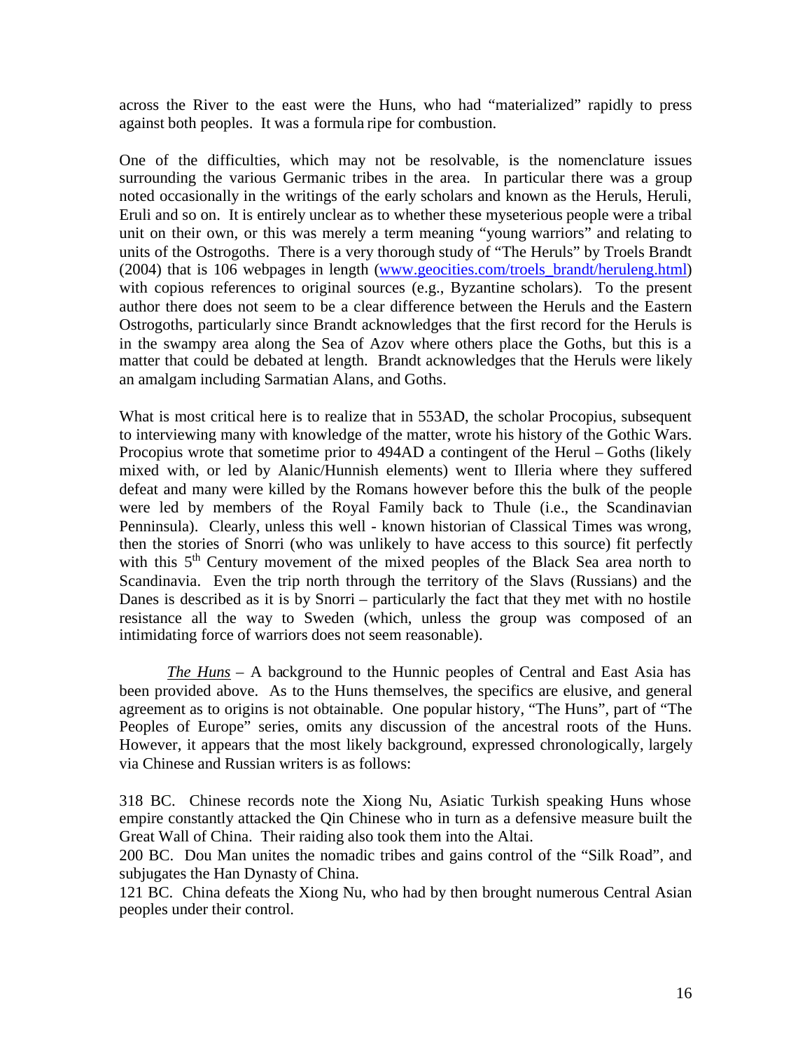across the River to the east were the Huns, who had "materialized" rapidly to press against both peoples. It was a formula ripe for combustion.

One of the difficulties, which may not be resolvable, is the nomenclature issues surrounding the various Germanic tribes in the area. In particular there was a group noted occasionally in the writings of the early scholars and known as the Heruls, Heruli, Eruli and so on. It is entirely unclear as to whether these myseterious people were a tribal unit on their own, or this was merely a term meaning "young warriors" and relating to units of the Ostrogoths. There is a very thorough study of "The Heruls" by Troels Brandt (2004) that is 106 webpages in length ([www.geocities.com/troels_brandt/heruleng.html](www.geocities.com/troels_brandt/heruleng.html)) with copious references to original sources (e.g., Byzantine scholars). To the present author there does not seem to be a clear difference between the Heruls and the Eastern Ostrogoths, particularly since Brandt acknowledges that the first record for the Heruls is in the swampy area along the Sea of Azov where others place the Goths, but this is a matter that could be debated at length. Brandt acknowledges that the Heruls were likely an amalgam including Sarmatian Alans, and Goths.

What is most critical here is to realize that in 553AD, the scholar Procopius, subsequent to interviewing many with knowledge of the matter, wrote his history of the Gothic Wars. Procopius wrote that sometime prior to 494AD a contingent of the Herul – Goths (likely mixed with, or led by Alanic/Hunnish elements) went to Illeria where they suffered defeat and many were killed by the Romans however before this the bulk of the people were led by members of the Royal Family back to Thule (i.e., the Scandinavian Penninsula). Clearly, unless this well - known historian of Classical Times was wrong, then the stories of Snorri (who was unlikely to have access to this source) fit perfectly with this 5th Century movement of the mixed peoples of the Black Sea area north to Scandinavia. Even the trip north through the territory of the Slavs (Russians) and the Danes is described as it is by Snorri – particularly the fact that they met with no hostile resistance all the way to Sweden (which, unless the group was composed of an intimidating force of warriors does not seem reasonable).

*The Huns* – A background to the Hunnic peoples of Central and East Asia has been provided above. As to the Huns themselves, the specifics are elusive, and general agreement as to origins is not obtainable. One popular history, "The Huns", part of "The Peoples of Europe" series, omits any discussion of the ancestral roots of the Huns. However, it appears that the most likely background, expressed chronologically, largely via Chinese and Russian writers is as follows:

318 BC. Chinese records note the Xiong Nu, Asiatic Turkish speaking Huns whose empire constantly attacked the Qin Chinese who in turn as a defensive measure built the Great Wall of China. Their raiding also took them into the Altai.

200 BC. Dou Man unites the nomadic tribes and gains control of the "Silk Road", and subjugates the Han Dynasty of China.

121 BC. China defeats the Xiong Nu, who had by then brought numerous Central Asian peoples under their control.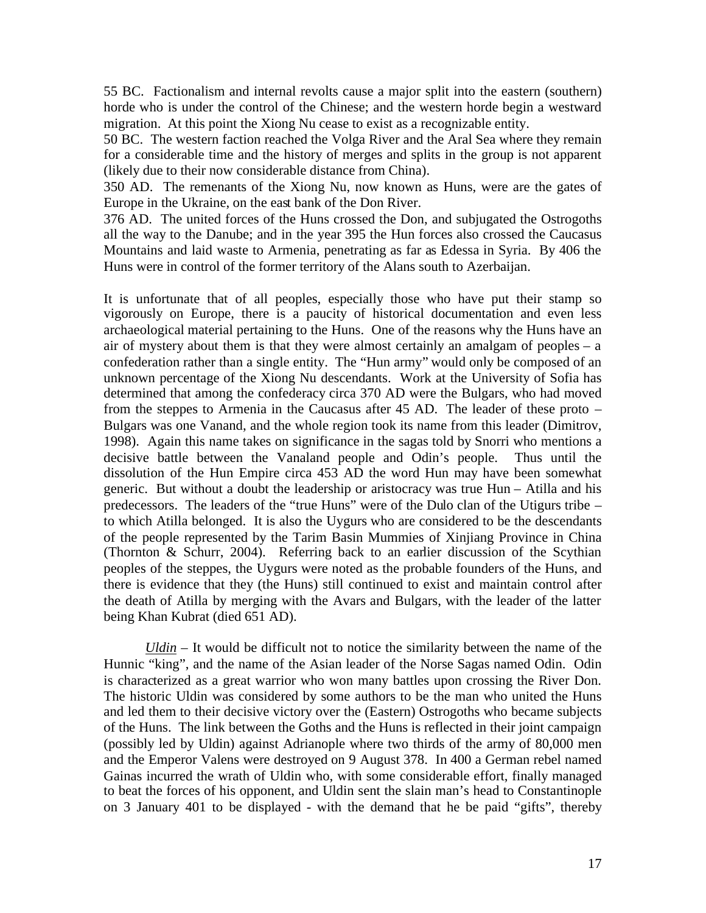55 BC. Factionalism and internal revolts cause a major split into the eastern (southern) horde who is under the control of the Chinese; and the western horde begin a westward migration. At this point the Xiong Nu cease to exist as a recognizable entity.

50 BC. The western faction reached the Volga River and the Aral Sea where they remain for a considerable time and the history of merges and splits in the group is not apparent (likely due to their now considerable distance from China).

350 AD. The remenants of the Xiong Nu, now known as Huns, were are the gates of Europe in the Ukraine, on the east bank of the Don River.

376 AD. The united forces of the Huns crossed the Don, and subjugated the Ostrogoths all the way to the Danube; and in the year 395 the Hun forces also crossed the Caucasus Mountains and laid waste to Armenia, penetrating as far as Edessa in Syria. By 406 the Huns were in control of the former territory of the Alans south to Azerbaijan.

It is unfortunate that of all peoples, especially those who have put their stamp so vigorously on Europe, there is a paucity of historical documentation and even less archaeological material pertaining to the Huns. One of the reasons why the Huns have an air of mystery about them is that they were almost certainly an amalgam of peoples – a confederation rather than a single entity. The "Hun army" would only be composed of an unknown percentage of the Xiong Nu descendants. Work at the University of Sofia has determined that among the confederacy circa 370 AD were the Bulgars, who had moved from the steppes to Armenia in the Caucasus after 45 AD. The leader of these proto – Bulgars was one Vanand, and the whole region took its name from this leader (Dimitrov, 1998). Again this name takes on significance in the sagas told by Snorri who mentions a decisive battle between the Vanaland people and Odin's people. Thus until the dissolution of the Hun Empire circa 453 AD the word Hun may have been somewhat generic. But without a doubt the leadership or aristocracy was true Hun – Atilla and his predecessors. The leaders of the "true Huns" were of the Dulo clan of the Utigurs tribe – to which Atilla belonged. It is also the Uygurs who are considered to be the descendants of the people represented by the Tarim Basin Mummies of Xinjiang Province in China (Thornton & Schurr, 2004). Referring back to an earlier discussion of the Scythian peoples of the steppes, the Uygurs were noted as the probable founders of the Huns, and there is evidence that they (the Huns) still continued to exist and maintain control after the death of Atilla by merging with the Avars and Bulgars, with the leader of the latter being Khan Kubrat (died 651 AD).

*Uldin* – It would be difficult not to notice the similarity between the name of the Hunnic "king", and the name of the Asian leader of the Norse Sagas named Odin. Odin is characterized as a great warrior who won many battles upon crossing the River Don. The historic Uldin was considered by some authors to be the man who united the Huns and led them to their decisive victory over the (Eastern) Ostrogoths who became subjects of the Huns. The link between the Goths and the Huns is reflected in their joint campaign (possibly led by Uldin) against Adrianople where two thirds of the army of 80,000 men and the Emperor Valens were destroyed on 9 August 378. In 400 a German rebel named Gainas incurred the wrath of Uldin who, with some considerable effort, finally managed to beat the forces of his opponent, and Uldin sent the slain man's head to Constantinople on 3 January 401 to be displayed - with the demand that he be paid "gifts", thereby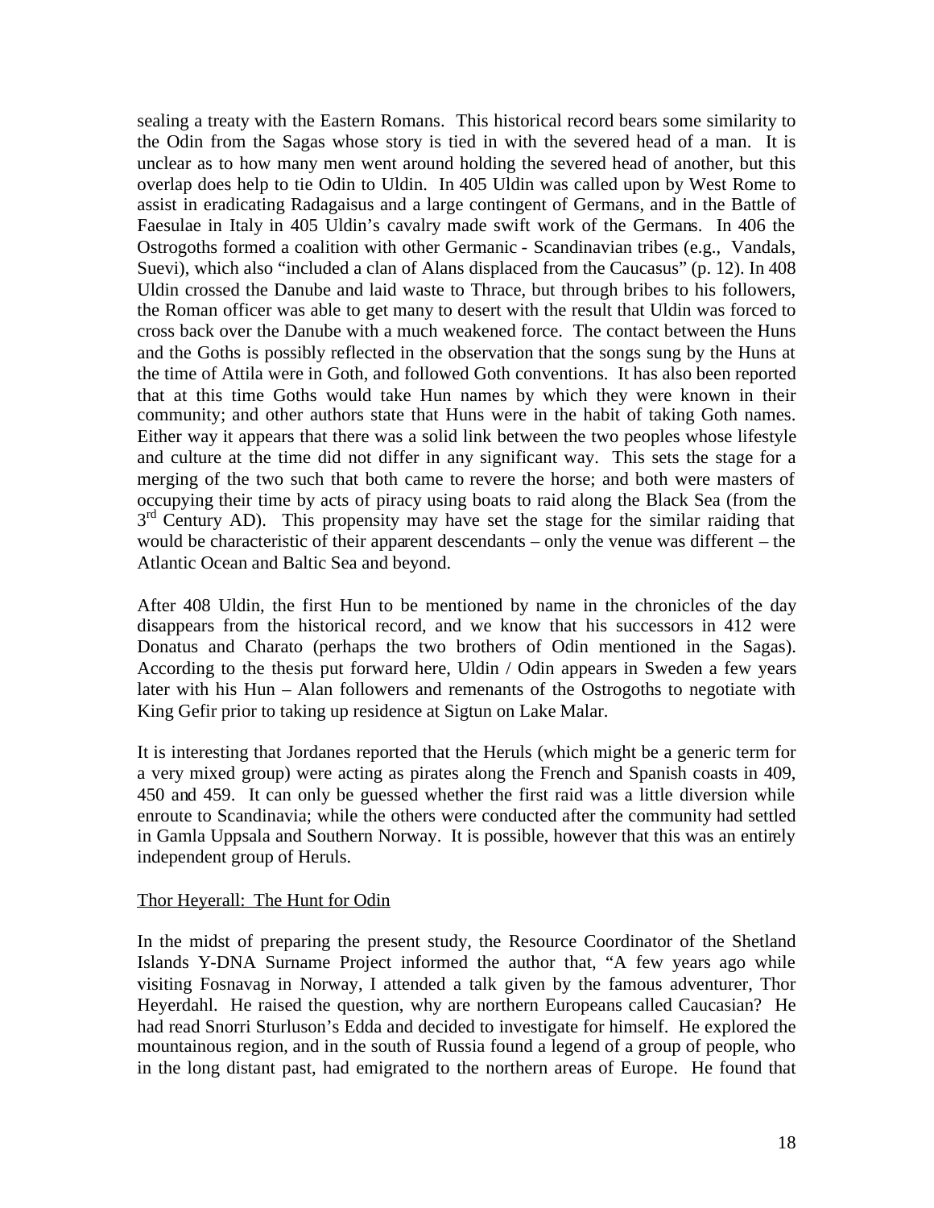sealing a treaty with the Eastern Romans. This historical record bears some similarity to the Odin from the Sagas whose story is tied in with the severed head of a man. It is unclear as to how many men went around holding the severed head of another, but this overlap does help to tie Odin to Uldin. In 405 Uldin was called upon by West Rome to assist in eradicating Radagaisus and a large contingent of Germans, and in the Battle of Faesulae in Italy in 405 Uldin's cavalry made swift work of the Germans. In 406 the Ostrogoths formed a coalition with other Germanic - Scandinavian tribes (e.g., Vandals, Suevi), which also "included a clan of Alans displaced from the Caucasus" (p. 12). In 408 Uldin crossed the Danube and laid waste to Thrace, but through bribes to his followers, the Roman officer was able to get many to desert with the result that Uldin was forced to cross back over the Danube with a much weakened force. The contact between the Huns and the Goths is possibly reflected in the observation that the songs sung by the Huns at the time of Attila were in Goth, and followed Goth conventions. It has also been reported that at this time Goths would take Hun names by which they were known in their community; and other authors state that Huns were in the habit of taking Goth names. Either way it appears that there was a solid link between the two peoples whose lifestyle and culture at the time did not differ in any significant way. This sets the stage for a merging of the two such that both came to revere the horse; and both were masters of occupying their time by acts of piracy using boats to raid along the Black Sea (from the 3rd Century AD). This propensity may have set the stage for the similar raiding that would be characteristic of their apparent descendants – only the venue was different – the Atlantic Ocean and Baltic Sea and beyond.

After 408 Uldin, the first Hun to be mentioned by name in the chronicles of the day disappears from the historical record, and we know that his successors in 412 were Donatus and Charato (perhaps the two brothers of Odin mentioned in the Sagas). According to the thesis put forward here, Uldin / Odin appears in Sweden a few years later with his Hun – Alan followers and remenants of the Ostrogoths to negotiate with King Gefir prior to taking up residence at Sigtun on Lake Malar.

It is interesting that Jordanes reported that the Heruls (which might be a generic term for a very mixed group) were acting as pirates along the French and Spanish coasts in 409, 450 and 459. It can only be guessed whether the first raid was a little diversion while enroute to Scandinavia; while the others were conducted after the community had settled in Gamla Uppsala and Southern Norway. It is possible, however that this was an entirely independent group of Heruls.

## Thor Heyerall: The Hunt for Odin

In the midst of preparing the present study, the Resource Coordinator of the Shetland Islands Y-DNA Surname Project informed the author that, "A few years ago while visiting Fosnavag in Norway, I attended a talk given by the famous adventurer, Thor Heyerdahl. He raised the question, why are northern Europeans called Caucasian? He had read Snorri Sturluson's Edda and decided to investigate for himself. He explored the mountainous region, and in the south of Russia found a legend of a group of people, who in the long distant past, had emigrated to the northern areas of Europe. He found that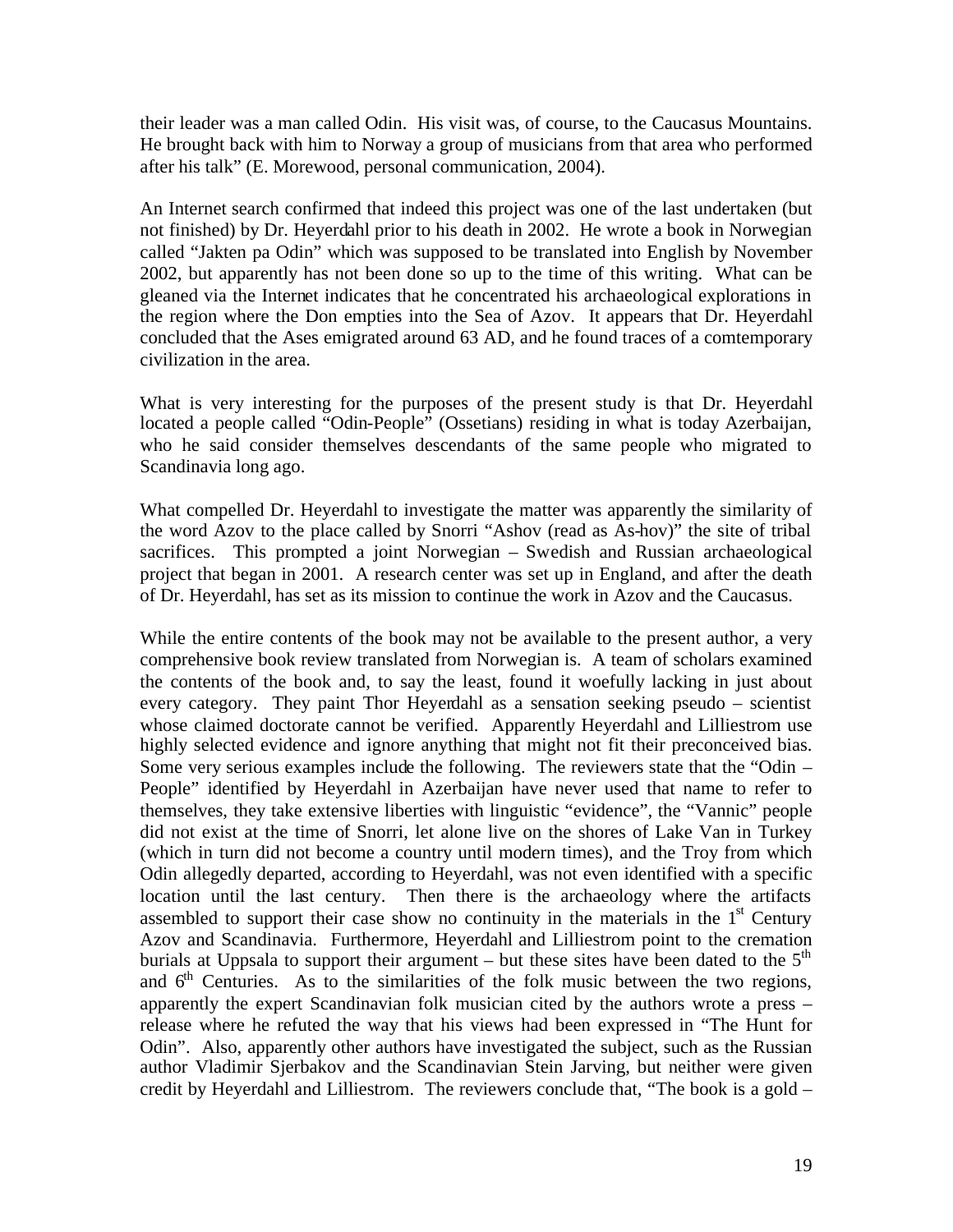their leader was a man called Odin. His visit was, of course, to the Caucasus Mountains. He brought back with him to Norway a group of musicians from that area who performed after his talk" (E. Morewood, personal communication, 2004).

An Internet search confirmed that indeed this project was one of the last undertaken (but not finished) by Dr. Heyerdahl prior to his death in 2002. He wrote a book in Norwegian called "Jakten pa Odin" which was supposed to be translated into English by November 2002, but apparently has not been done so up to the time of this writing. What can be gleaned via the Internet indicates that he concentrated his archaeological explorations in the region where the Don empties into the Sea of Azov. It appears that Dr. Heyerdahl concluded that the Ases emigrated around 63 AD, and he found traces of a comtemporary civilization in the area.

What is very interesting for the purposes of the present study is that Dr. Heyerdahl located a people called "Odin-People" (Ossetians) residing in what is today Azerbaijan, who he said consider themselves descendants of the same people who migrated to Scandinavia long ago.

What compelled Dr. Heyerdahl to investigate the matter was apparently the similarity of the word Azov to the place called by Snorri "Ashov (read as As-hov)" the site of tribal sacrifices. This prompted a joint Norwegian – Swedish and Russian archaeological project that began in 2001. A research center was set up in England, and after the death of Dr. Heyerdahl, has set as its mission to continue the work in Azov and the Caucasus.

While the entire contents of the book may not be available to the present author, a very comprehensive book review translated from Norwegian is. A team of scholars examined the contents of the book and, to say the least, found it woefully lacking in just about every category. They paint Thor Heyerdahl as a sensation seeking pseudo – scientist whose claimed doctorate cannot be verified. Apparently Heyerdahl and Lilliestrom use highly selected evidence and ignore anything that might not fit their preconceived bias. Some very serious examples include the following. The reviewers state that the "Odin – People" identified by Heyerdahl in Azerbaijan have never used that name to refer to themselves, they take extensive liberties with linguistic "evidence", the "Vannic" people did not exist at the time of Snorri, let alone live on the shores of Lake Van in Turkey (which in turn did not become a country until modern times), and the Troy from which Odin allegedly departed, according to Heyerdahl, was not even identified with a specific location until the last century. Then there is the archaeology where the artifacts assembled to support their case show no continuity in the materials in the 1st Century Azov and Scandinavia. Furthermore, Heyerdahl and Lilliestrom point to the cremation burials at Uppsala to support their argument – but these sites have been dated to the 5th and 6th Centuries. As to the similarities of the folk music between the two regions, apparently the expert Scandinavian folk musician cited by the authors wrote a press – release where he refuted the way that his views had been expressed in "The Hunt for Odin". Also, apparently other authors have investigated the subject, such as the Russian author Vladimir Sjerbakov and the Scandinavian Stein Jarving, but neither were given credit by Heyerdahl and Lilliestrom. The reviewers conclude that, "The book is a gold –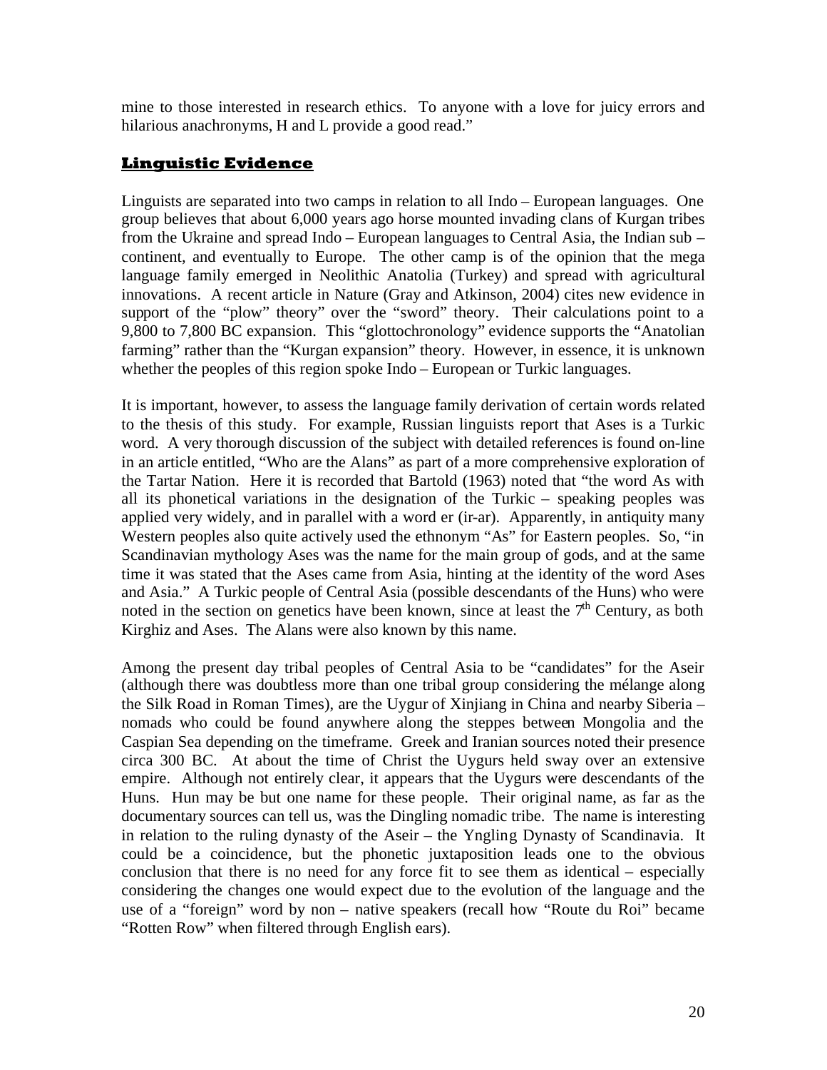mine to those interested in research ethics. To anyone with a love for juicy errors and hilarious anachronyms, H and L provide a good read."

## Linguistic Evidence

Linguists are separated into two camps in relation to all Indo – European languages. One group believes that about 6,000 years ago horse mounted invading clans of Kurgan tribes from the Ukraine and spread Indo – European languages to Central Asia, the Indian sub – continent, and eventually to Europe. The other camp is of the opinion that the mega language family emerged in Neolithic Anatolia (Turkey) and spread with agricultural innovations. A recent article in Nature (Gray and Atkinson, 2004) cites new evidence in support of the "plow" theory" over the "sword" theory. Their calculations point to a 9,800 to 7,800 BC expansion. This "glottochronology" evidence supports the "Anatolian farming" rather than the "Kurgan expansion" theory. However, in essence, it is unknown whether the peoples of this region spoke Indo – European or Turkic languages.

It is important, however, to assess the language family derivation of certain words related to the thesis of this study. For example, Russian linguists report that Ases is a Turkic word. A very thorough discussion of the subject with detailed references is found on-line in an article entitled, "Who are the Alans" as part of a more comprehensive exploration of the Tartar Nation. Here it is recorded that Bartold (1963) noted that "the word As with all its phonetical variations in the designation of the Turkic – speaking peoples was applied very widely, and in parallel with a word er (ir-ar). Apparently, in antiquity many Western peoples also quite actively used the ethnonym "As" for Eastern peoples. So, "in Scandinavian mythology Ases was the name for the main group of gods, and at the same time it was stated that the Ases came from Asia, hinting at the identity of the word Ases and Asia." A Turkic people of Central Asia (possible descendants of the Huns) who were noted in the section on genetics have been known, since at least the 7th Century, as both Kirghiz and Ases. The Alans were also known by this name.

Among the present day tribal peoples of Central Asia to be "candidates" for the Aseir (although there was doubtless more than one tribal group considering the mélange along the Silk Road in Roman Times), are the Uygur of Xinjiang in China and nearby Siberia – nomads who could be found anywhere along the steppes between Mongolia and the Caspian Sea depending on the timeframe. Greek and Iranian sources noted their presence circa 300 BC. At about the time of Christ the Uygurs held sway over an extensive empire. Although not entirely clear, it appears that the Uygurs were descendants of the Huns. Hun may be but one name for these people. Their original name, as far as the documentary sources can tell us, was the Dingling nomadic tribe. The name is interesting in relation to the ruling dynasty of the Aseir – the Yngling Dynasty of Scandinavia. It could be a coincidence, but the phonetic juxtaposition leads one to the obvious conclusion that there is no need for any force fit to see them as identical – especially considering the changes one would expect due to the evolution of the language and the use of a "foreign" word by non – native speakers (recall how "Route du Roi" became "Rotten Row" when filtered through English ears).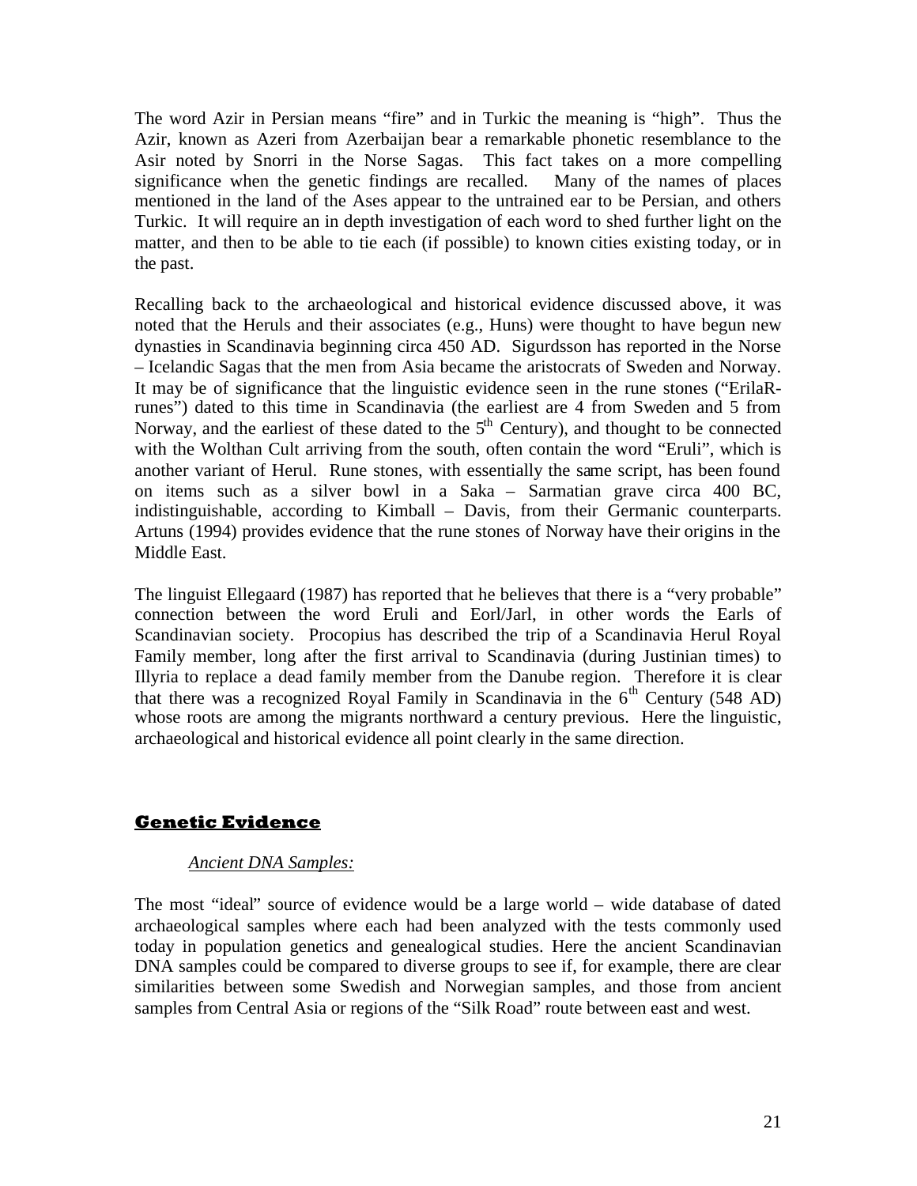The word Azir in Persian means "fire" and in Turkic the meaning is "high". Thus the Azir, known as Azeri from Azerbaijan bear a remarkable phonetic resemblance to the Asir noted by Snorri in the Norse Sagas. This fact takes on a more compelling significance when the genetic findings are recalled. Many of the names of places mentioned in the land of the Ases appear to the untrained ear to be Persian, and others Turkic. It will require an in depth investigation of each word to shed further light on the matter, and then to be able to tie each (if possible) to known cities existing today, or in the past.

Recalling back to the archaeological and historical evidence discussed above, it was noted that the Heruls and their associates (e.g., Huns) were thought to have begun new dynasties in Scandinavia beginning circa 450 AD. Sigurdsson has reported in the Norse – Icelandic Sagas that the men from Asia became the aristocrats of Sweden and Norway. It may be of significance that the linguistic evidence seen in the rune stones ("ErilaR-runes") dated to this time in Scandinavia (the earliest are 4 from Sweden and 5 from Norway, and the earliest of these dated to the 5th Century), and thought to be connected with the Wolthan Cult arriving from the south, often contain the word "Eruli", which is another variant of Herul. Rune stones, with essentially the same script, has been found on items such as a silver bowl in a Saka – Sarmatian grave circa 400 BC, indistinguishable, according to Kimball – Davis, from their Germanic counterparts. Artuns (1994) provides evidence that the rune stones of Norway have their origins in the Middle East.

The linguist Ellegaard (1987) has reported that he believes that there is a "very probable" connection between the word Eruli and Eorl/Jarl, in other words the Earls of Scandinavian society. Procopius has described the trip of a Scandinavia Herul Royal Family member, long after the first arrival to Scandinavia (during Justinian times) to Illyria to replace a dead family member from the Danube region. Therefore it is clear that there was a recognized Royal Family in Scandinavia in the 6th Century (548 AD) whose roots are among the migrants northward a century previous. Here the linguistic, archaeological and historical evidence all point clearly in the same direction.

## Genetic Evidence

### *Ancient DNA Samples:*

The most "ideal" source of evidence would be a large world – wide database of dated archaeological samples where each had been analyzed with the tests commonly used today in population genetics and genealogical studies. Here the ancient Scandinavian DNA samples could be compared to diverse groups to see if, for example, there are clear similarities between some Swedish and Norwegian samples, and those from ancient samples from Central Asia or regions of the "Silk Road" route between east and west.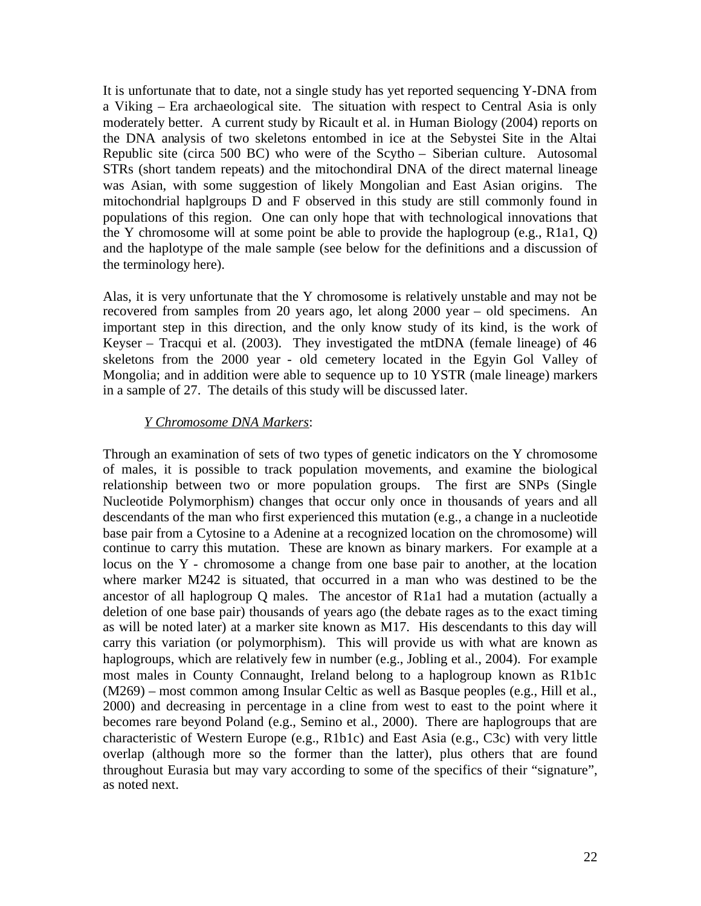It is unfortunate that to date, not a single study has yet reported sequencing Y-DNA from a Viking – Era archaeological site. The situation with respect to Central Asia is only moderately better. A current study by Ricault et al. in Human Biology (2004) reports on the DNA analysis of two skeletons entombed in ice at the Sebystei Site in the Altai Republic site (circa 500 BC) who were of the Scytho – Siberian culture. Autosomal STRs (short tandem repeats) and the mitochondiral DNA of the direct maternal lineage was Asian, with some suggestion of likely Mongolian and East Asian origins. The mitochondrial haplgroups D and F observed in this study are still commonly found in populations of this region. One can only hope that with technological innovations that the Y chromosome will at some point be able to provide the haplogroup (e.g., R1a1, Q) and the haplotype of the male sample (see below for the definitions and a discussion of the terminology here).

Alas, it is very unfortunate that the Y chromosome is relatively unstable and may not be recovered from samples from 20 years ago, let along 2000 year – old specimens. An important step in this direction, and the only know study of its kind, is the work of Keyser – Tracqui et al. (2003). They investigated the mtDNA (female lineage) of 46 skeletons from the 2000 year - old cemetery located in the Egyin Gol Valley of Mongolia; and in addition were able to sequence up to 10 YSTR (male lineage) markers in a sample of 27. The details of this study will be discussed later.

*Y Chromosome DNA Markers*:

Through an examination of sets of two types of genetic indicators on the Y chromosome of males, it is possible to track population movements, and examine the biological relationship between two or more population groups. The first are SNPs (Single Nucleotide Polymorphism) changes that occur only once in thousands of years and all descendants of the man who first experienced this mutation (e.g., a change in a nucleotide base pair from a Cytosine to a Adenine at a recognized location on the chromosome) will continue to carry this mutation. These are known as binary markers. For example at a locus on the Y - chromosome a change from one base pair to another, at the location where marker M242 is situated, that occurred in a man who was destined to be the ancestor of all haplogroup Q males. The ancestor of R1a1 had a mutation (actually a deletion of one base pair) thousands of years ago (the debate rages as to the exact timing as will be noted later) at a marker site known as M17. His descendants to this day will carry this variation (or polymorphism). This will provide us with what are known as haplogroups, which are relatively few in number (e.g., Jobling et al., 2004). For example most males in County Connaught, Ireland belong to a haplogroup known as R1b1c (M269) – most common among Insular Celtic as well as Basque peoples (e.g., Hill et al., 2000) and decreasing in percentage in a cline from west to east to the point where it becomes rare beyond Poland (e.g., Semino et al., 2000). There are haplogroups that are characteristic of Western Europe (e.g., R1b1c) and East Asia (e.g., C3c) with very little overlap (although more so the former than the latter), plus others that are found throughout Eurasia but may vary according to some of the specifics of their "signature", as noted next.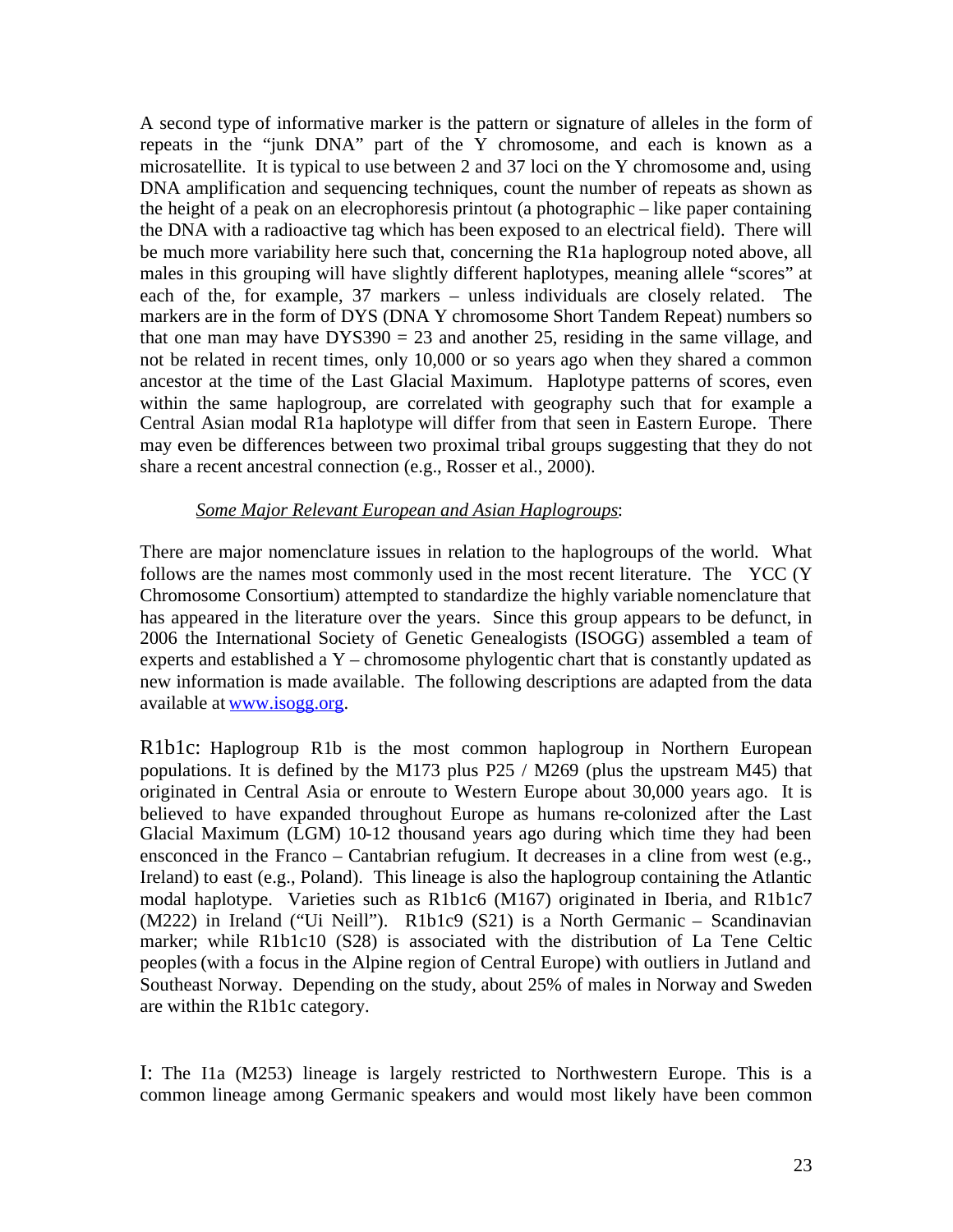A second type of informative marker is the pattern or signature of alleles in the form of repeats in the "junk DNA" part of the Y chromosome, and each is known as a microsatellite. It is typical to use between 2 and 37 loci on the Y chromosome and, using DNA amplification and sequencing techniques, count the number of repeats as shown as the height of a peak on an electrophoresis printout (a photographic – like paper containing the DNA with a radioactive tag which has been exposed to an electrical field). There will be much more variability here such that, concerning the R1a haplogroup noted above, all males in this grouping will have slightly different haplotypes, meaning allele "scores" at each of the, for example, 37 markers – unless individuals are closely related. The markers are in the form of DYS (DNA Y chromosome Short Tandem Repeat) numbers so that one man may have DYS390 = 23 and another 25, residing in the same village, and not be related in recent times, only 10,000 or so years ago when they shared a common ancestor at the time of the Last Glacial Maximum. Haplotype patterns of scores, even within the same haplogroup, are correlated with geography such that for example a Central Asian modal R1a haplotype will differ from that seen in Eastern Europe. There may even be differences between two proximal tribal groups suggesting that they do not share a recent ancestral connection (e.g., Rosser et al., 2000).

*Some Major Relevant European and Asian Haplogroups*:

There are major nomenclature issues in relation to the haplogroups of the world. What follows are the names most commonly used in the most recent literature. The YCC (Y Chromosome Consortium) attempted to standardize the highly variable nomenclature that has appeared in the literature over the years. Since this group appears to be defunct, in 2006 the International Society of Genetic Genealogists (ISOGG) assembled a team of experts and established a Y – chromosome phylogentic chart that is constantly updated as new information is made available. The following descriptions are adapted from the data available at www.isogg.org.

R1b1c: Haplogroup R1b is the most common haplogroup in Northern European populations. It is defined by the M173 plus P25 / M269 (plus the upstream M45) that originated in Central Asia or enroute to Western Europe about 30,000 years ago. It is believed to have expanded throughout Europe as humans re-colonized after the Last Glacial Maximum (LGM) 10-12 thousand years ago during which time they had been ensconced in the Franco – Cantabrian refugium. It decreases in a cline from west (e.g., Ireland) to east (e.g., Poland). This lineage is also the haplogroup containing the Atlantic modal haplotype. Varieties such as R1b1c6 (M167) originated in Iberia, and R1b1c7 (M222) in Ireland ("Ui Neill"). R1b1c9 (S21) is a North Germanic – Scandinavian marker; while R1b1c10 (S28) is associated with the distribution of La Tene Celtic peoples (with a focus in the Alpine region of Central Europe) with outliers in Jutland and Southeast Norway. Depending on the study, about 25% of males in Norway and Sweden are within the R1b1c category.

I: The I1a (M253) lineage is largely restricted to Northwestern Europe. This is a common lineage among Germanic speakers and would most likely have been common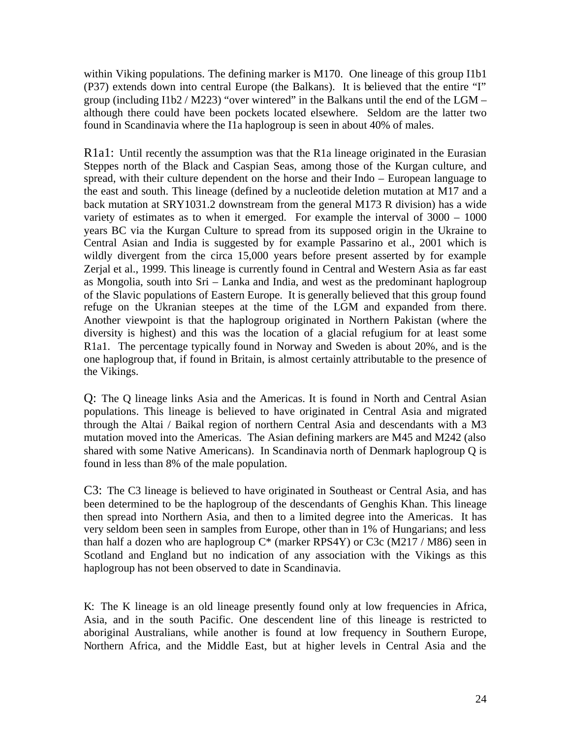within Viking populations. The defining marker is M170. One lineage of this group I1b1 (P37) extends down into central Europe (the Balkans). It is believed that the entire "I" group (including I1b2 / M223) "over wintered" in the Balkans until the end of the LGM – although there could have been pockets located elsewhere. Seldom are the latter two found in Scandinavia where the I1a haplogroup is seen in about 40% of males.

R1a1: Until recently the assumption was that the R1a lineage originated in the Eurasian Steppes north of the Black and Caspian Seas, among those of the Kurgan culture, and spread, with their culture dependent on the horse and their Indo – European language to the east and south. This lineage (defined by a nucleotide deletion mutation at M17 and a back mutation at SRY1031.2 downstream from the general M173 R division) has a wide variety of estimates as to when it emerged. For example the interval of 3000 – 1000 years BC via the Kurgan Culture to spread from its supposed origin in the Ukraine to Central Asian and India is suggested by for example Passarino et al., 2001 which is wildly divergent from the circa 15,000 years before present asserted by for example Zerjal et al., 1999. This lineage is currently found in Central and Western Asia as far east as Mongolia, south into Sri – Lanka and India, and west as the predominant haplogroup of the Slavic populations of Eastern Europe. It is generally believed that this group found refuge on the Ukranian steepes at the time of the LGM and expanded from there. Another viewpoint is that the haplogroup originated in Northern Pakistan (where the diversity is highest) and this was the location of a glacial refugium for at least some R1a1. The percentage typically found in Norway and Sweden is about 20%, and is the one haplogroup that, if found in Britain, is almost certainly attributable to the presence of the Vikings.

Q: The Q lineage links Asia and the Americas. It is found in North and Central Asian populations. This lineage is believed to have originated in Central Asia and migrated through the Altai / Baikal region of northern Central Asia and descendants with a M3 mutation moved into the Americas. The Asian defining markers are M45 and M242 (also shared with some Native Americans). In Scandinavia north of Denmark haplogroup Q is found in less than 8% of the male population.

C3: The C3 lineage is believed to have originated in Southeast or Central Asia, and has been determined to be the haplogroup of the descendants of Genghis Khan. This lineage then spread into Northern Asia, and then to a limited degree into the Americas. It has very seldom been seen in samples from Europe, other than in 1% of Hungarians; and less than half a dozen who are haplogroup C* (marker RPS4Y) or C3c (M217 / M86) seen in Scotland and England but no indication of any association with the Vikings as this haplogroup has not been observed to date in Scandinavia.

K: The K lineage is an old lineage presently found only at low frequencies in Africa, Asia, and in the south Pacific. One descendent line of this lineage is restricted to aboriginal Australians, while another is found at low frequency in Southern Europe, Northern Africa, and the Middle East, but at higher levels in Central Asia and the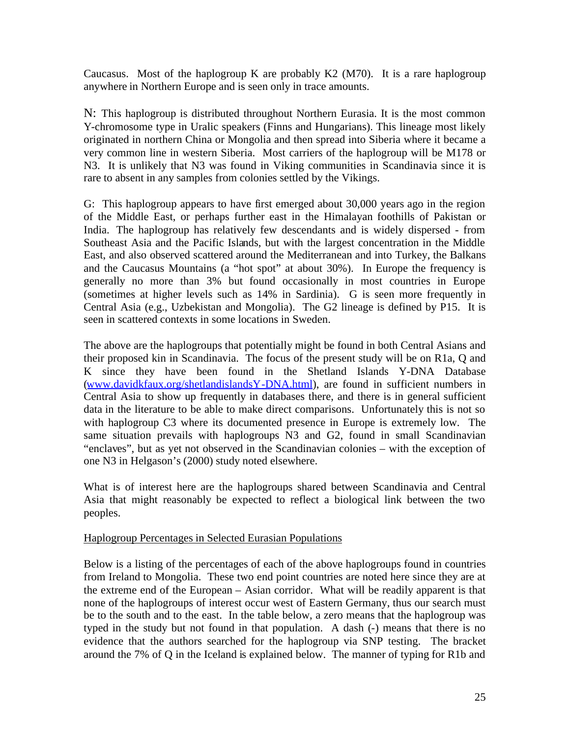Caucasus. Most of the haplogroup K are probably K2 (M70). It is a rare haplogroup anywhere in Northern Europe and is seen only in trace amounts.

N: This haplogroup is distributed throughout Northern Eurasia. It is the most common Y-chromosome type in Uralic speakers (Finns and Hungarians). This lineage most likely originated in northern China or Mongolia and then spread into Siberia where it became a very common line in western Siberia. Most carriers of the haplogroup will be M178 or N3. It is unlikely that N3 was found in Viking communities in Scandinavia since it is rare to absent in any samples from colonies settled by the Vikings.

G: This haplogroup appears to have first emerged about 30,000 years ago in the region of the Middle East, or perhaps further east in the Himalayan foothills of Pakistan or India. The haplogroup has relatively few descendants and is widely dispersed - from Southeast Asia and the Pacific Islands, but with the largest concentration in the Middle East, and also observed scattered around the Mediterranean and into Turkey, the Balkans and the Caucasus Mountains (a "hot spot" at about 30%). In Europe the frequency is generally no more than 3% but found occasionally in most countries in Europe (sometimes at higher levels such as 14% in Sardinia). G is seen more frequently in Central Asia (e.g., Uzbekistan and Mongolia). The G2 lineage is defined by P15. It is seen in scattered contexts in some locations in Sweden.

The above are the haplogroups that potentially might be found in both Central Asians and their proposed kin in Scandinavia. The focus of the present study will be on R1a, Q and K since they have been found in the Shetland Islands Y-DNA Database (www.davidkfaux.org/shetlandislandsY-DNA.html), are found in sufficient numbers in Central Asia to show up frequently in databases there, and there is in general sufficient data in the literature to be able to make direct comparisons. Unfortunately this is not so with haplogroup C3 where its documented presence in Europe is extremely low. The same situation prevails with haplogroups N3 and G2, found in small Scandinavian "enclaves", but as yet not observed in the Scandinavian colonies – with the exception of one N3 in Helgason's (2000) study noted elsewhere.

What is of interest here are the haplogroups shared between Scandinavia and Central Asia that might reasonably be expected to reflect a biological link between the two peoples.

Haplogroup Percentages in Selected Eurasian Populations

Below is a listing of the percentages of each of the above haplogroups found in countries from Ireland to Mongolia. These two end point countries are noted here since they are at the extreme end of the European – Asian corridor. What will be readily apparent is that none of the haplogroups of interest occur west of Eastern Germany, thus our search must be to the south and to the east. In the table below, a zero means that the haplogroup was typed in the study but not found in that population. A dash (-) means that there is no evidence that the authors searched for the haplogroup via SNP testing. The bracket around the 7% of Q in the Iceland is explained below. The manner of typing for R1b and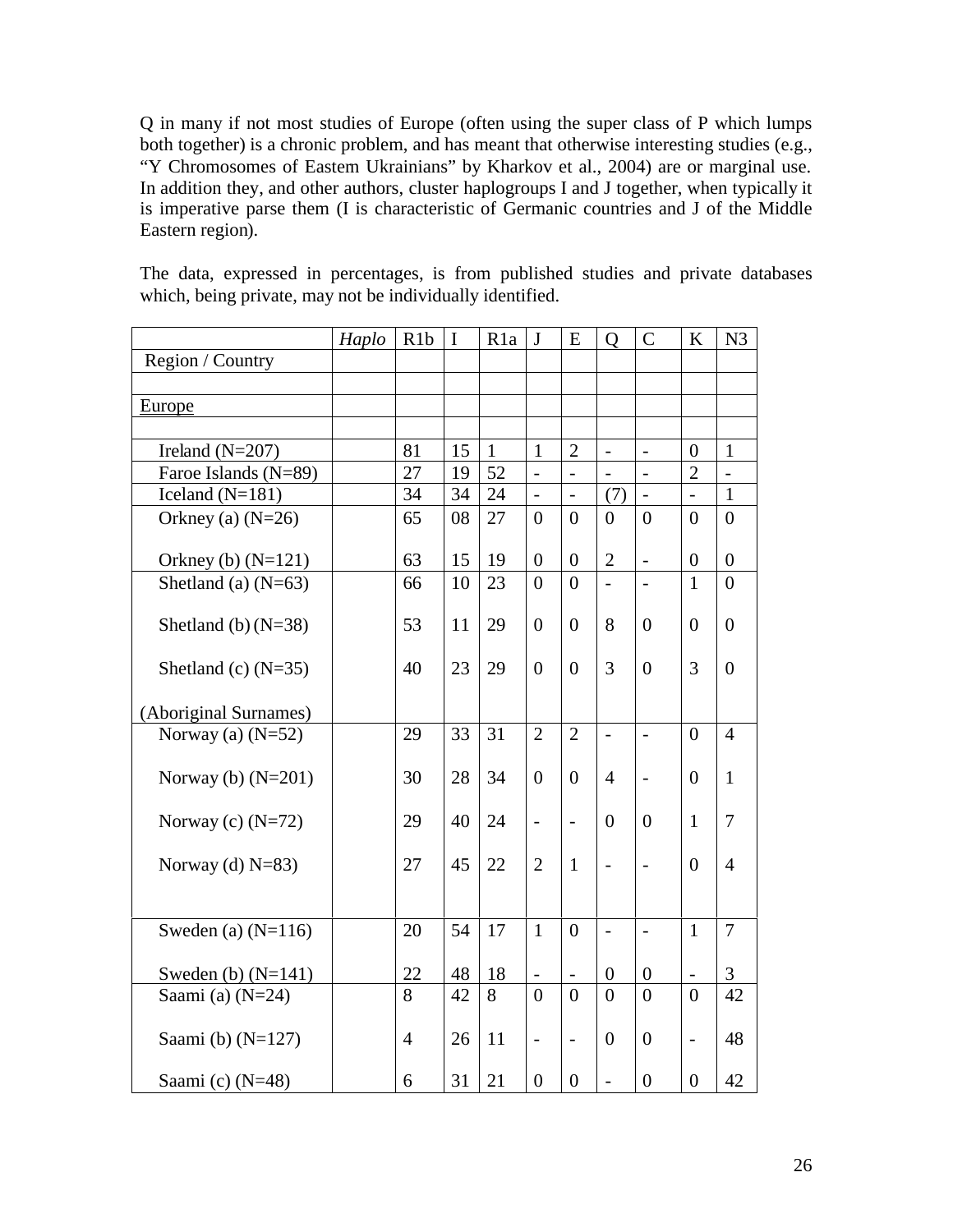Q in many if not most studies of Europe (often using the super class of P which lumps both together) is a chronic problem, and has meant that otherwise interesting studies (e.g., "Y Chromosomes of Eastem Ukrainians" by Kharkov et al., 2004) are or marginal use. In addition they, and other authors, cluster haplogroups I and J together, when typically it is imperative parse them (I is characteristic of Germanic countries and J of the Middle Eastern region).

The data, expressed in percentages, is from published studies and private databases which, being private, may not be individually identified.

| | *Haplo* | R1b | I | R1a | J | E | Q | C | K | N3 |
|---|---|---|---|---|---|---|---|---|---|---|
| Region / Country | | | | | | | | | | |
| | | | | | | | | | | |
| Europe | | | | | | | | | | |
| | | | | | | | | | | |
| Ireland (N=207) | | 81 | 15 | 1 | 1 | 2 | - | - | 0 | 1 |
| Faroe Islands (N=89) | | 27 | 19 | 52 | - | - | - | - | 2 | - |
| Iceland (N=181) | | 34 | 34 | 24 | - | - | (7) | - | - | 1 |
| Orkney (a) (N=26) | | 65 | 08 | 27 | 0 | 0 | 0 | 0 | 0 | 0 |
| Orkney (b) (N=121) | | 63 | 15 | 19 | 0 | 0 | 2 | - | 0 | 0 |
| Shetland (a) (N=63) | | 66 | 10 | 23 | 0 | 0 | - | - | 1 | 0 |
| Shetland (b) (N=38) | | 53 | 11 | 29 | 0 | 0 | 8 | 0 | 0 | 0 |
| Shetland (c) (N=35) | | 40 | 23 | 29 | 0 | 0 | 3 | 0 | 3 | 0 |
| (Aboriginal Surnames) | | | | | | | | | | |
| Norway (a) (N=52) | | 29 | 33 | 31 | 2 | 2 | - | - | 0 | 4 |
| Norway (b) (N=201) | | 30 | 28 | 34 | 0 | 0 | 4 | - | 0 | 1 |
| Norway (c) (N=72) | | 29 | 40 | 24 | - | - | 0 | 0 | 1 | 7 |
| Norway (d) N=83) | | 27 | 45 | 22 | 2 | 1 | - | - | 0 | 4 |
| Sweden (a) (N=116) | | 20 | 54 | 17 | 1 | 0 | - | - | 1 | 7 |
| Sweden (b) (N=141) | | 22 | 48 | 18 | - | - | 0 | 0 | - | 3 |
| Saami (a) (N=24) | | 8 | 42 | 8 | 0 | 0 | 0 | 0 | 0 | 42 |
| Saami (b) (N=127) | | 4 | 26 | 11 | - | - | 0 | 0 | - | 48 |
| Saami (c) (N=48) | | 6 | 31 | 21 | 0 | 0 | - | 0 | 0 | 42 |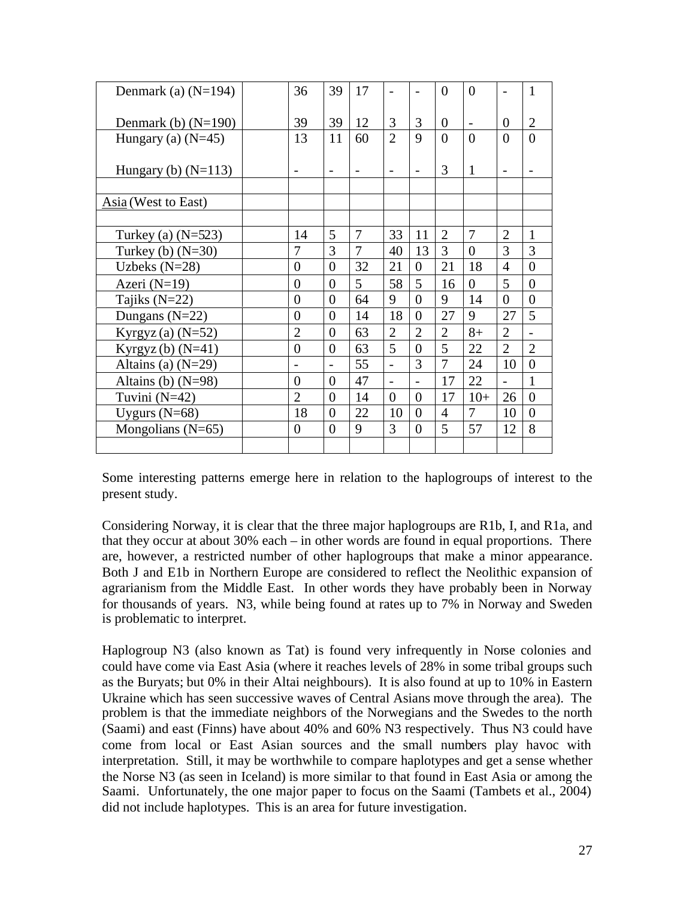| | | | | | | | | | | |
|---|---|---|---|---|---|---|---|---|---|---|
| Denmark (a) (N=194) | | 36 | 39 | 17 | - | - | 0 | 0 | - | 1 |
| Denmark (b) (N=190) | | 39 | 39 | 12 | 3 | 3 | 0 | - | 0 | 2 |
| Hungary (a) (N=45) | | 13 | 11 | 60 | 2 | 9 | 0 | 0 | 0 | 0 |
| Hungary (b) (N=113) | | - | - | - | - | - | 3 | 1 | - | - |
| | | | | | | | | | | |
| Asia (West to East) | | | | | | | | | | |
| | | | | | | | | | | |
| Turkey (a) (N=523) | | 14 | 5 | 7 | 33 | 11 | 2 | 7 | 2 | 1 |
| Turkey (b) (N=30) | | 7 | 3 | 7 | 40 | 13 | 3 | 0 | 3 | 3 |
| Uzbeks (N=28) | | 0 | 0 | 32 | 21 | 0 | 21 | 18 | 4 | 0 |
| Azeri (N=19) | | 0 | 0 | 5 | 58 | 5 | 16 | 0 | 5 | 0 |
| Tajiks (N=22) | | 0 | 0 | 64 | 9 | 0 | 9 | 14 | 0 | 0 |
| Dungans (N=22) | | 0 | 0 | 14 | 18 | 0 | 27 | 9 | 27 | 5 |
| Kyrgyz (a) (N=52) | | 2 | 0 | 63 | 2 | 2 | 2 | 8+ | 2 | - |
| Kyrgyz (b) (N=41) | | 0 | 0 | 63 | 5 | 0 | 5 | 22 | 2 | 2 |
| Altains (a) (N=29) | | - | - | 55 | - | 3 | 7 | 24 | 10 | 0 |
| Altains (b) (N=98) | | 0 | 0 | 47 | - | - | 17 | 22 | - | 1 |
| Tuvini (N=42) | | 2 | 0 | 14 | 0 | 0 | 17 | 10+ | 26 | 0 |
| Uygurs (N=68) | | 18 | 0 | 22 | 10 | 0 | 4 | 7 | 10 | 0 |
| Mongolians (N=65) | | 0 | 0 | 9 | 3 | 0 | 5 | 57 | 12 | 8 |
| | | | | | | | | | | |

Some interesting patterns emerge here in relation to the haplogroups of interest to the present study.

Considering Norway, it is clear that the three major haplogroups are R1b, I, and R1a, and that they occur at about 30% each – in other words are found in equal proportions. There are, however, a restricted number of other haplogroups that make a minor appearance. Both J and E1b in Northern Europe are considered to reflect the Neolithic expansion of agrarianism from the Middle East. In other words they have probably been in Norway for thousands of years. N3, while being found at rates up to 7% in Norway and Sweden is problematic to interpret.

Haplogroup N3 (also known as Tat) is found very infrequently in Norse colonies and could have come via East Asia (where it reaches levels of 28% in some tribal groups such as the Buryats; but 0% in their Altai neighbours). It is also found at up to 10% in Eastern Ukraine which has seen successive waves of Central Asians move through the area). The problem is that the immediate neighbors of the Norwegians and the Swedes to the north (Saami) and east (Finns) have about 40% and 60% N3 respectively. Thus N3 could have come from local or East Asian sources and the small numbers play havoc with interpretation. Still, it may be worthwhile to compare haplotypes and get a sense whether the Norse N3 (as seen in Iceland) is more similar to that found in East Asia or among the Saami. Unfortunately, the one major paper to focus on the Saami (Tambets et al., 2004) did not include haplotypes. This is an area for future investigation.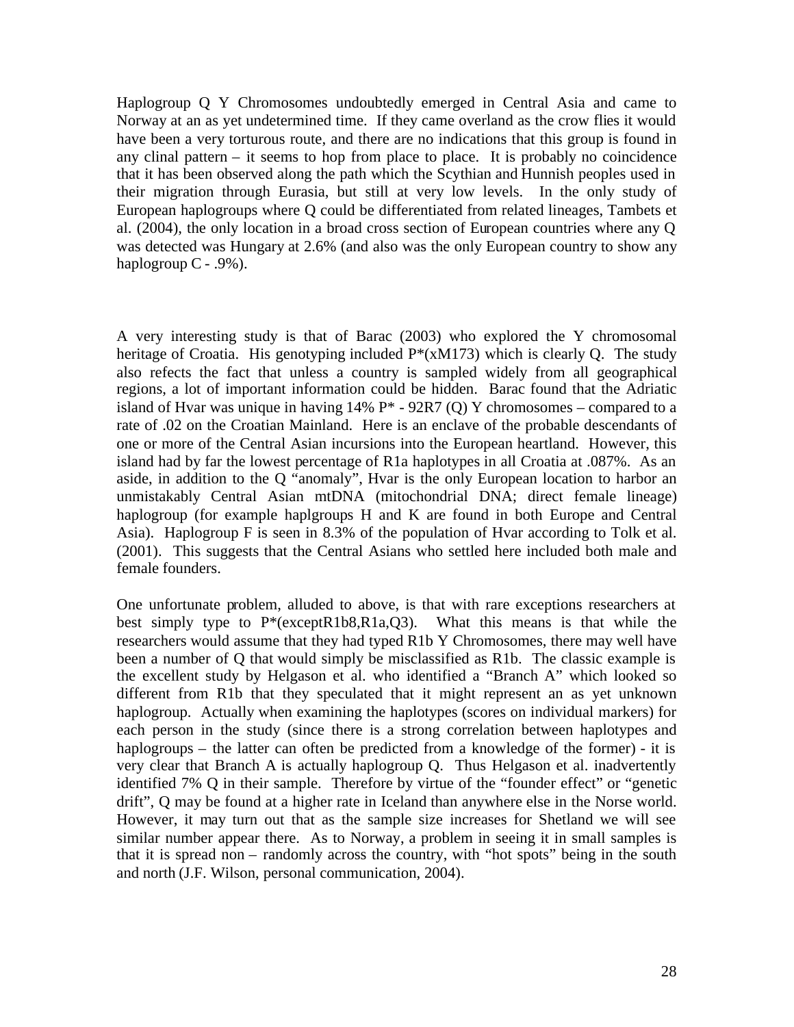Haplogroup Q Y Chromosomes undoubtedly emerged in Central Asia and came to Norway at an as yet undetermined time. If they came overland as the crow flies it would have been a very torturous route, and there are no indications that this group is found in any clinal pattern – it seems to hop from place to place. It is probably no coincidence that it has been observed along the path which the Scythian and Hunnish peoples used in their migration through Eurasia, but still at very low levels. In the only study of European haplogroups where Q could be differentiated from related lineages, Tambets et al. (2004), the only location in a broad cross section of European countries where any Q was detected was Hungary at 2.6% (and also was the only European country to show any haplogroup C - .9%).

A very interesting study is that of Barac (2003) who explored the Y chromosomal heritage of Croatia. His genotyping included P*(xM173) which is clearly Q. The study also refects the fact that unless a country is sampled widely from all geographical regions, a lot of important information could be hidden. Barac found that the Adriatic island of Hvar was unique in having 14% P* - 92R7 (Q) Y chromosomes – compared to a rate of .02 on the Croatian Mainland. Here is an enclave of the probable descendants of one or more of the Central Asian incursions into the European heartland. However, this island had by far the lowest percentage of R1a haplotypes in all Croatia at .087%. As an aside, in addition to the Q "anomaly", Hvar is the only European location to harbor an unmistakably Central Asian mtDNA (mitochondrial DNA; direct female lineage) haplogroup (for example haplgroups H and K are found in both Europe and Central Asia). Haplogroup F is seen in 8.3% of the population of Hvar according to Tolk et al. (2001). This suggests that the Central Asians who settled here included both male and female founders.

One unfortunate problem, alluded to above, is that with rare exceptions researchers at best simply type to P*(exceptR1b8,R1a,Q3). What this means is that while the researchers would assume that they had typed R1b Y Chromosomes, there may well have been a number of Q that would simply be misclassified as R1b. The classic example is the excellent study by Helgason et al. who identified a "Branch A" which looked so different from R1b that they speculated that it might represent an as yet unknown haplogroup. Actually when examining the haplotypes (scores on individual markers) for each person in the study (since there is a strong correlation between haplotypes and haplogroups – the latter can often be predicted from a knowledge of the former) - it is very clear that Branch A is actually haplogroup Q. Thus Helgason et al. inadvertently identified 7% Q in their sample. Therefore by virtue of the "founder effect" or "genetic drift", Q may be found at a higher rate in Iceland than anywhere else in the Norse world. However, it may turn out that as the sample size increases for Shetland we will see similar number appear there. As to Norway, a problem in seeing it in small samples is that it is spread non – randomly across the country, with "hot spots" being in the south and north (J.F. Wilson, personal communication, 2004).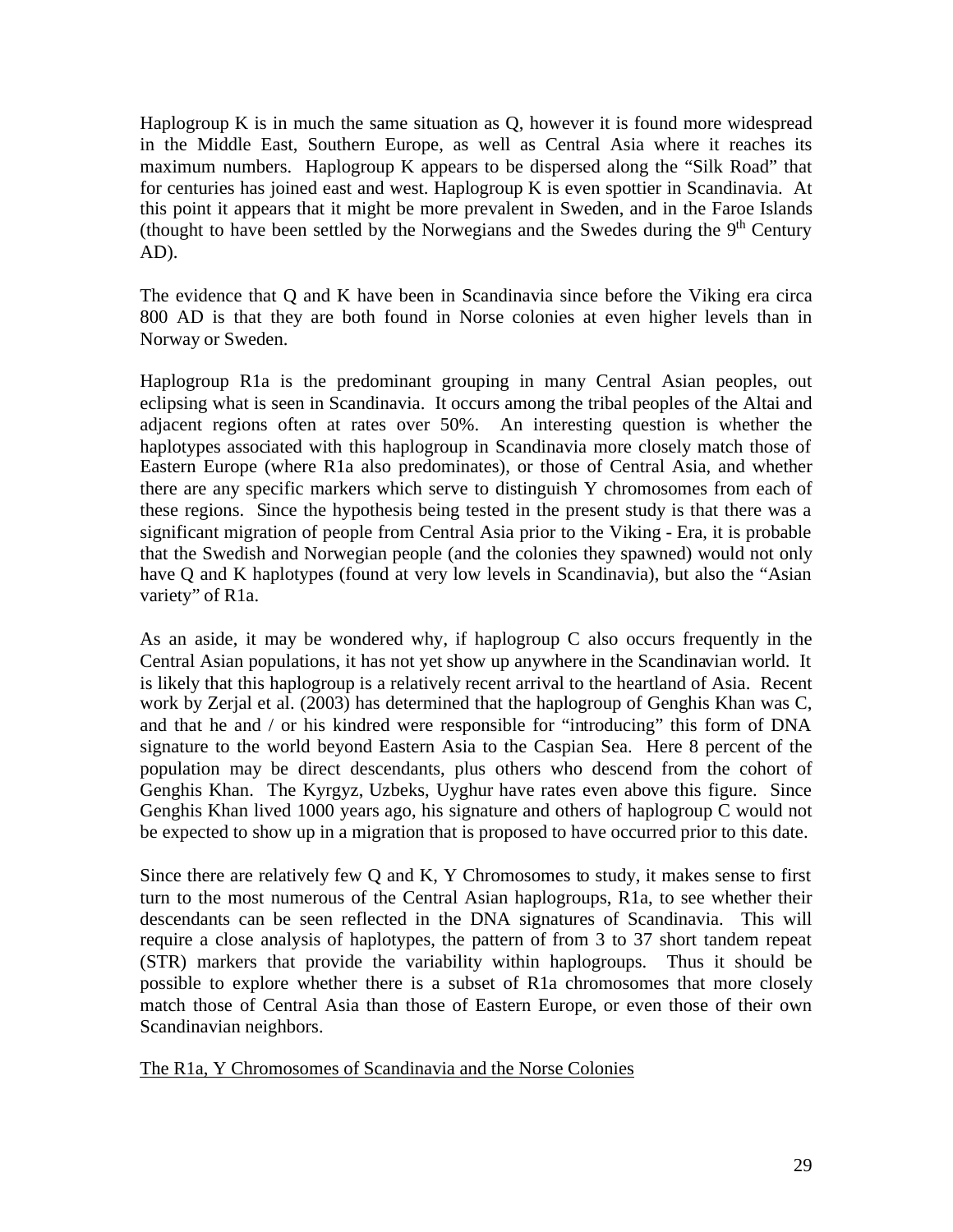Haplogroup K is in much the same situation as Q, however it is found more widespread in the Middle East, Southern Europe, as well as Central Asia where it reaches its maximum numbers. Haplogroup K appears to be dispersed along the "Silk Road" that for centuries has joined east and west. Haplogroup K is even spottier in Scandinavia. At this point it appears that it might be more prevalent in Sweden, and in the Faroe Islands (thought to have been settled by the Norwegians and the Swedes during the 9th Century AD).

The evidence that Q and K have been in Scandinavia since before the Viking era circa 800 AD is that they are both found in Norse colonies at even higher levels than in Norway or Sweden.

Haplogroup R1a is the predominant grouping in many Central Asian peoples, out eclipsing what is seen in Scandinavia. It occurs among the tribal peoples of the Altai and adjacent regions often at rates over 50%. An interesting question is whether the haplotypes associated with this haplogroup in Scandinavia more closely match those of Eastern Europe (where R1a also predominates), or those of Central Asia, and whether there are any specific markers which serve to distinguish Y chromosomes from each of these regions. Since the hypothesis being tested in the present study is that there was a significant migration of people from Central Asia prior to the Viking - Era, it is probable that the Swedish and Norwegian people (and the colonies they spawned) would not only have Q and K haplotypes (found at very low levels in Scandinavia), but also the "Asian variety" of R1a.

As an aside, it may be wondered why, if haplogroup C also occurs frequently in the Central Asian populations, it has not yet show up anywhere in the Scandinavian world. It is likely that this haplogroup is a relatively recent arrival to the heartland of Asia. Recent work by Zerjal et al. (2003) has determined that the haplogroup of Genghis Khan was C, and that he and / or his kindred were responsible for "introducing" this form of DNA signature to the world beyond Eastern Asia to the Caspian Sea. Here 8 percent of the population may be direct descendants, plus others who descend from the cohort of Genghis Khan. The Kyrgyz, Uzbeks, Uyghur have rates even above this figure. Since Genghis Khan lived 1000 years ago, his signature and others of haplogroup C would not be expected to show up in a migration that is proposed to have occurred prior to this date.

Since there are relatively few Q and K, Y Chromosomes to study, it makes sense to first turn to the most numerous of the Central Asian haplogroups, R1a, to see whether their descendants can be seen reflected in the DNA signatures of Scandinavia. This will require a close analysis of haplotypes, the pattern of from 3 to 37 short tandem repeat (STR) markers that provide the variability within haplogroups. Thus it should be possible to explore whether there is a subset of R1a chromosomes that more closely match those of Central Asia than those of Eastern Europe, or even those of their own Scandinavian neighbors.

## The R1a, Y Chromosomes of Scandinavia and the Norse Colonies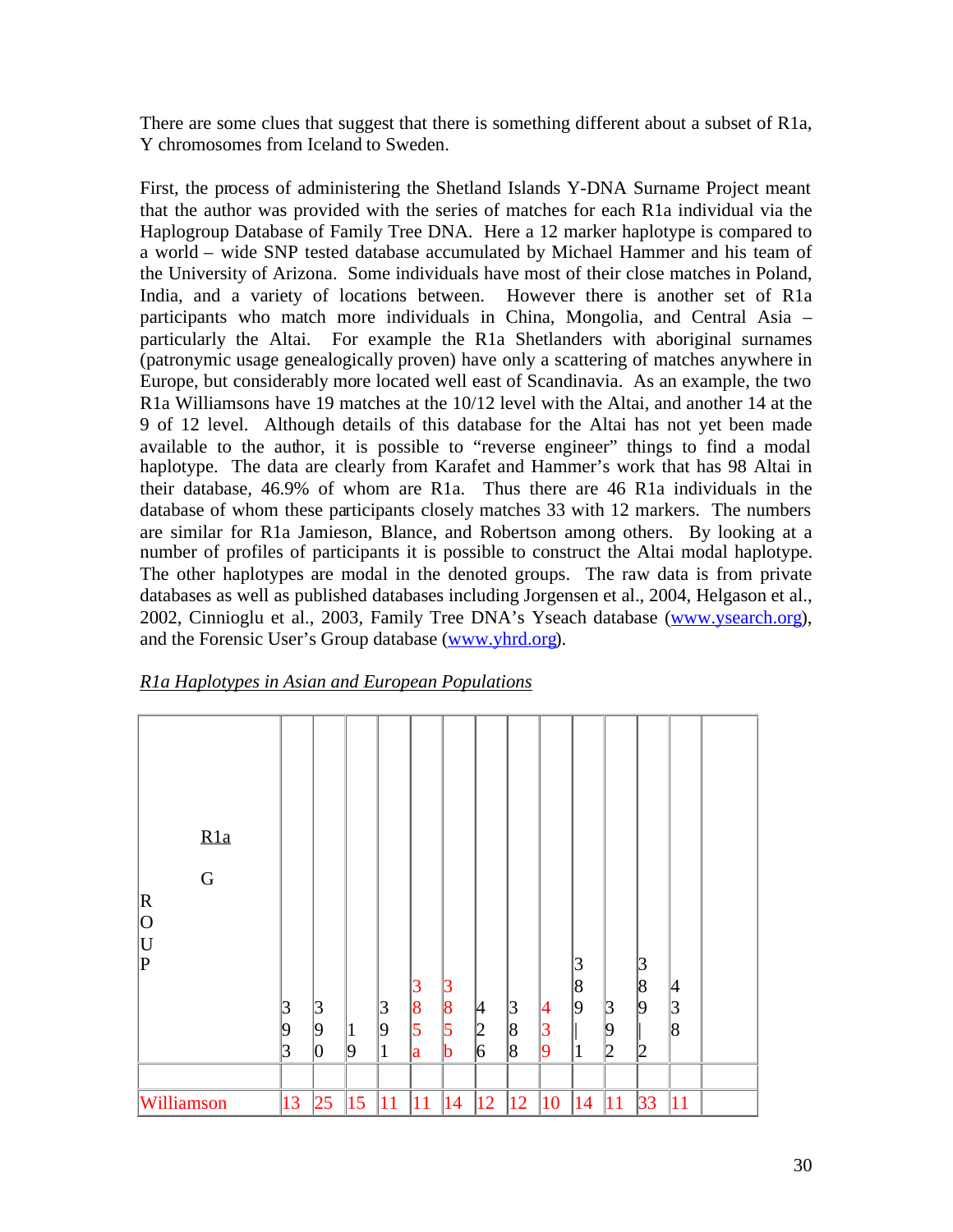There are some clues that suggest that there is something different about a subset of R1a, Y chromosomes from Iceland to Sweden.

First, the process of administering the Shetland Islands Y-DNA Surname Project meant that the author was provided with the series of matches for each R1a individual via the Haplogroup Database of Family Tree DNA. Here a 12 marker haplotype is compared to a world – wide SNP tested database accumulated by Michael Hammer and his team of the University of Arizona. Some individuals have most of their close matches in Poland, India, and a variety of locations between. However there is another set of R1a participants who match more individuals in China, Mongolia, and Central Asia – particularly the Altai. For example the R1a Shetlanders with aboriginal surnames (patronymic usage genealogically proven) have only a scattering of matches anywhere in Europe, but considerably more located well east of Scandinavia. As an example, the two R1a Williamsons have 19 matches at the 10/12 level with the Altai, and another 14 at the 9 of 12 level. Although details of this database for the Altai has not yet been made available to the author, it is possible to "reverse engineer" things to find a modal haplotype. The data are clearly from Karafet and Hammer's work that has 98 Altai in their database, 46.9% of whom are R1a. Thus there are 46 R1a individuals in the database of whom these participants closely matches 33 with 12 markers. The numbers are similar for R1a Jamieson, Blance, and Robertson among others. By looking at a number of profiles of participants it is possible to construct the Altai modal haplotype. The other haplotypes are modal in the denoted groups. The raw data is from private databases as well as published databases including Jorgensen et al., 2004, Helgason et al., 2002, Cinnioglu et al., 2003, Family Tree DNA's Yseach database (www.ysearch.org), and the Forensic User's Group database (www.yhrd.org).

*R1a Haplotypes in Asian and European Populations*

| R1a GROUP | 393 | 390 | 19 | 391 | 385a | 385b | 426 | 388 | 439 | 389-1 | 392 | 389-2 | 438 | |
|---|---|---|---|---|---|---|---|---|---|---|---|---|---|---|
| | | | | | | | | | | | | | | |
| Williamson | 13 | 25 | 15 | 11 | 11 | 14 | 12 | 12 | 10 | 14 | 11 | 33 | 11 | |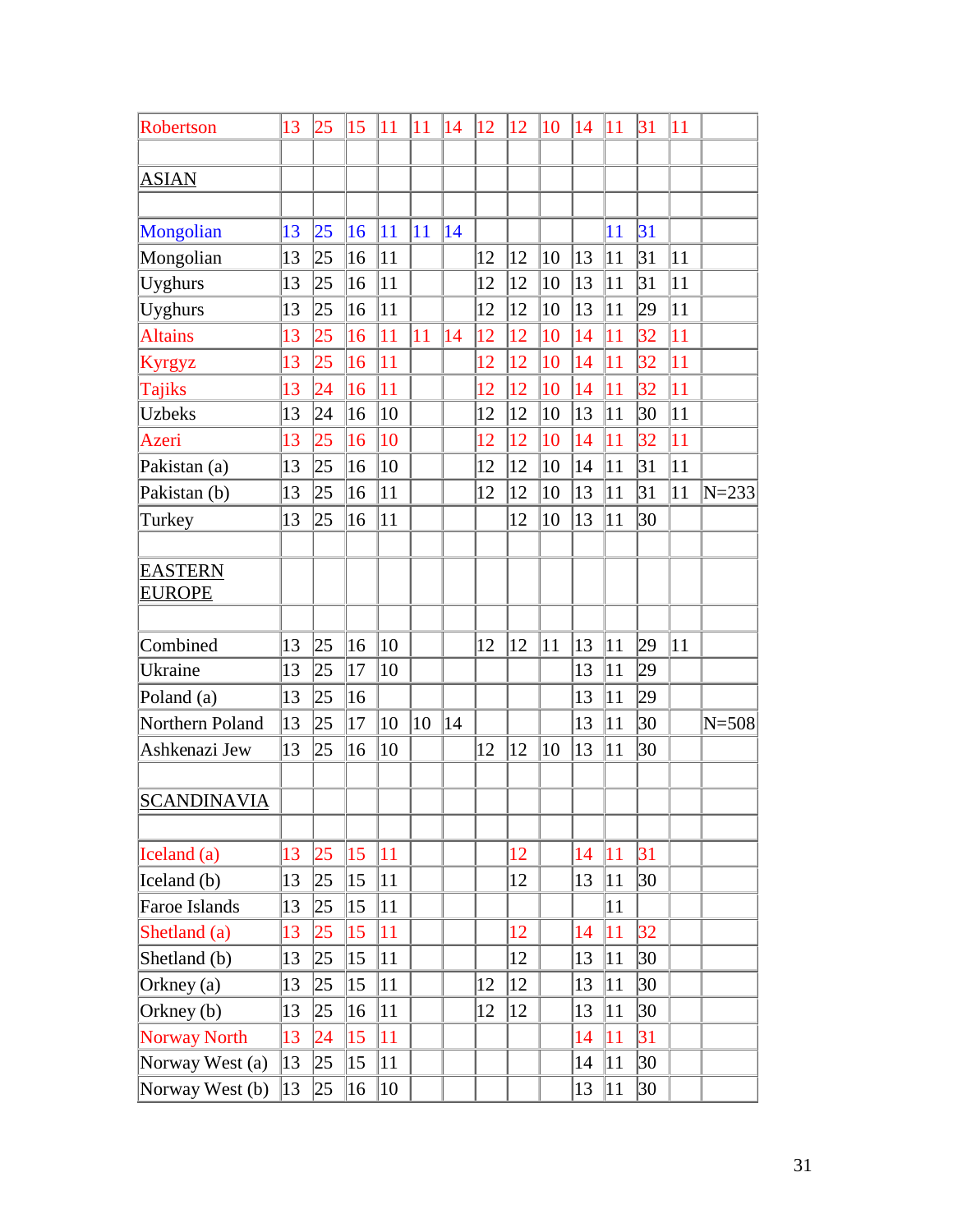| | | | | | | | | | | | | | | |
|---|---|---|---|---|---|---|---|---|---|---|---|---|---|---|
| Robertson | 13 | 25 | 15 | 11 | 11 | 14 | 12 | 12 | 10 | 14 | 11 | 31 | 11 | |
| | | | | | | | | | | | | | | |
| ASIAN | | | | | | | | | | | | | | |
| | | | | | | | | | | | | | | |
| Mongolian | 13 | 25 | 16 | 11 | 11 | 14 | | | | | 11 | 31 | | |
| Mongolian | 13 | 25 | 16 | 11 | | | 12 | 12 | 10 | 13 | 11 | 31 | 11 | |
| Uyghurs | 13 | 25 | 16 | 11 | | | 12 | 12 | 10 | 13 | 11 | 31 | 11 | |
| Uyghurs | 13 | 25 | 16 | 11 | | | 12 | 12 | 10 | 13 | 11 | 29 | 11 | |
| Altains | 13 | 25 | 16 | 11 | 11 | 14 | 12 | 12 | 10 | 14 | 11 | 32 | 11 | |
| Kyrgyz | 13 | 25 | 16 | 11 | | | 12 | 12 | 10 | 14 | 11 | 32 | 11 | |
| Tajiks | 13 | 24 | 16 | 11 | | | 12 | 12 | 10 | 14 | 11 | 32 | 11 | |
| Uzbeks | 13 | 24 | 16 | 10 | | | 12 | 12 | 10 | 13 | 11 | 30 | 11 | |
| Azeri | 13 | 25 | 16 | 10 | | | 12 | 12 | 10 | 14 | 11 | 32 | 11 | |
| Pakistan (a) | 13 | 25 | 16 | 10 | | | 12 | 12 | 10 | 14 | 11 | 31 | 11 | |
| Pakistan (b) | 13 | 25 | 16 | 11 | | | 12 | 12 | 10 | 13 | 11 | 31 | 11 | N=233 |
| Turkey | 13 | 25 | 16 | 11 | | | | 12 | 10 | 13 | 11 | 30 | | |
| | | | | | | | | | | | | | | |
| EASTERN EUROPE | | | | | | | | | | | | | | |
| | | | | | | | | | | | | | | |
| Combined | 13 | 25 | 16 | 10 | | | 12 | 12 | 11 | 13 | 11 | 29 | 11 | |
| Ukraine | 13 | 25 | 17 | 10 | | | | | | 13 | 11 | 29 | | |
| Poland (a) | 13 | 25 | 16 | | | | | | | 13 | 11 | 29 | | |
| Northern Poland | 13 | 25 | 17 | 10 | 10 | 14 | | | | 13 | 11 | 30 | | N=508 |
| Ashkenazi Jew | 13 | 25 | 16 | 10 | | | 12 | 12 | 10 | 13 | 11 | 30 | | |
| | | | | | | | | | | | | | | |
| SCANDINAVIA | | | | | | | | | | | | | | |
| | | | | | | | | | | | | | | |
| Iceland (a) | 13 | 25 | 15 | 11 | | | | 12 | | 14 | 11 | 31 | | |
| Iceland (b) | 13 | 25 | 15 | 11 | | | | 12 | | 13 | 11 | 30 | | |
| Faroe Islands | 13 | 25 | 15 | 11 | | | | | | | 11 | | | |
| Shetland (a) | 13 | 25 | 15 | 11 | | | | 12 | | 14 | 11 | 32 | | |
| Shetland (b) | 13 | 25 | 15 | 11 | | | | 12 | | 13 | 11 | 30 | | |
| Orkney (a) | 13 | 25 | 15 | 11 | | | 12 | 12 | | 13 | 11 | 30 | | |
| Orkney (b) | 13 | 25 | 16 | 11 | | | 12 | 12 | | 13 | 11 | 30 | | |
| Norway North | 13 | 24 | 15 | 11 | | | | | | 14 | 11 | 31 | | |
| Norway West (a) | 13 | 25 | 15 | 11 | | | | | | 14 | 11 | 30 | | |
| Norway West (b) | 13 | 25 | 16 | 10 | | | | | | 13 | 11 | 30 | | |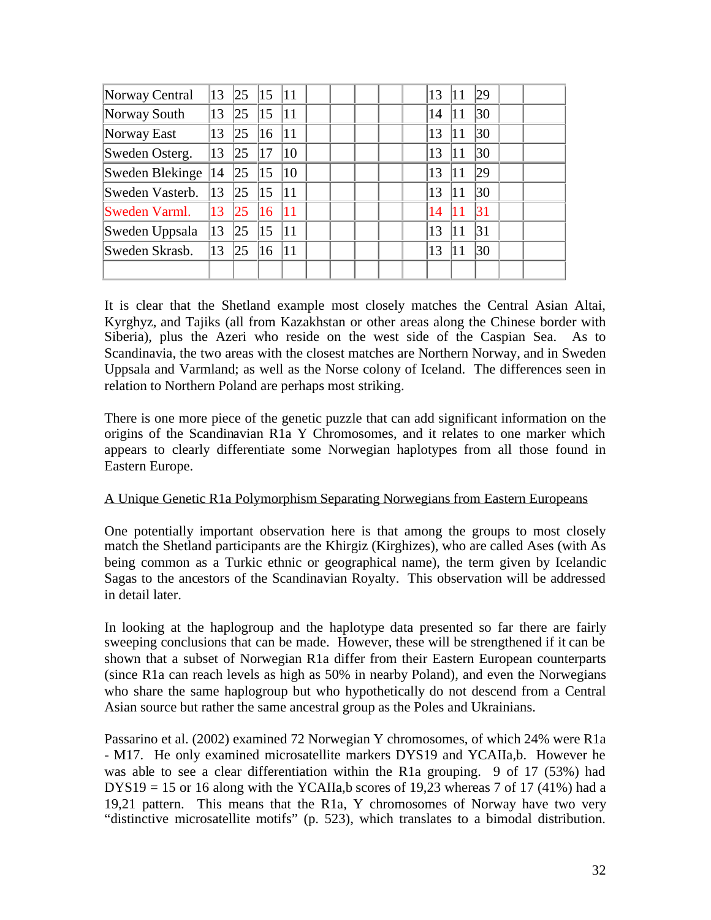| | | | | | | | | | | | | | | |
|---|---|---|---|---|---|---|---|---|---|---|---|---|---|---|
| Norway Central | 13 | 25 | 15 | 11 | | | | | | 13 | 11 | 29 | | |
| Norway South | 13 | 25 | 15 | 11 | | | | | | 14 | 11 | 30 | | |
| Norway East | 13 | 25 | 16 | 11 | | | | | | 13 | 11 | 30 | | |
| Sweden Osterg. | 13 | 25 | 17 | 10 | | | | | | 13 | 11 | 30 | | |
| Sweden Blekinge | 14 | 25 | 15 | 10 | | | | | | 13 | 11 | 29 | | |
| Sweden Vasterb. | 13 | 25 | 15 | 11 | | | | | | 13 | 11 | 30 | | |
| Sweden Varml. | 13 | 25 | 16 | 11 | | | | | | 14 | 11 | 31 | | |
| Sweden Uppsala | 13 | 25 | 15 | 11 | | | | | | 13 | 11 | 31 | | |
| Sweden Skrasb. | 13 | 25 | 16 | 11 | | | | | | 13 | 11 | 30 | | |
| | | | | | | | | | | | | | | |

It is clear that the Shetland example most closely matches the Central Asian Altai, Kyrghyz, and Tajiks (all from Kazakhstan or other areas along the Chinese border with Siberia), plus the Azeri who reside on the west side of the Caspian Sea. As to Scandinavia, the two areas with the closest matches are Northern Norway, and in Sweden Uppsala and Varmland; as well as the Norse colony of Iceland. The differences seen in relation to Northern Poland are perhaps most striking.

There is one more piece of the genetic puzzle that can add significant information on the origins of the Scandinavian R1a Y Chromosomes, and it relates to one marker which appears to clearly differentiate some Norwegian haplotypes from all those found in Eastern Europe.

A Unique Genetic R1a Polymorphism Separating Norwegians from Eastern Europeans

One potentially important observation here is that among the groups to most closely match the Shetland participants are the Khirgiz (Kirghizes), who are called Ases (with As being common as a Turkic ethnic or geographical name), the term given by Icelandic Sagas to the ancestors of the Scandinavian Royalty. This observation will be addressed in detail later.

In looking at the haplogroup and the haplotype data presented so far there are fairly sweeping conclusions that can be made. However, these will be strengthened if it can be shown that a subset of Norwegian R1a differ from their Eastern European counterparts (since R1a can reach levels as high as 50% in nearby Poland), and even the Norwegians who share the same haplogroup but who hypothetically do not descend from a Central Asian source but rather the same ancestral group as the Poles and Ukrainians.

Passarino et al. (2002) examined 72 Norwegian Y chromosomes, of which 24% were R1a - M17. He only examined microsatellite markers DYS19 and YCAIIa,b. However he was able to see a clear differentiation within the R1a grouping. 9 of 17 (53%) had DYS19 = 15 or 16 along with the YCAIIa,b scores of 19,23 whereas 7 of 17 (41%) had a 19,21 pattern. This means that the R1a, Y chromosomes of Norway have two very "distinctive microsatellite motifs" (p. 523), which translates to a bimodal distribution.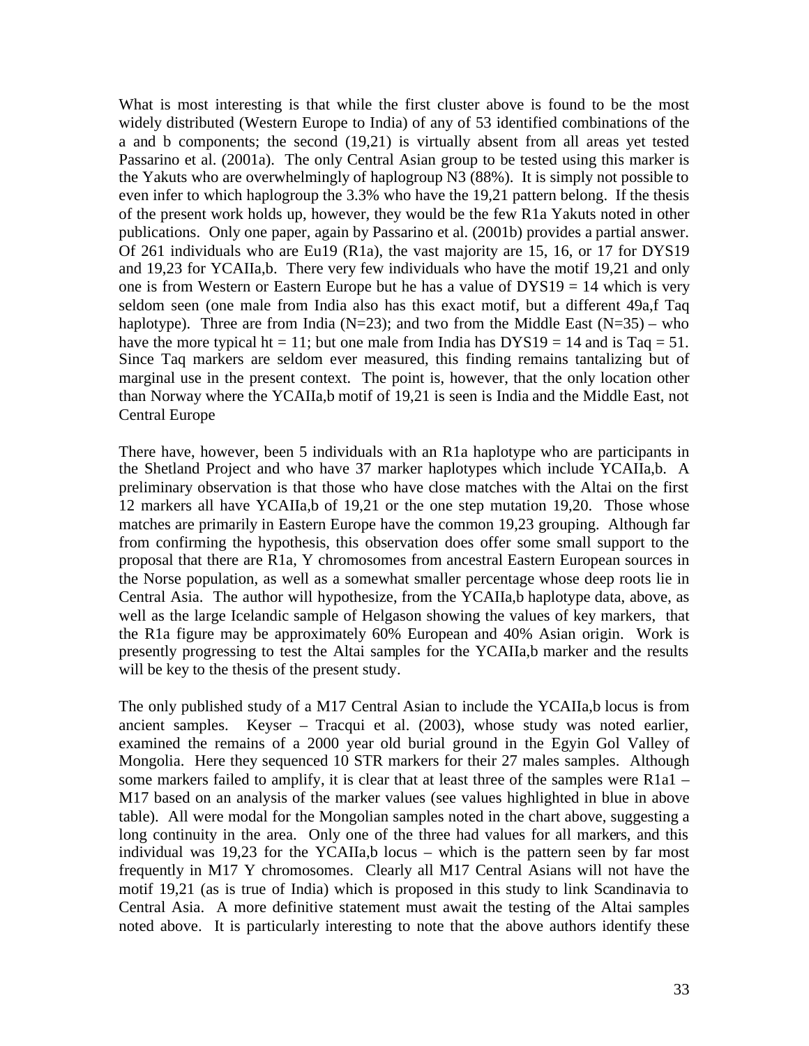What is most interesting is that while the first cluster above is found to be the most widely distributed (Western Europe to India) of any of 53 identified combinations of the a and b components; the second (19,21) is virtually absent from all areas yet tested Passarino et al. (2001a). The only Central Asian group to be tested using this marker is the Yakuts who are overwhelmingly of haplogroup N3 (88%). It is simply not possible to even infer to which haplogroup the 3.3% who have the 19,21 pattern belong. If the thesis of the present work holds up, however, they would be the few R1a Yakuts noted in other publications. Only one paper, again by Passarino et al. (2001b) provides a partial answer. Of 261 individuals who are Eu19 (R1a), the vast majority are 15, 16, or 17 for DYS19 and 19,23 for YCAIIa,b. There very few individuals who have the motif 19,21 and only one is from Western or Eastern Europe but he has a value of DYS19 = 14 which is very seldom seen (one male from India also has this exact motif, but a different 49a,f Taq haplotype). Three are from India (N=23); and two from the Middle East (N=35) – who have the more typical ht = 11; but one male from India has DYS19 = 14 and is Taq = 51. Since Taq markers are seldom ever measured, this finding remains tantalizing but of marginal use in the present context. The point is, however, that the only location other than Norway where the YCAIIa,b motif of 19,21 is seen is India and the Middle East, not Central Europe

There have, however, been 5 individuals with an R1a haplotype who are participants in the Shetland Project and who have 37 marker haplotypes which include YCAIIa,b. A preliminary observation is that those who have close matches with the Altai on the first 12 markers all have YCAIIa,b of 19,21 or the one step mutation 19,20. Those whose matches are primarily in Eastern Europe have the common 19,23 grouping. Although far from confirming the hypothesis, this observation does offer some small support to the proposal that there are R1a, Y chromosomes from ancestral Eastern European sources in the Norse population, as well as a somewhat smaller percentage whose deep roots lie in Central Asia. The author will hypothesize, from the YCAIIa,b haplotype data, above, as well as the large Icelandic sample of Helgason showing the values of key markers, that the R1a figure may be approximately 60% European and 40% Asian origin. Work is presently progressing to test the Altai samples for the YCAIIa,b marker and the results will be key to the thesis of the present study.

The only published study of a M17 Central Asian to include the YCAIIa,b locus is from ancient samples. Keyser – Tracqui et al. (2003), whose study was noted earlier, examined the remains of a 2000 year old burial ground in the Egyin Gol Valley of Mongolia. Here they sequenced 10 STR markers for their 27 males samples. Although some markers failed to amplify, it is clear that at least three of the samples were R1a1 – M17 based on an analysis of the marker values (see values highlighted in blue in above table). All were modal for the Mongolian samples noted in the chart above, suggesting a long continuity in the area. Only one of the three had values for all markers, and this individual was 19,23 for the YCAIIa,b locus – which is the pattern seen by far most frequently in M17 Y chromosomes. Clearly all M17 Central Asians will not have the motif 19,21 (as is true of India) which is proposed in this study to link Scandinavia to Central Asia. A more definitive statement must await the testing of the Altai samples noted above. It is particularly interesting to note that the above authors identify these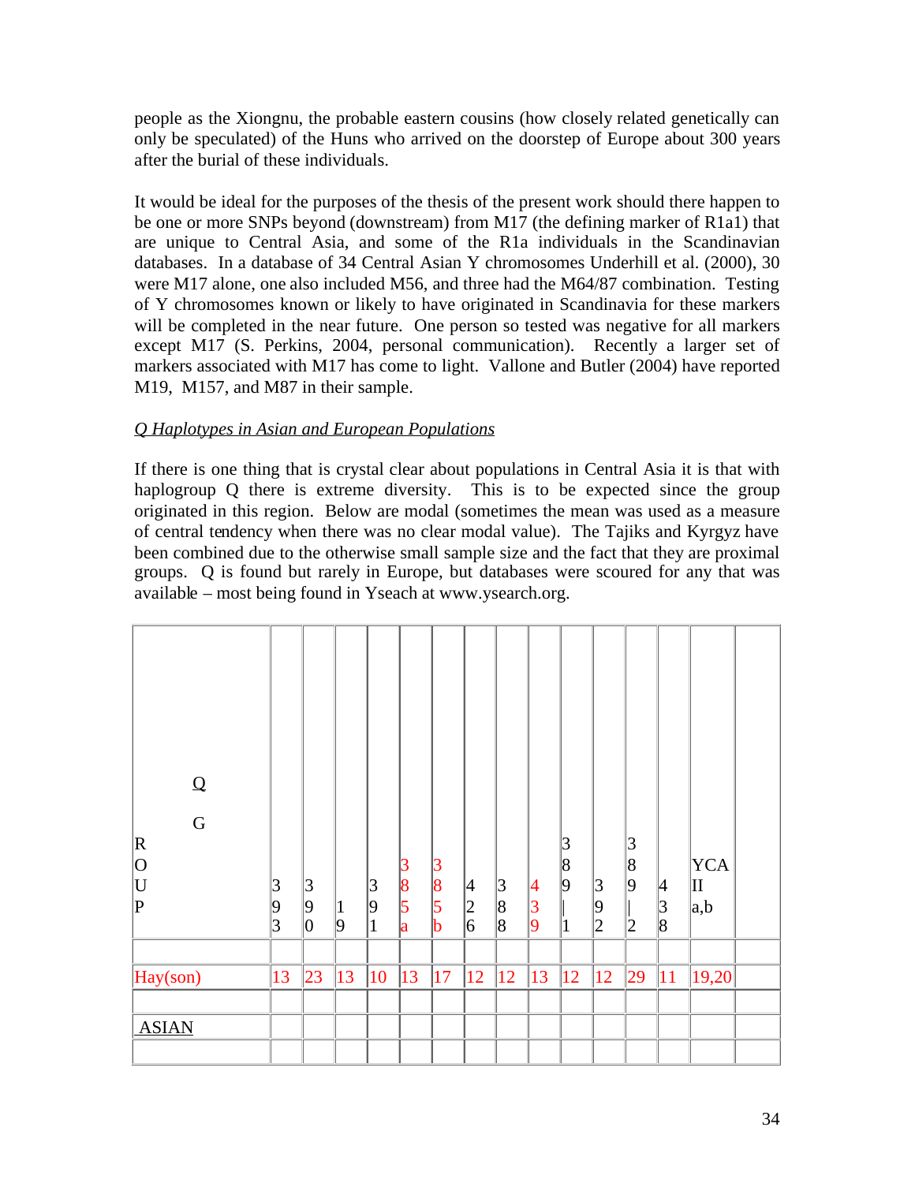people as the Xiongnu, the probable eastern cousins (how closely related genetically can only be speculated) of the Huns who arrived on the doorstep of Europe about 300 years after the burial of these individuals.

It would be ideal for the purposes of the thesis of the present work should there happen to be one or more SNPs beyond (downstream) from M17 (the defining marker of R1a1) that are unique to Central Asia, and some of the R1a individuals in the Scandinavian databases. In a database of 34 Central Asian Y chromosomes Underhill et al. (2000), 30 were M17 alone, one also included M56, and three had the M64/87 combination. Testing of Y chromosomes known or likely to have originated in Scandinavia for these markers will be completed in the near future. One person so tested was negative for all markers except M17 (S. Perkins, 2004, personal communication). Recently a larger set of markers associated with M17 has come to light. Vallone and Butler (2004) have reported M19, M157, and M87 in their sample.

*Q Haplotypes in Asian and European Populations*

If there is one thing that is crystal clear about populations in Central Asia it is that with haplogroup Q there is extreme diversity. This is to be expected since the group originated in this region. Below are modal (sometimes the mean was used as a measure of central tendency when there was no clear modal value). The Tajiks and Kyrgyz have been combined due to the otherwise small sample size and the fact that they are proximal groups. Q is found but rarely in Europe, but databases were scoured for any that was available – most being found in Yseach at www.ysearch.org.

| Q GROUP | 393 | 390 | 19 | 391 | 385a | 385b | 426 | 388 | 439 | 389-1 | 392 | 389-2 | 438 | YCA II a,b | |
|---|---|---|---|---|---|---|---|---|---|---|---|---|---|---|---|
| | | | | | | | | | | | | | | | |
| Hay(son) | 13 | 23 | 13 | 10 | 13 | 17 | 12 | 12 | 13 | 12 | 12 | 29 | 11 | 19,20 | |
| | | | | | | | | | | | | | | | |
| ASIAN | | | | | | | | | | | | | | | |
| | | | | | | | | | | | | | | | |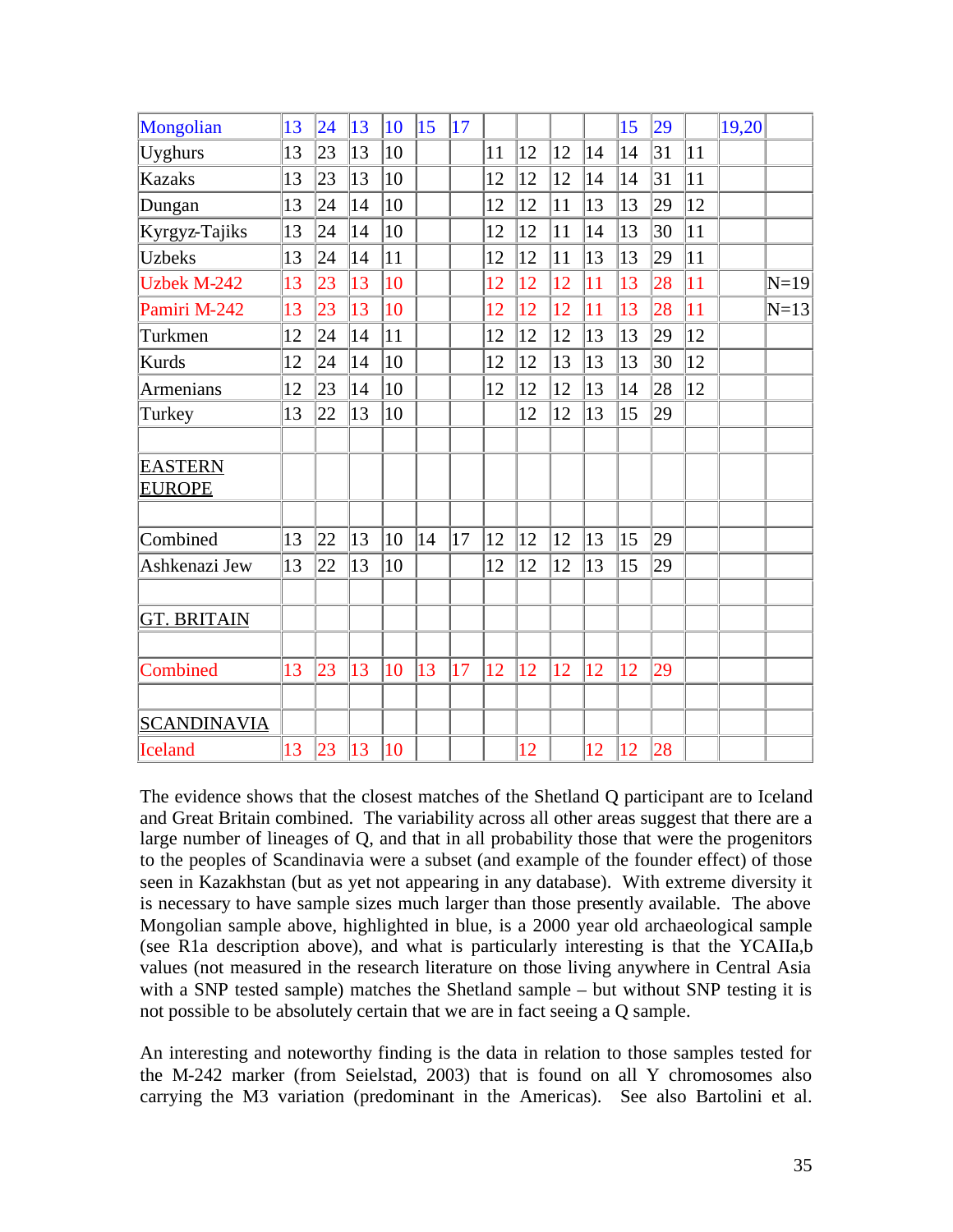| | | | | | | | | | | | | | | | |
|---|---|---|---|---|---|---|---|---|---|---|---|---|---|---|---|
| Mongolian | 13 | 24 | 13 | 10 | 15 | 17 | | | | | 15 | 29 | | 19,20 | |
| Uyghurs | 13 | 23 | 13 | 10 | | | 11 | 12 | 12 | 14 | 14 | 31 | 11 | | |
| Kazaks | 13 | 23 | 13 | 10 | | | 12 | 12 | 12 | 14 | 14 | 31 | 11 | | |
| Dungan | 13 | 24 | 14 | 10 | | | 12 | 12 | 11 | 13 | 13 | 29 | 12 | | |
| Kyrgyz-Tajiks | 13 | 24 | 14 | 10 | | | 12 | 12 | 11 | 14 | 13 | 30 | 11 | | |
| Uzbeks | 13 | 24 | 14 | 11 | | | 12 | 12 | 11 | 13 | 13 | 29 | 11 | | |
| Uzbek M-242 | 13 | 23 | 13 | 10 | | | 12 | 12 | 12 | 11 | 13 | 28 | 11 | | N=19 |
| Pamiri M-242 | 13 | 23 | 13 | 10 | | | 12 | 12 | 12 | 11 | 13 | 28 | 11 | | N=13 |
| Turkmen | 12 | 24 | 14 | 11 | | | 12 | 12 | 12 | 13 | 13 | 29 | 12 | | |
| Kurds | 12 | 24 | 14 | 10 | | | 12 | 12 | 13 | 13 | 13 | 30 | 12 | | |
| Armenians | 12 | 23 | 14 | 10 | | | 12 | 12 | 12 | 13 | 14 | 28 | 12 | | |
| Turkey | 13 | 22 | 13 | 10 | | | | 12 | 12 | 13 | 15 | 29 | | | |
| | | | | | | | | | | | | | | | |
| EASTERN EUROPE | | | | | | | | | | | | | | | |
| | | | | | | | | | | | | | | | |
| Combined | 13 | 22 | 13 | 10 | 14 | 17 | 12 | 12 | 12 | 13 | 15 | 29 | | | |
| Ashkenazi Jew | 13 | 22 | 13 | 10 | | | 12 | 12 | 12 | 13 | 15 | 29 | | | |
| | | | | | | | | | | | | | | | |
| GT. BRITAIN | | | | | | | | | | | | | | | |
| | | | | | | | | | | | | | | | |
| Combined | 13 | 23 | 13 | 10 | 13 | 17 | 12 | 12 | 12 | 12 | 12 | 29 | | | |
| | | | | | | | | | | | | | | | |
| SCANDINAVIA | | | | | | | | | | | | | | | |
| Iceland | 13 | 23 | 13 | 10 | | | | 12 | | 12 | 12 | 28 | | | |

The evidence shows that the closest matches of the Shetland Q participant are to Iceland and Great Britain combined. The variability across all other areas suggest that there are a large number of lineages of Q, and that in all probability those that were the progenitors to the peoples of Scandinavia were a subset (and example of the founder effect) of those seen in Kazakhstan (but as yet not appearing in any database). With extreme diversity it is necessary to have sample sizes much larger than those presently available. The above Mongolian sample above, highlighted in blue, is a 2000 year old archaeological sample (see R1a description above), and what is particularly interesting is that the YCAIIa,b values (not measured in the research literature on those living anywhere in Central Asia with a SNP tested sample) matches the Shetland sample – but without SNP testing it is not possible to be absolutely certain that we are in fact seeing a Q sample.

An interesting and noteworthy finding is the data in relation to those samples tested for the M-242 marker (from Seielstad, 2003) that is found on all Y chromosomes also carrying the M3 variation (predominant in the Americas). See also Bartolini et al.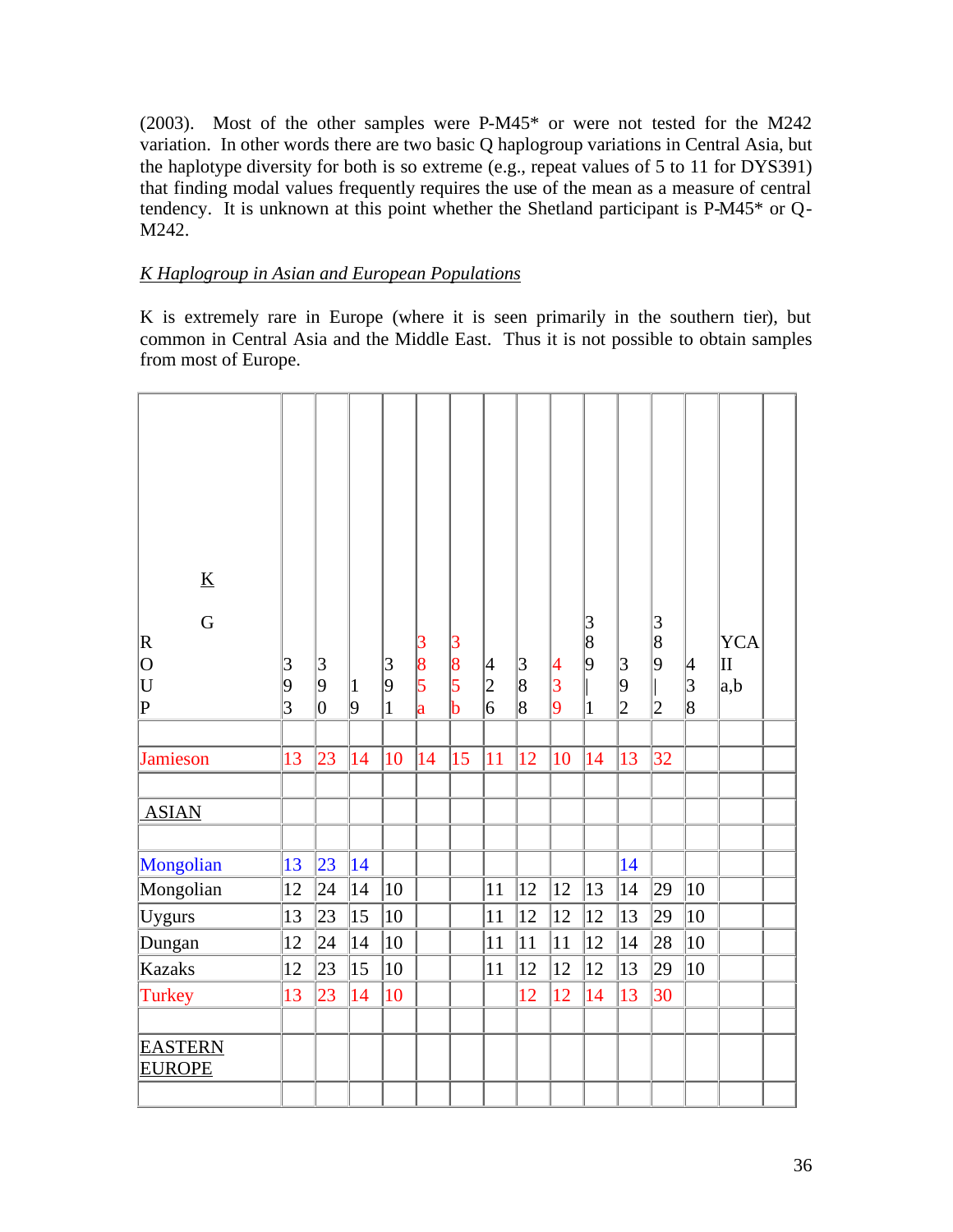(2003). Most of the other samples were P-M45* or were not tested for the M242 variation. In other words there are two basic Q haplogroup variations in Central Asia, but the haplotype diversity for both is so extreme (e.g., repeat values of 5 to 11 for DYS391) that finding modal values frequently requires the use of the mean as a measure of central tendency. It is unknown at this point whether the Shetland participant is P-M45* or Q-M242.

*K Haplogroup in Asian and European Populations*

K is extremely rare in Europe (where it is seen primarily in the southern tier), but common in Central Asia and the Middle East. Thus it is not possible to obtain samples from most of Europe.

| K GROUP | 393 | 390 | 19 | 391 | 385a | 385b | 426 | 388 | 439 | 389-1 | 392 | 389-2 | 438 | YCA II a,b | |
|---|---|---|---|---|---|---|---|---|---|---|---|---|---|---|---|
| | | | | | | | | | | | | | | | |
| Jamieson | 13 | 23 | 14 | 10 | 14 | 15 | 11 | 12 | 10 | 14 | 13 | 32 | | | |
| | | | | | | | | | | | | | | | |
| ASIAN | | | | | | | | | | | | | | | |
| | | | | | | | | | | | | | | | |
| Mongolian | 13 | 23 | 14 | | | | | | | | 14 | | | | |
| Mongolian | 12 | 24 | 14 | 10 | | | 11 | 12 | 12 | 13 | 14 | 29 | 10 | | |
| Uygurs | 13 | 23 | 15 | 10 | | | 11 | 12 | 12 | 12 | 13 | 29 | 10 | | |
| Dungan | 12 | 24 | 14 | 10 | | | 11 | 11 | 11 | 12 | 14 | 28 | 10 | | |
| Kazaks | 12 | 23 | 15 | 10 | | | 11 | 12 | 12 | 12 | 13 | 29 | 10 | | |
| Turkey | 13 | 23 | 14 | 10 | | | | 12 | 12 | 14 | 13 | 30 | | | |
| | | | | | | | | | | | | | | | |
| EASTERN EUROPE | | | | | | | | | | | | | | | |
| | | | | | | | | | | | | | | | |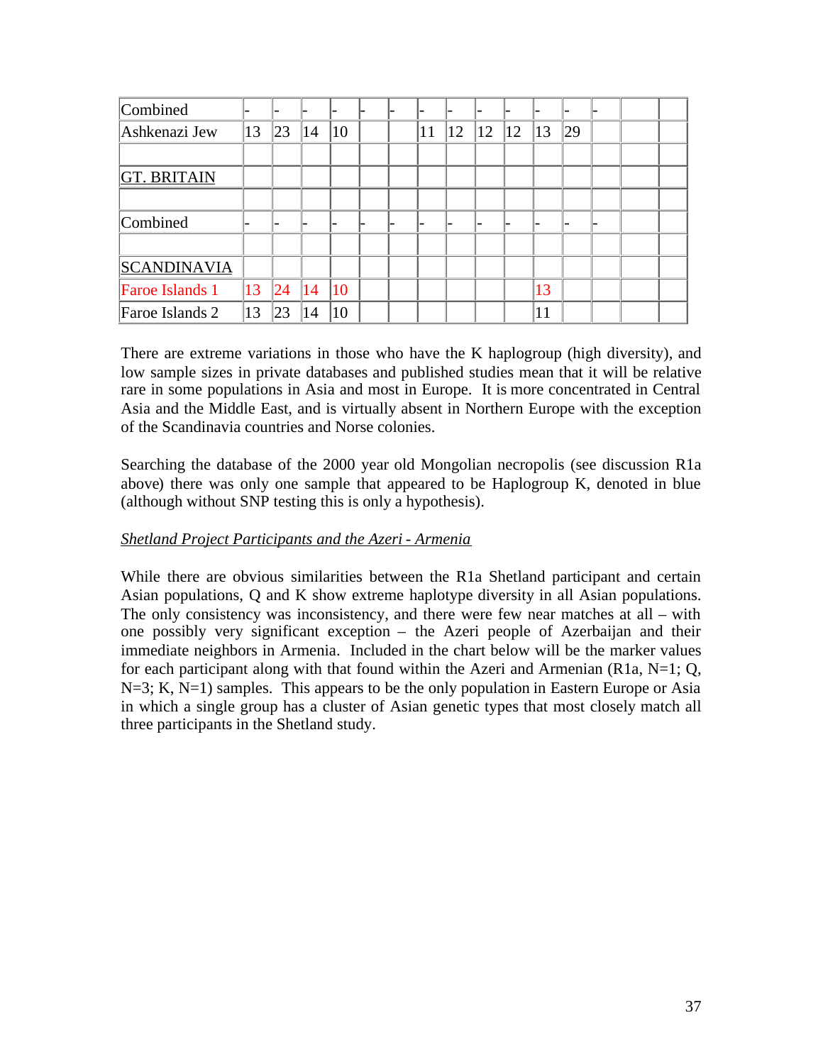| Combined | - | - | - | - | - | - | - | - | - | - | - | - | - | | |
|---|---|---|---|---|---|---|---|---|---|---|---|---|---|---|---|
| Ashkenazi Jew | 13 | 23 | 14 | 10 | | | 11 | 12 | 12 | 12 | 13 | 29 | | | |
| | | | | | | | | | | | | | | | |
| GT. BRITAIN | | | | | | | | | | | | | | | |
| | | | | | | | | | | | | | | | |
| Combined | - | - | - | - | - | - | - | - | - | - | - | - | - | | |
| | | | | | | | | | | | | | | | |
| SCANDINAVIA | | | | | | | | | | | | | | | |
| Faroe Islands 1 | 13 | 24 | 14 | 10 | | | | | | | 13 | | | | |
| Faroe Islands 2 | 13 | 23 | 14 | 10 | | | | | | | 11 | | | | |

There are extreme variations in those who have the K haplogroup (high diversity), and low sample sizes in private databases and published studies mean that it will be relative rare in some populations in Asia and most in Europe. It is more concentrated in Central Asia and the Middle East, and is virtually absent in Northern Europe with the exception of the Scandinavia countries and Norse colonies.

Searching the database of the 2000 year old Mongolian necropolis (see discussion R1a above) there was only one sample that appeared to be Haplogroup K, denoted in blue (although without SNP testing this is only a hypothesis).

*Shetland Project Participants and the Azeri - Armenia*

While there are obvious similarities between the R1a Shetland participant and certain Asian populations, Q and K show extreme haplotype diversity in all Asian populations. The only consistency was inconsistency, and there were few near matches at all – with one possibly very significant exception – the Azeri people of Azerbaijan and their immediate neighbors in Armenia. Included in the chart below will be the marker values for each participant along with that found within the Azeri and Armenian (R1a, N=1; Q, N=3; K, N=1) samples. This appears to be the only population in Eastern Europe or Asia in which a single group has a cluster of Asian genetic types that most closely match all three participants in the Shetland study.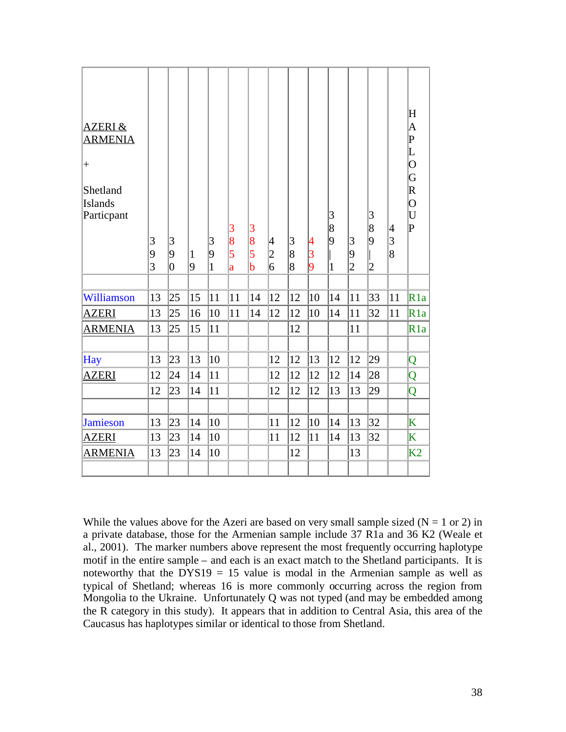| AZERI & ARMENIA<br><br>+<br><br>Shetland Islands Particpant | 393 | 390 | 19 | 391 | 385a | 385b | 426 | 388 | 439 | 389-1 | 392 | 389-2 | 438 | HAPLOGROUP |
|---|---|---|---|---|---|---|---|---|---|---|---|---|---|---|
| | | | | | | | | | | | | | | |
| Williamson | 13 | 25 | 15 | 11 | 11 | 14 | 12 | 12 | 10 | 14 | 11 | 33 | 11 | R1a |
| AZERI | 13 | 25 | 16 | 10 | 11 | 14 | 12 | 12 | 10 | 14 | 11 | 32 | 11 | R1a |
| ARMENIA | 13 | 25 | 15 | 11 | | | | 12 | | | 11 | | | R1a |
| | | | | | | | | | | | | | | |
| Hay | 13 | 23 | 13 | 10 | | | 12 | 12 | 13 | 12 | 12 | 29 | | Q |
| AZERI | 12 | 24 | 14 | 11 | | | 12 | 12 | 12 | 12 | 14 | 28 | | Q |
| | 12 | 23 | 14 | 11 | | | 12 | 12 | 12 | 13 | 13 | 29 | | Q |
| | | | | | | | | | | | | | | |
| Jamieson | 13 | 23 | 14 | 10 | | | 11 | 12 | 10 | 14 | 13 | 32 | | K |
| AZERI | 13 | 23 | 14 | 10 | | | 11 | 12 | 11 | 14 | 13 | 32 | | K |
| ARMENIA | 13 | 23 | 14 | 10 | | | | 12 | | | 13 | | | K2 |
| | | | | | | | | | | | | | | |

While the values above for the Azeri are based on very small sample sized (N = 1 or 2) in a private database, those for the Armenian sample include 37 R1a and 36 K2 (Weale et al., 2001). The marker numbers above represent the most frequently occurring haplotype motif in the entire sample – and each is an exact match to the Shetland participants. It is noteworthy that the DYS19 = 15 value is modal in the Armenian sample as well as typical of Shetland; whereas 16 is more commonly occurring across the region from Mongolia to the Ukraine. Unfortunately Q was not typed (and may be embedded among the R category in this study). It appears that in addition to Central Asia, this area of the Caucasus has haplotypes similar or identical to those from Shetland.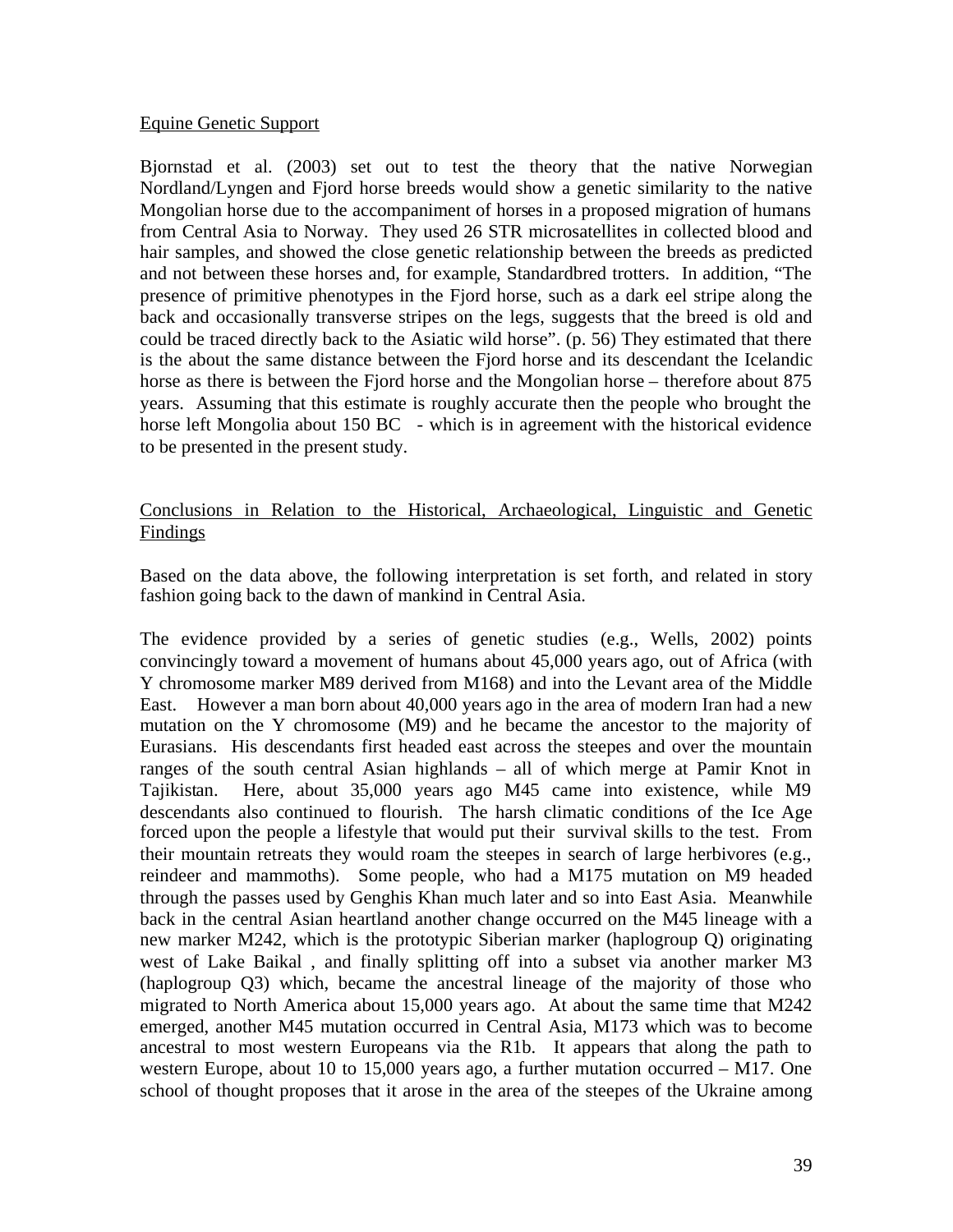Equine Genetic Support

Bjornstad et al. (2003) set out to test the theory that the native Norwegian Nordland/Lyngen and Fjord horse breeds would show a genetic similarity to the native Mongolian horse due to the accompaniment of horses in a proposed migration of humans from Central Asia to Norway. They used 26 STR microsatellites in collected blood and hair samples, and showed the close genetic relationship between the breeds as predicted and not between these horses and, for example, Standardbred trotters. In addition, "The presence of primitive phenotypes in the Fjord horse, such as a dark eel stripe along the back and occasionally transverse stripes on the legs, suggests that the breed is old and could be traced directly back to the Asiatic wild horse". (p. 56) They estimated that there is the about the same distance between the Fjord horse and its descendant the Icelandic horse as there is between the Fjord horse and the Mongolian horse – therefore about 875 years. Assuming that this estimate is roughly accurate then the people who brought the horse left Mongolia about 150 BC - which is in agreement with the historical evidence to be presented in the present study.

Conclusions in Relation to the Historical, Archaeological, Linguistic and Genetic Findings

Based on the data above, the following interpretation is set forth, and related in story fashion going back to the dawn of mankind in Central Asia.

The evidence provided by a series of genetic studies (e.g., Wells, 2002) points convincingly toward a movement of humans about 45,000 years ago, out of Africa (with Y chromosome marker M89 derived from M168) and into the Levant area of the Middle East. However a man born about 40,000 years ago in the area of modern Iran had a new mutation on the Y chromosome (M9) and he became the ancestor to the majority of Eurasians. His descendants first headed east across the steepes and over the mountain ranges of the south central Asian highlands – all of which merge at Pamir Knot in Tajikistan. Here, about 35,000 years ago M45 came into existence, while M9 descendants also continued to flourish. The harsh climatic conditions of the Ice Age forced upon the people a lifestyle that would put their survival skills to the test. From their mountain retreats they would roam the steepes in search of large herbivores (e.g., reindeer and mammoths). Some people, who had a M175 mutation on M9 headed through the passes used by Genghis Khan much later and so into East Asia. Meanwhile back in the central Asian heartland another change occurred on the M45 lineage with a new marker M242, which is the prototypic Siberian marker (haplogroup Q) originating west of Lake Baikal , and finally splitting off into a subset via another marker M3 (haplogroup Q3) which, became the ancestral lineage of the majority of those who migrated to North America about 15,000 years ago. At about the same time that M242 emerged, another M45 mutation occurred in Central Asia, M173 which was to become ancestral to most western Europeans via the R1b. It appears that along the path to western Europe, about 10 to 15,000 years ago, a further mutation occurred – M17. One school of thought proposes that it arose in the area of the steepes of the Ukraine among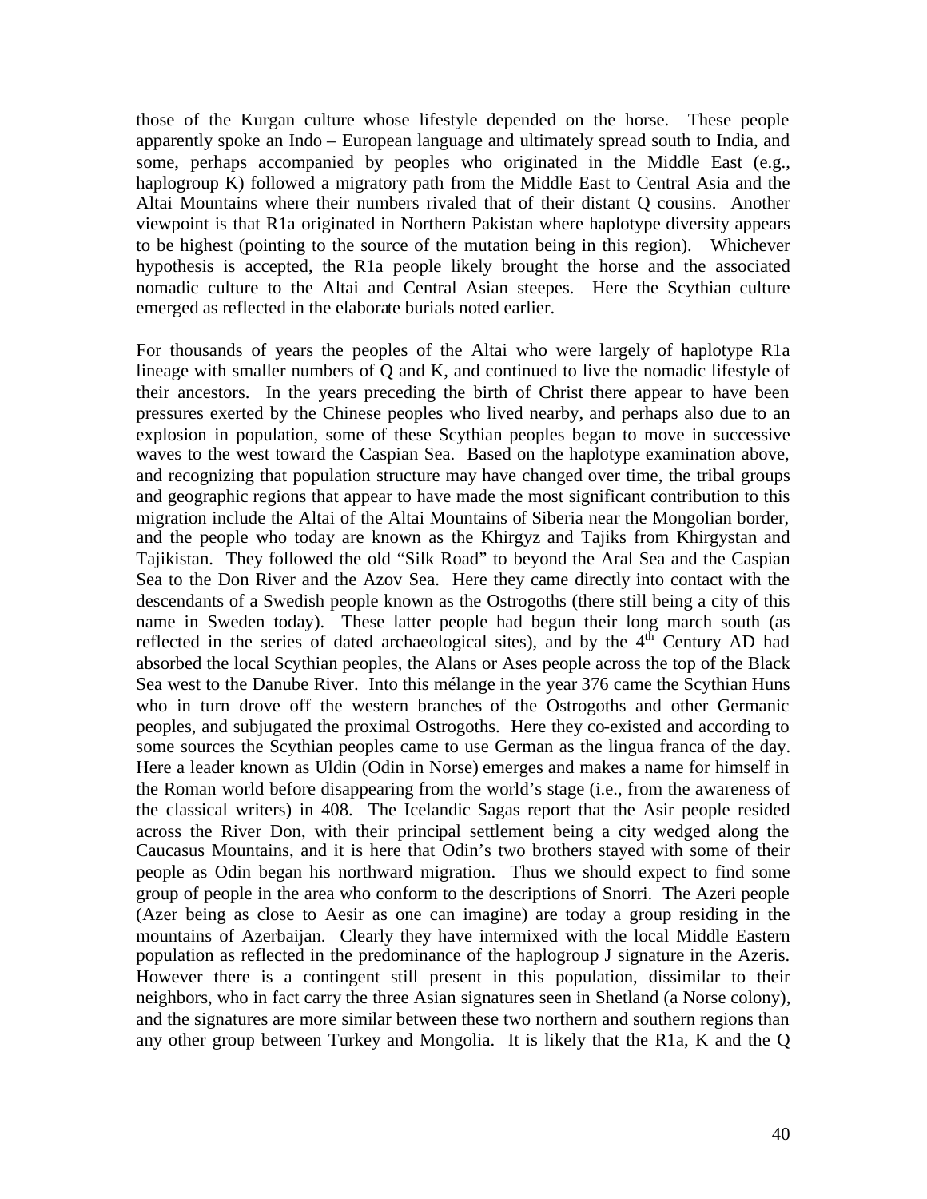those of the Kurgan culture whose lifestyle depended on the horse. These people apparently spoke an Indo – European language and ultimately spread south to India, and some, perhaps accompanied by peoples who originated in the Middle East (e.g., haplogroup K) followed a migratory path from the Middle East to Central Asia and the Altai Mountains where their numbers rivaled that of their distant Q cousins. Another viewpoint is that R1a originated in Northern Pakistan where haplotype diversity appears to be highest (pointing to the source of the mutation being in this region). Whichever hypothesis is accepted, the R1a people likely brought the horse and the associated nomadic culture to the Altai and Central Asian steepes. Here the Scythian culture emerged as reflected in the elaborate burials noted earlier.

For thousands of years the peoples of the Altai who were largely of haplotype R1a lineage with smaller numbers of Q and K, and continued to live the nomadic lifestyle of their ancestors. In the years preceding the birth of Christ there appear to have been pressures exerted by the Chinese peoples who lived nearby, and perhaps also due to an explosion in population, some of these Scythian peoples began to move in successive waves to the west toward the Caspian Sea. Based on the haplotype examination above, and recognizing that population structure may have changed over time, the tribal groups and geographic regions that appear to have made the most significant contribution to this migration include the Altai of the Altai Mountains of Siberia near the Mongolian border, and the people who today are known as the Khirgyz and Tajiks from Khirgystan and Tajikistan. They followed the old "Silk Road" to beyond the Aral Sea and the Caspian Sea to the Don River and the Azov Sea. Here they came directly into contact with the descendants of a Swedish people known as the Ostrogoths (there still being a city of this name in Sweden today). These latter people had begun their long march south (as reflected in the series of dated archaeological sites), and by the 4th Century AD had absorbed the local Scythian peoples, the Alans or Ases people across the top of the Black Sea west to the Danube River. Into this mélange in the year 376 came the Scythian Huns who in turn drove off the western branches of the Ostrogoths and other Germanic peoples, and subjugated the proximal Ostrogoths. Here they co-existed and according to some sources the Scythian peoples came to use German as the lingua franca of the day. Here a leader known as Uldin (Odin in Norse) emerges and makes a name for himself in the Roman world before disappearing from the world's stage (i.e., from the awareness of the classical writers) in 408. The Icelandic Sagas report that the Asir people resided across the River Don, with their principal settlement being a city wedged along the Caucasus Mountains, and it is here that Odin's two brothers stayed with some of their people as Odin began his northward migration. Thus we should expect to find some group of people in the area who conform to the descriptions of Snorri. The Azeri people (Azer being as close to Aesir as one can imagine) are today a group residing in the mountains of Azerbaijan. Clearly they have intermixed with the local Middle Eastern population as reflected in the predominance of the haplogroup J signature in the Azeris. However there is a contingent still present in this population, dissimilar to their neighbors, who in fact carry the three Asian signatures seen in Shetland (a Norse colony), and the signatures are more similar between these two northern and southern regions than any other group between Turkey and Mongolia. It is likely that the R1a, K and the Q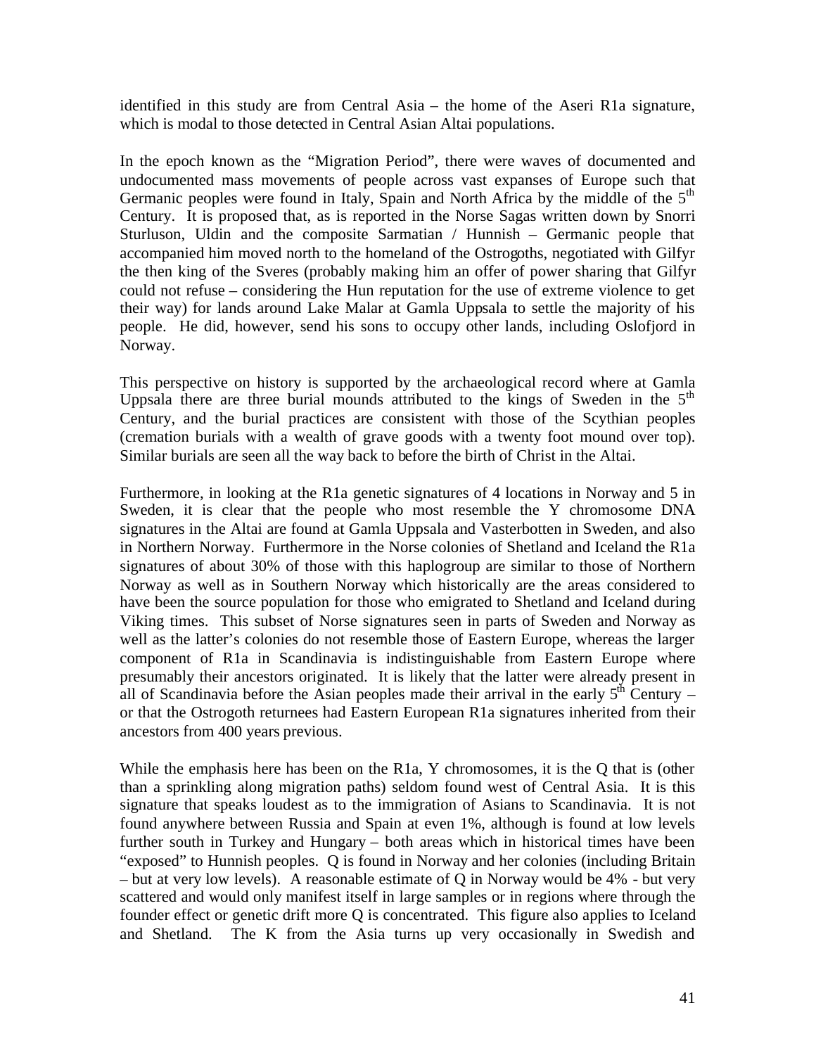identified in this study are from Central Asia – the home of the Aseri R1a signature, which is modal to those detected in Central Asian Altai populations.

In the epoch known as the "Migration Period", there were waves of documented and undocumented mass movements of people across vast expanses of Europe such that Germanic peoples were found in Italy, Spain and North Africa by the middle of the 5th Century. It is proposed that, as is reported in the Norse Sagas written down by Snorri Sturluson, Uldin and the composite Sarmatian / Hunnish – Germanic people that accompanied him moved north to the homeland of the Ostrogoths, negotiated with Gilfyr the then king of the Sveres (probably making him an offer of power sharing that Gilfyr could not refuse – considering the Hun reputation for the use of extreme violence to get their way) for lands around Lake Malar at Gamla Uppsala to settle the majority of his people. He did, however, send his sons to occupy other lands, including Oslofjord in Norway.

This perspective on history is supported by the archaeological record where at Gamla Uppsala there are three burial mounds attributed to the kings of Sweden in the 5th Century, and the burial practices are consistent with those of the Scythian peoples (cremation burials with a wealth of grave goods with a twenty foot mound over top). Similar burials are seen all the way back to before the birth of Christ in the Altai.

Furthermore, in looking at the R1a genetic signatures of 4 locations in Norway and 5 in Sweden, it is clear that the people who most resemble the Y chromosome DNA signatures in the Altai are found at Gamla Uppsala and Vasterbotten in Sweden, and also in Northern Norway. Furthermore in the Norse colonies of Shetland and Iceland the R1a signatures of about 30% of those with this haplogroup are similar to those of Northern Norway as well as in Southern Norway which historically are the areas considered to have been the source population for those who emigrated to Shetland and Iceland during Viking times. This subset of Norse signatures seen in parts of Sweden and Norway as well as the latter's colonies do not resemble those of Eastern Europe, whereas the larger component of R1a in Scandinavia is indistinguishable from Eastern Europe where presumably their ancestors originated. It is likely that the latter were already present in all of Scandinavia before the Asian peoples made their arrival in the early 5th Century – or that the Ostrogoth returnees had Eastern European R1a signatures inherited from their ancestors from 400 years previous.

While the emphasis here has been on the R1a, Y chromosomes, it is the Q that is (other than a sprinkling along migration paths) seldom found west of Central Asia. It is this signature that speaks loudest as to the immigration of Asians to Scandinavia. It is not found anywhere between Russia and Spain at even 1%, although is found at low levels further south in Turkey and Hungary – both areas which in historical times have been "exposed" to Hunnish peoples. Q is found in Norway and her colonies (including Britain – but at very low levels). A reasonable estimate of Q in Norway would be 4% - but very scattered and would only manifest itself in large samples or in regions where through the founder effect or genetic drift more Q is concentrated. This figure also applies to Iceland and Shetland. The K from the Asia turns up very occasionally in Swedish and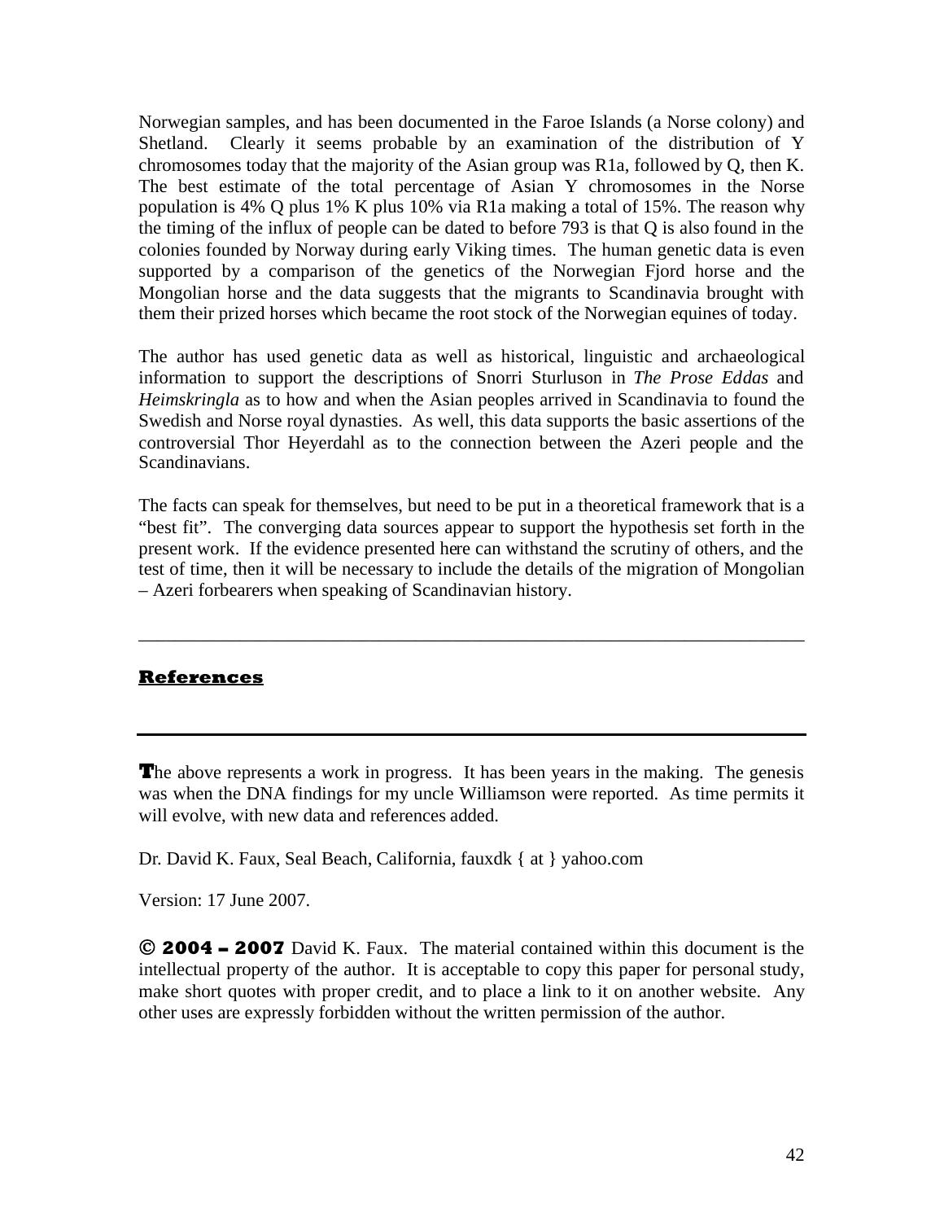Norwegian samples, and has been documented in the Faroe Islands (a Norse colony) and Shetland. Clearly it seems probable by an examination of the distribution of Y chromosomes today that the majority of the Asian group was R1a, followed by Q, then K. The best estimate of the total percentage of Asian Y chromosomes in the Norse population is 4% Q plus 1% K plus 10% via R1a making a total of 15%. The reason why the timing of the influx of people can be dated to before 793 is that Q is also found in the colonies founded by Norway during early Viking times. The human genetic data is even supported by a comparison of the genetics of the Norwegian Fjord horse and the Mongolian horse and the data suggests that the migrants to Scandinavia brought with them their prized horses which became the root stock of the Norwegian equines of today.

The author has used genetic data as well as historical, linguistic and archaeological information to support the descriptions of Snorri Sturluson in *The Prose Eddas* and *Heimskringla* as to how and when the Asian peoples arrived in Scandinavia to found the Swedish and Norse royal dynasties. As well, this data supports the basic assertions of the controversial Thor Heyerdahl as to the connection between the Azeri people and the Scandinavians.

The facts can speak for themselves, but need to be put in a theoretical framework that is a "best fit". The converging data sources appear to support the hypothesis set forth in the present work. If the evidence presented here can withstand the scrutiny of others, and the test of time, then it will be necessary to include the details of the migration of Mongolian – Azeri forbearers when speaking of Scandinavian history.

---

## References

---

**T**he above represents a work in progress. It has been years in the making. The genesis was when the DNA findings for my uncle Williamson were reported. As time permits it will evolve, with new data and references added.

Dr. David K. Faux, Seal Beach, California, fauxdk { at } yahoo.com

Version: 17 June 2007.

**© 2004 – 2007** David K. Faux. The material contained within this document is the intellectual property of the author. It is acceptable to copy this paper for personal study, make short quotes with proper credit, and to place a link to it on another website. Any other uses are expressly forbidden without the written permission of the author.